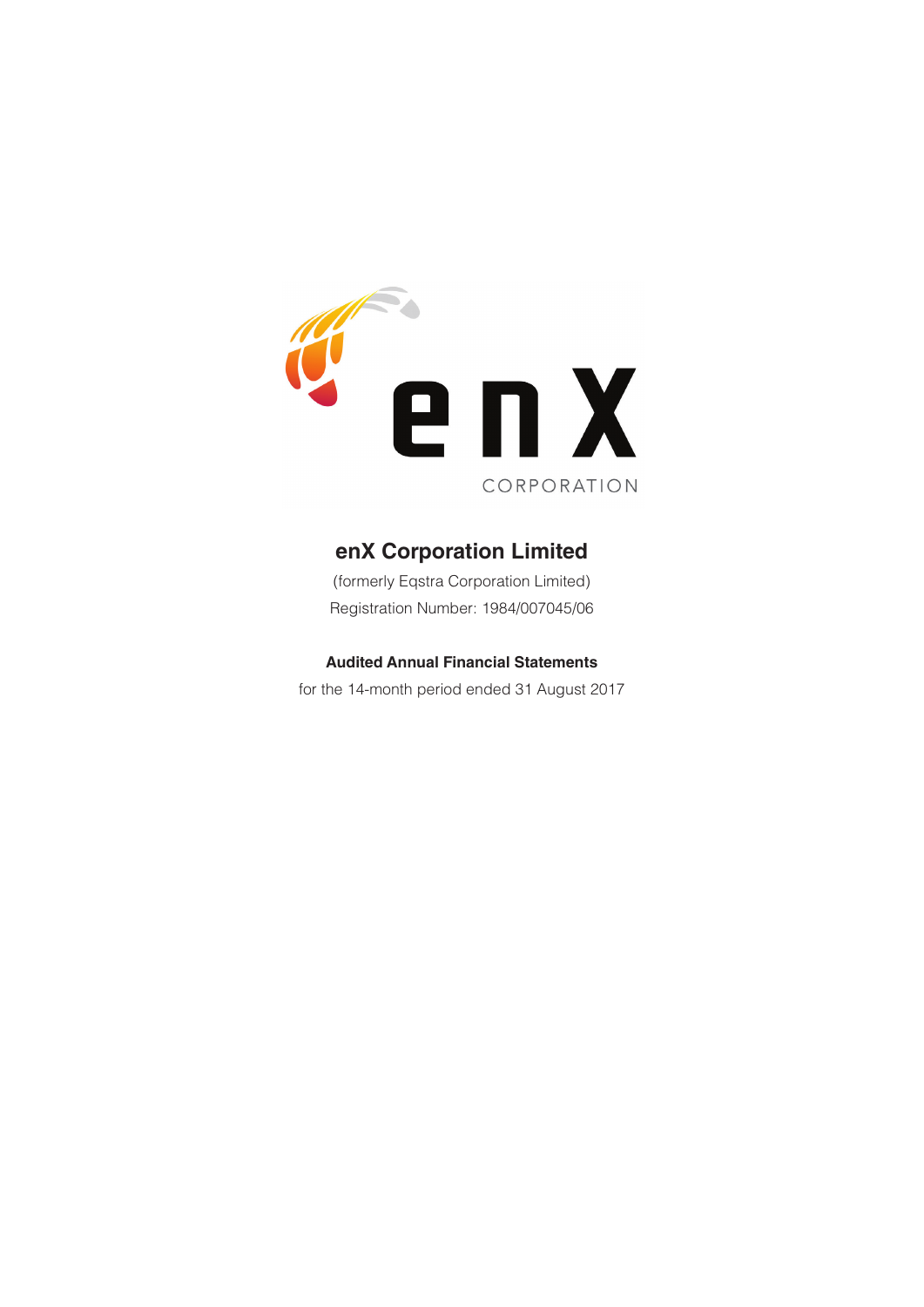# enX Corporation Limited

(formerly Eqstra Corporation Limited)

Registration Number: 1984/007045/06

**Audited Annual Financial Statements**

for the 14-month period ended 31 August 2017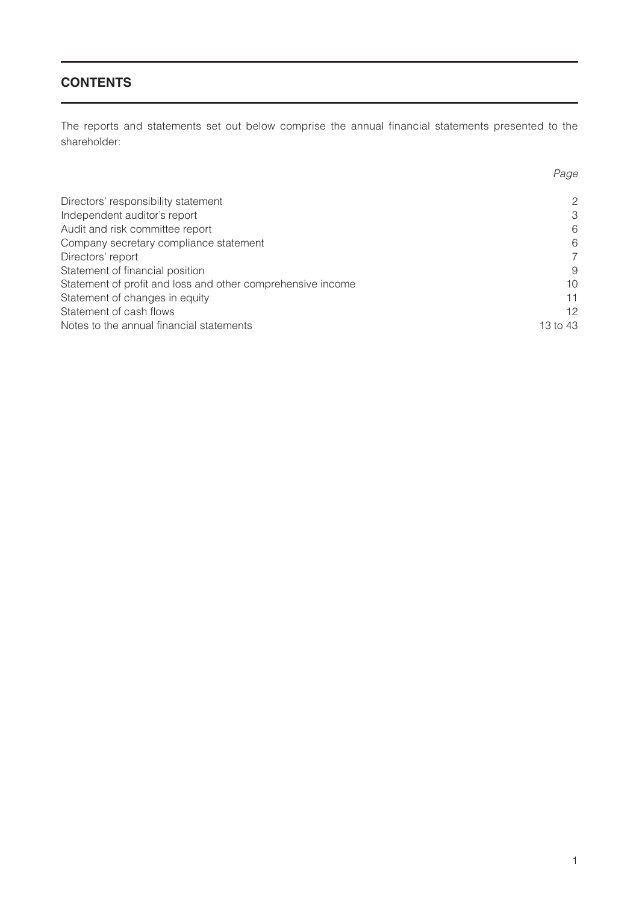## CONTENTS

The reports and statements set out below comprise the annual financial statements presented to the shareholder:

| | *Page* |
|---|---|
| Directors' responsibility statement | 2 |
| Independent auditor's report | 3 |
| Audit and risk committee report | 6 |
| Company secretary compliance statement | 6 |
| Directors' report | 7 |
| Statement of financial position | 9 |
| Statement of profit and loss and other comprehensive income | 10 |
| Statement of changes in equity | 11 |
| Statement of cash flows | 12 |
| Notes to the annual financial statements | 13 to 43 |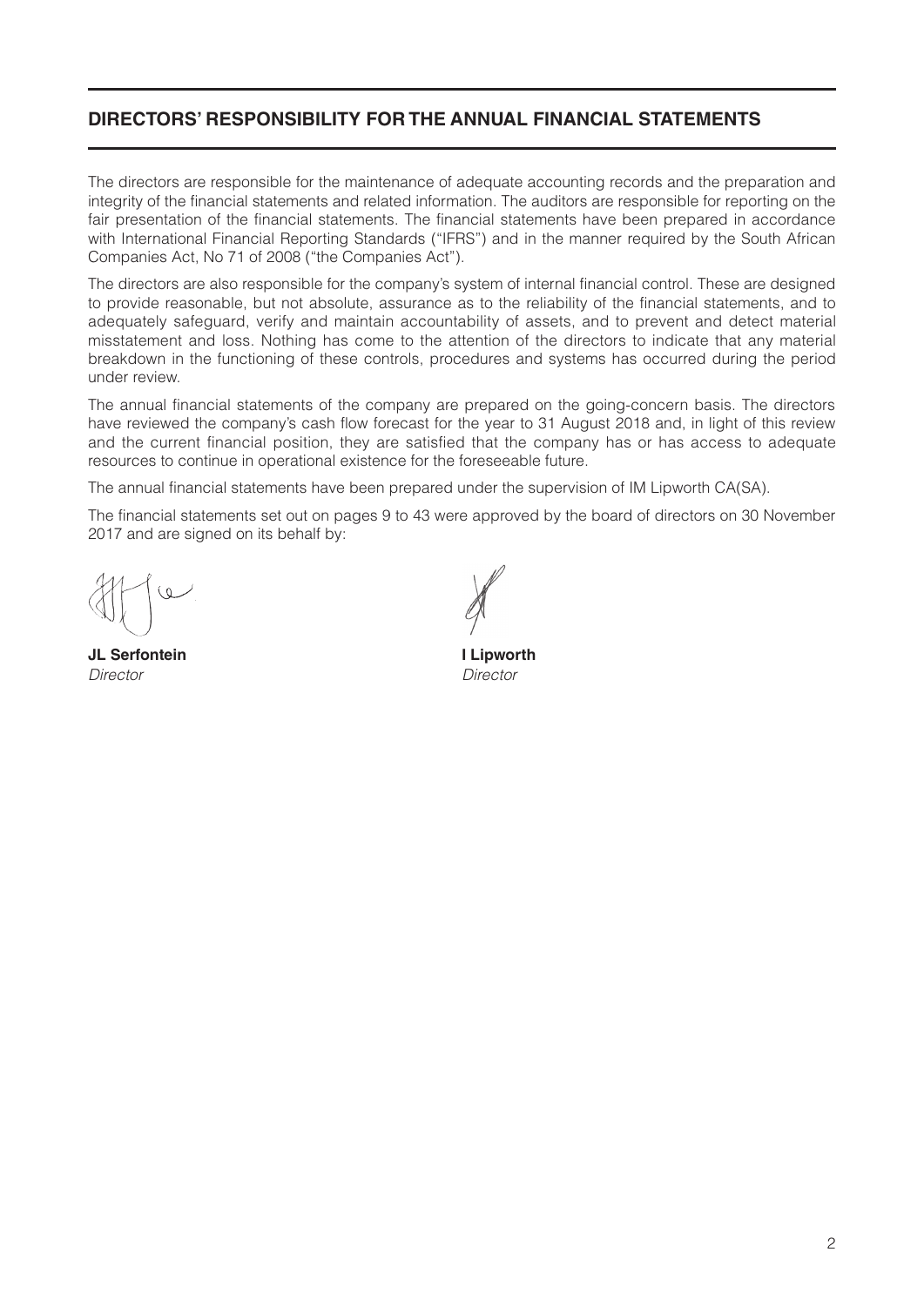## DIRECTORS' RESPONSIBILITY FOR THE ANNUAL FINANCIAL STATEMENTS

The directors are responsible for the maintenance of adequate accounting records and the preparation and integrity of the financial statements and related information. The auditors are responsible for reporting on the fair presentation of the financial statements. The financial statements have been prepared in accordance with International Financial Reporting Standards ("IFRS") and in the manner required by the South African Companies Act, No 71 of 2008 ("the Companies Act").

The directors are also responsible for the company's system of internal financial control. These are designed to provide reasonable, but not absolute, assurance as to the reliability of the financial statements, and to adequately safeguard, verify and maintain accountability of assets, and to prevent and detect material misstatement and loss. Nothing has come to the attention of the directors to indicate that any material breakdown in the functioning of these controls, procedures and systems has occurred during the period under review.

The annual financial statements of the company are prepared on the going-concern basis. The directors have reviewed the company's cash flow forecast for the year to 31 August 2018 and, in light of this review and the current financial position, they are satisfied that the company has or has access to adequate resources to continue in operational existence for the foreseeable future.

The annual financial statements have been prepared under the supervision of IM Lipworth CA(SA).

The financial statements set out on pages 9 to 43 were approved by the board of directors on 30 November 2017 and are signed on its behalf by:

**JL Serfontein**
*Director*

**I Lipworth**
*Director*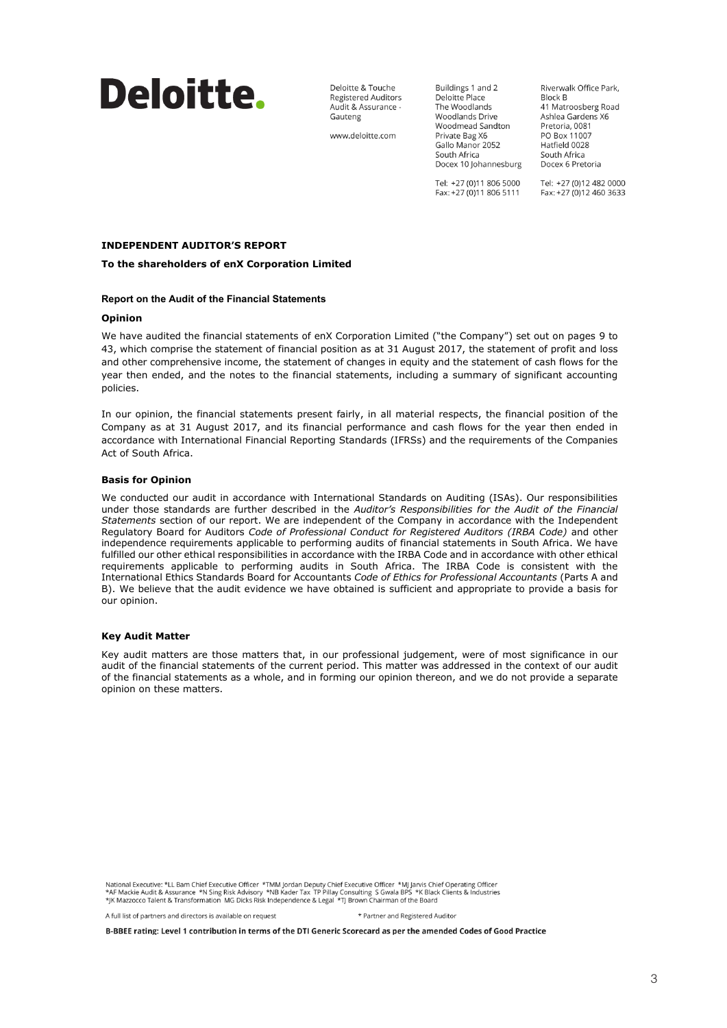**Deloitte.**

Deloitte & Touche
Registered Auditors
Audit & Assurance - Gauteng

www.deloitte.com

Buildings 1 and 2
Deloitte Place
The Woodlands
Woodlands Drive
Woodmead Sandton
Private Bag X6
Gallo Manor 2052
South Africa
Docex 10 Johannesburg

Tel: +27 (0)11 806 5000
Fax: +27 (0)11 806 5111

Riverwalk Office Park,
Block B
41 Matroosberg Road
Ashlea Gardens X6
Pretoria, 0081
PO Box 11007
Hatfield 0028
South Africa
Docex 6 Pretoria

Tel: +27 (0)12 482 0000
Fax: +27 (0)12 460 3633

# INDEPENDENT AUDITOR'S REPORT

**To the shareholders of enX Corporation Limited**

## Report on the Audit of the Financial Statements

### Opinion

We have audited the financial statements of enX Corporation Limited ("the Company") set out on pages 9 to 43, which comprise the statement of financial position as at 31 August 2017, the statement of profit and loss and other comprehensive income, the statement of changes in equity and the statement of cash flows for the year then ended, and the notes to the financial statements, including a summary of significant accounting policies.

In our opinion, the financial statements present fairly, in all material respects, the financial position of the Company as at 31 August 2017, and its financial performance and cash flows for the year then ended in accordance with International Financial Reporting Standards (IFRSs) and the requirements of the Companies Act of South Africa.

### Basis for Opinion

We conducted our audit in accordance with International Standards on Auditing (ISAs). Our responsibilities under those standards are further described in the *Auditor's Responsibilities for the Audit of the Financial Statements* section of our report. We are independent of the Company in accordance with the Independent Regulatory Board for Auditors *Code of Professional Conduct for Registered Auditors (IRBA Code)* and other independence requirements applicable to performing audits of financial statements in South Africa. We have fulfilled our other ethical responsibilities in accordance with the IRBA Code and in accordance with other ethical requirements applicable to performing audits in South Africa. The IRBA Code is consistent with the International Ethics Standards Board for Accountants *Code of Ethics for Professional Accountants* (Parts A and B). We believe that the audit evidence we have obtained is sufficient and appropriate to provide a basis for our opinion.

### Key Audit Matter

Key audit matters are those matters that, in our professional judgement, were of most significance in our audit of the financial statements of the current period. This matter was addressed in the context of our audit of the financial statements as a whole, and in forming our opinion thereon, and we do not provide a separate opinion on these matters.

National Executive: *LL Bam Chief Executive Officer *TMM Jordan Deputy Chief Executive Officer *MJ Jarvis Chief Operating Officer
*AF Mackie Audit & Assurance *N Sing Risk Advisory *NB Kader Tax TP Pillay Consulting S Gwala BPS *K Black Clients & Industries
*JK Mazzocco Talent & Transformation MG Dicks Risk Independence & Legal *TJ Brown Chairman of the Board

A full list of partners and directors is available on request

\* Partner and Registered Auditor

**B-BBEE rating: Level 1 contribution in terms of the DTI Generic Scorecard as per the amended Codes of Good Practice**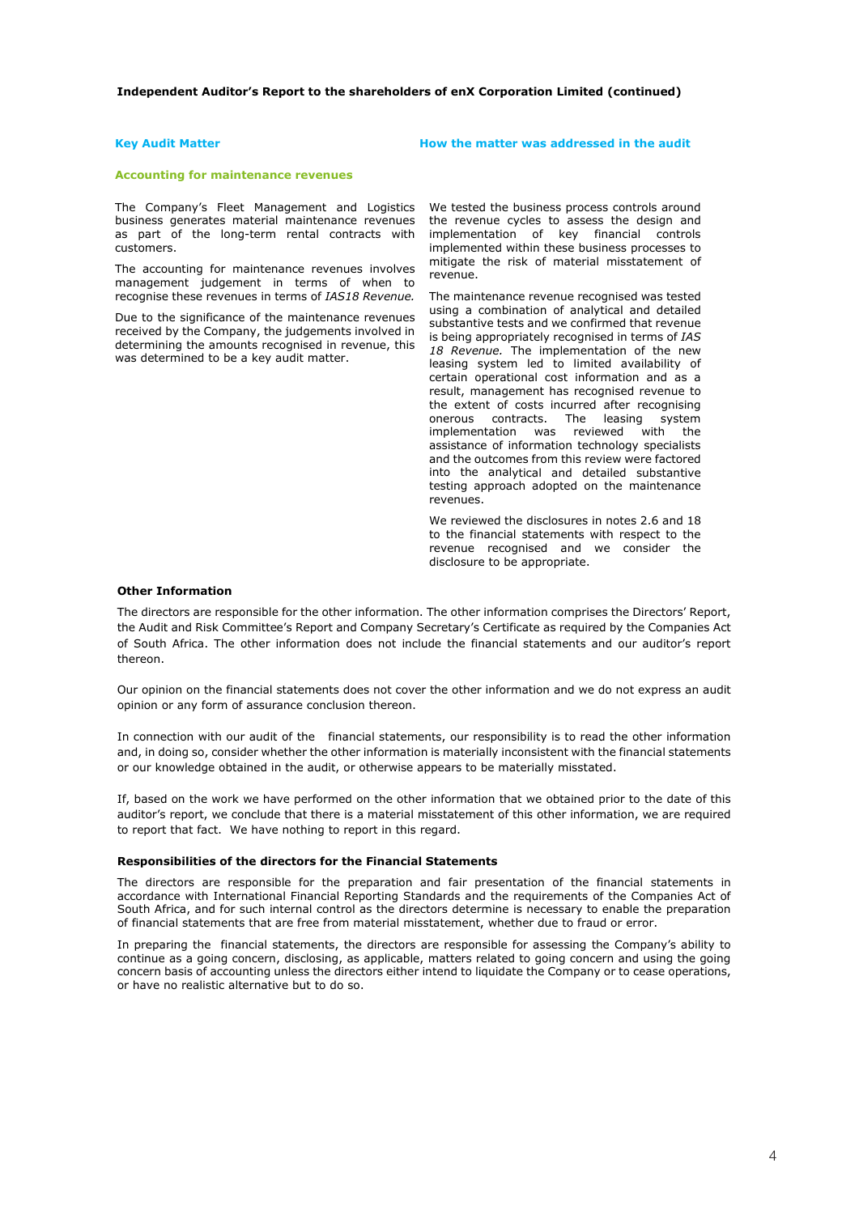**Independent Auditor's Report to the shareholders of enX Corporation Limited (continued)**

| Key Audit Matter | How the matter was addressed in the audit |
| --- | --- |
| **Accounting for maintenance revenues** | |
| The Company's Fleet Management and Logistics business generates material maintenance revenues as part of the long-term rental contracts with customers.<br><br>The accounting for maintenance revenues involves management judgement in terms of when to recognise these revenues in terms of *IAS18 Revenue.*<br><br>Due to the significance of the maintenance revenues received by the Company, the judgements involved in determining the amounts recognised in revenue, this was determined to be a key audit matter. | We tested the business process controls around the revenue cycles to assess the design and implementation of key financial controls implemented within these business processes to mitigate the risk of material misstatement of revenue.<br><br>The maintenance revenue recognised was tested using a combination of analytical and detailed substantive tests and we confirmed that revenue is being appropriately recognised in terms of *IAS 18 Revenue.* The implementation of the new leasing system led to limited availability of certain operational cost information and as a result, management has recognised revenue to the extent of costs incurred after recognising onerous contracts. The leasing system implementation was reviewed with the assistance of information technology specialists and the outcomes from this review were factored into the analytical and detailed substantive testing approach adopted on the maintenance revenues.<br><br>We reviewed the disclosures in notes 2.6 and 18 to the financial statements with respect to the revenue recognised and we consider the disclosure to be appropriate. |

**Other Information**

The directors are responsible for the other information. The other information comprises the Directors' Report, the Audit and Risk Committee's Report and Company Secretary's Certificate as required by the Companies Act of South Africa. The other information does not include the financial statements and our auditor's report thereon.

Our opinion on the financial statements does not cover the other information and we do not express an audit opinion or any form of assurance conclusion thereon.

In connection with our audit of the financial statements, our responsibility is to read the other information and, in doing so, consider whether the other information is materially inconsistent with the financial statements or our knowledge obtained in the audit, or otherwise appears to be materially misstated.

If, based on the work we have performed on the other information that we obtained prior to the date of this auditor's report, we conclude that there is a material misstatement of this other information, we are required to report that fact. We have nothing to report in this regard.

**Responsibilities of the directors for the Financial Statements**

The directors are responsible for the preparation and fair presentation of the financial statements in accordance with International Financial Reporting Standards and the requirements of the Companies Act of South Africa, and for such internal control as the directors determine is necessary to enable the preparation of financial statements that are free from material misstatement, whether due to fraud or error.

In preparing the financial statements, the directors are responsible for assessing the Company's ability to continue as a going concern, disclosing, as applicable, matters related to going concern and using the going concern basis of accounting unless the directors either intend to liquidate the Company or to cease operations, or have no realistic alternative but to do so.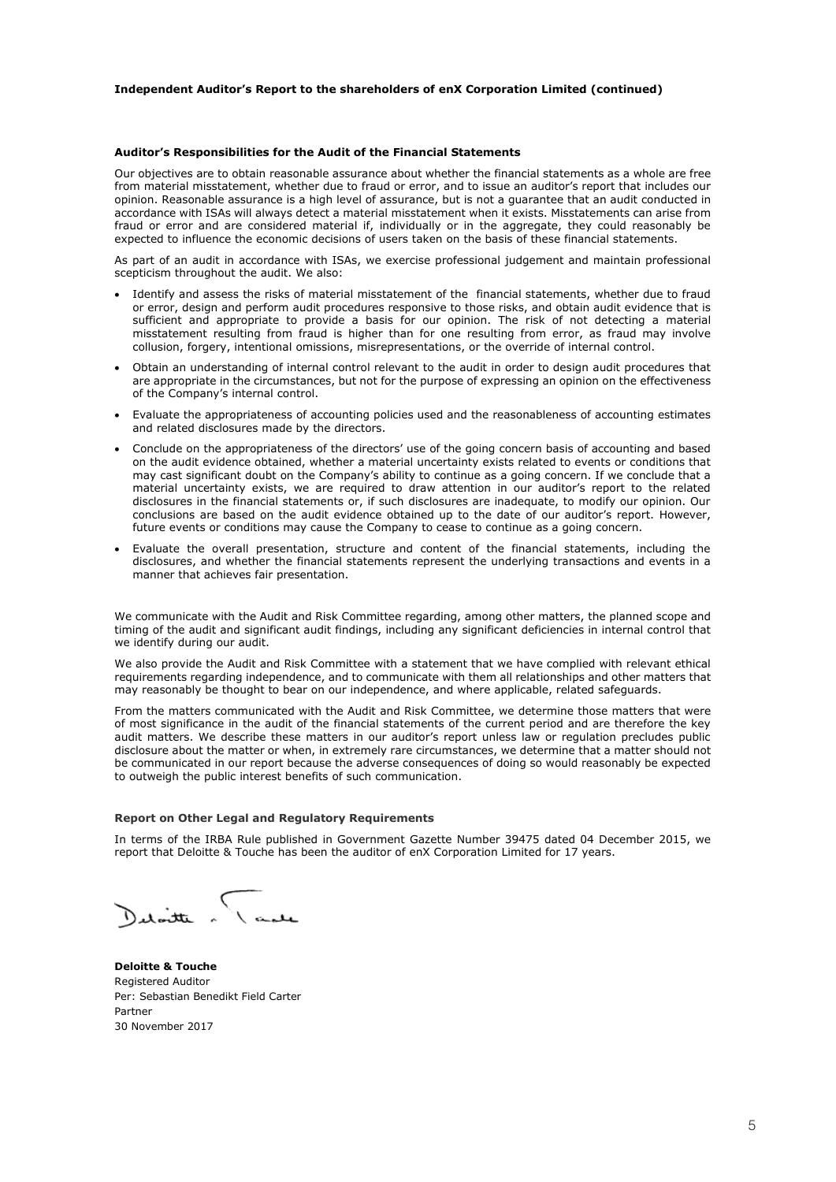**Independent Auditor's Report to the shareholders of enX Corporation Limited (continued)**

**Auditor's Responsibilities for the Audit of the Financial Statements**

Our objectives are to obtain reasonable assurance about whether the financial statements as a whole are free from material misstatement, whether due to fraud or error, and to issue an auditor's report that includes our opinion. Reasonable assurance is a high level of assurance, but is not a guarantee that an audit conducted in accordance with ISAs will always detect a material misstatement when it exists. Misstatements can arise from fraud or error and are considered material if, individually or in the aggregate, they could reasonably be expected to influence the economic decisions of users taken on the basis of these financial statements.

As part of an audit in accordance with ISAs, we exercise professional judgement and maintain professional scepticism throughout the audit. We also:

- Identify and assess the risks of material misstatement of the financial statements, whether due to fraud or error, design and perform audit procedures responsive to those risks, and obtain audit evidence that is sufficient and appropriate to provide a basis for our opinion. The risk of not detecting a material misstatement resulting from fraud is higher than for one resulting from error, as fraud may involve collusion, forgery, intentional omissions, misrepresentations, or the override of internal control.
- Obtain an understanding of internal control relevant to the audit in order to design audit procedures that are appropriate in the circumstances, but not for the purpose of expressing an opinion on the effectiveness of the Company's internal control.
- Evaluate the appropriateness of accounting policies used and the reasonableness of accounting estimates and related disclosures made by the directors.
- Conclude on the appropriateness of the directors' use of the going concern basis of accounting and based on the audit evidence obtained, whether a material uncertainty exists related to events or conditions that may cast significant doubt on the Company's ability to continue as a going concern. If we conclude that a material uncertainty exists, we are required to draw attention in our auditor's report to the related disclosures in the financial statements or, if such disclosures are inadequate, to modify our opinion. Our conclusions are based on the audit evidence obtained up to the date of our auditor's report. However, future events or conditions may cause the Company to cease to continue as a going concern.
- Evaluate the overall presentation, structure and content of the financial statements, including the disclosures, and whether the financial statements represent the underlying transactions and events in a manner that achieves fair presentation.

We communicate with the Audit and Risk Committee regarding, among other matters, the planned scope and timing of the audit and significant audit findings, including any significant deficiencies in internal control that we identify during our audit.

We also provide the Audit and Risk Committee with a statement that we have complied with relevant ethical requirements regarding independence, and to communicate with them all relationships and other matters that may reasonably be thought to bear on our independence, and where applicable, related safeguards.

From the matters communicated with the Audit and Risk Committee, we determine those matters that were of most significance in the audit of the financial statements of the current period and are therefore the key audit matters. We describe these matters in our auditor's report unless law or regulation precludes public disclosure about the matter or when, in extremely rare circumstances, we determine that a matter should not be communicated in our report because the adverse consequences of doing so would reasonably be expected to outweigh the public interest benefits of such communication.

**Report on Other Legal and Regulatory Requirements**

In terms of the IRBA Rule published in Government Gazette Number 39475 dated 04 December 2015, we report that Deloitte & Touche has been the auditor of enX Corporation Limited for 17 years.

**Deloitte & Touche**
Registered Auditor
Per: Sebastian Benedikt Field Carter
Partner
30 November 2017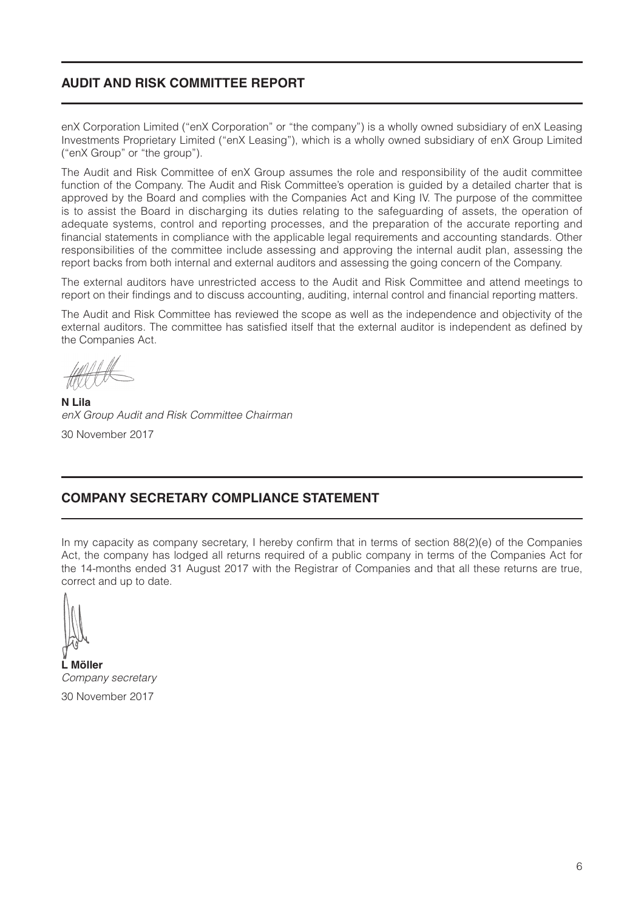## AUDIT AND RISK COMMITTEE REPORT

enX Corporation Limited ("enX Corporation" or "the company") is a wholly owned subsidiary of enX Leasing Investments Proprietary Limited ("enX Leasing"), which is a wholly owned subsidiary of enX Group Limited ("enX Group" or "the group").

The Audit and Risk Committee of enX Group assumes the role and responsibility of the audit committee function of the Company. The Audit and Risk Committee's operation is guided by a detailed charter that is approved by the Board and complies with the Companies Act and King IV. The purpose of the committee is to assist the Board in discharging its duties relating to the safeguarding of assets, the operation of adequate systems, control and reporting processes, and the preparation of the accurate reporting and financial statements in compliance with the applicable legal requirements and accounting standards. Other responsibilities of the committee include assessing and approving the internal audit plan, assessing the report backs from both internal and external auditors and assessing the going concern of the Company.

The external auditors have unrestricted access to the Audit and Risk Committee and attend meetings to report on their findings and to discuss accounting, auditing, internal control and financial reporting matters.

The Audit and Risk Committee has reviewed the scope as well as the independence and objectivity of the external auditors. The committee has satisfied itself that the external auditor is independent as defined by the Companies Act.

**N Lila**
*enX Group Audit and Risk Committee Chairman*

30 November 2017

## COMPANY SECRETARY COMPLIANCE STATEMENT

In my capacity as company secretary, I hereby confirm that in terms of section 88(2)(e) of the Companies Act, the company has lodged all returns required of a public company in terms of the Companies Act for the 14-months ended 31 August 2017 with the Registrar of Companies and that all these returns are true, correct and up to date.

**L Möller**
*Company secretary*

30 November 2017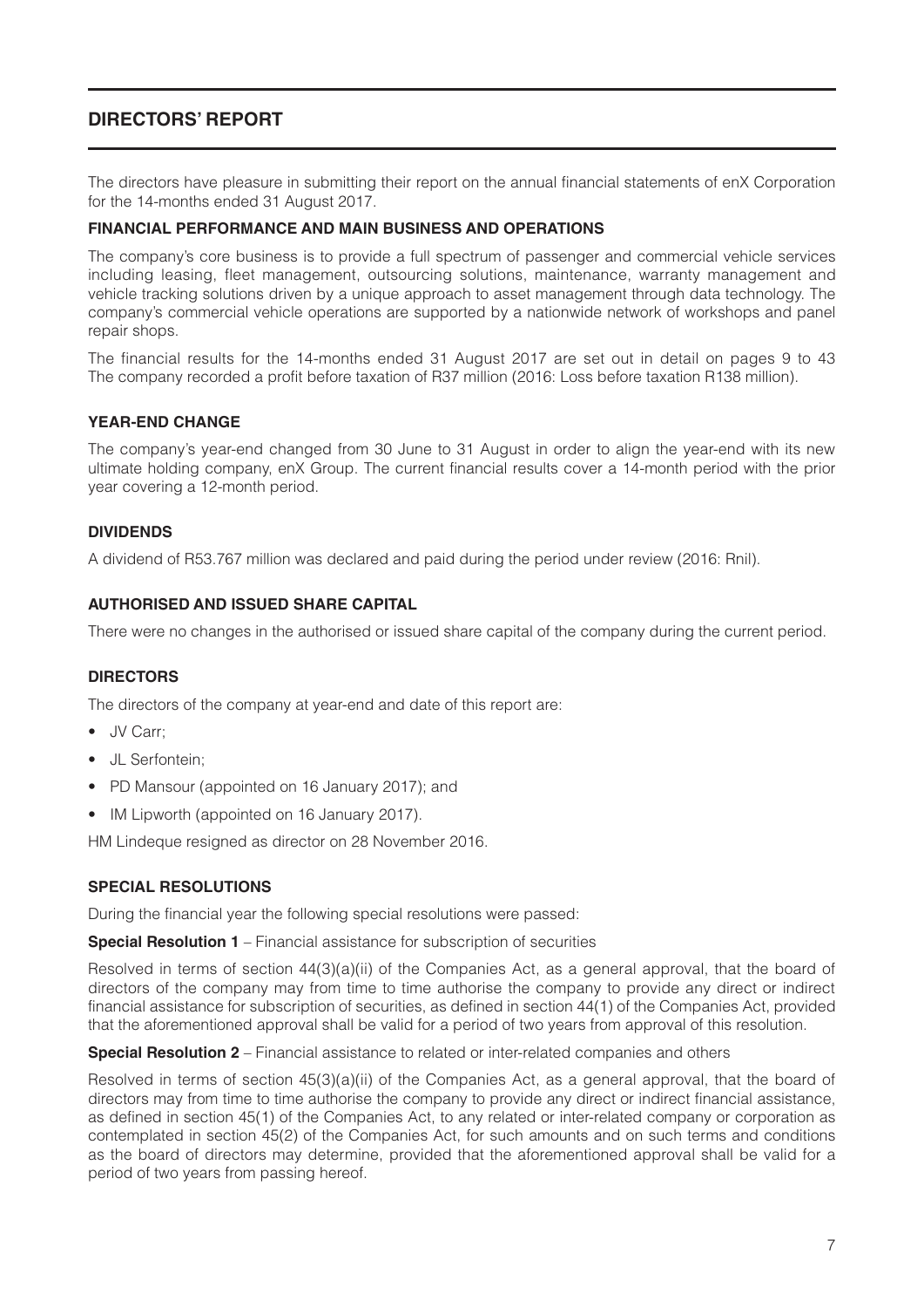# DIRECTORS' REPORT

The directors have pleasure in submitting their report on the annual financial statements of enX Corporation for the 14-months ended 31 August 2017.

## FINANCIAL PERFORMANCE AND MAIN BUSINESS AND OPERATIONS

The company's core business is to provide a full spectrum of passenger and commercial vehicle services including leasing, fleet management, outsourcing solutions, maintenance, warranty management and vehicle tracking solutions driven by a unique approach to asset management through data technology. The company's commercial vehicle operations are supported by a nationwide network of workshops and panel repair shops.

The financial results for the 14-months ended 31 August 2017 are set out in detail on pages 9 to 43 The company recorded a profit before taxation of R37 million (2016: Loss before taxation R138 million).

## YEAR-END CHANGE

The company's year-end changed from 30 June to 31 August in order to align the year-end with its new ultimate holding company, enX Group. The current financial results cover a 14-month period with the prior year covering a 12-month period.

## DIVIDENDS

A dividend of R53.767 million was declared and paid during the period under review (2016: Rnil).

## AUTHORISED AND ISSUED SHARE CAPITAL

There were no changes in the authorised or issued share capital of the company during the current period.

## DIRECTORS

The directors of the company at year-end and date of this report are:

- JV Carr;
- JL Serfontein;
- PD Mansour (appointed on 16 January 2017); and
- IM Lipworth (appointed on 16 January 2017).

HM Lindeque resigned as director on 28 November 2016.

## SPECIAL RESOLUTIONS

During the financial year the following special resolutions were passed:

**Special Resolution 1** – Financial assistance for subscription of securities

Resolved in terms of section 44(3)(a)(ii) of the Companies Act, as a general approval, that the board of directors of the company may from time to time authorise the company to provide any direct or indirect financial assistance for subscription of securities, as defined in section 44(1) of the Companies Act, provided that the aforementioned approval shall be valid for a period of two years from approval of this resolution.

**Special Resolution 2** – Financial assistance to related or inter-related companies and others

Resolved in terms of section 45(3)(a)(ii) of the Companies Act, as a general approval, that the board of directors may from time to time authorise the company to provide any direct or indirect financial assistance, as defined in section 45(1) of the Companies Act, to any related or inter-related company or corporation as contemplated in section 45(2) of the Companies Act, for such amounts and on such terms and conditions as the board of directors may determine, provided that the aforementioned approval shall be valid for a period of two years from passing hereof.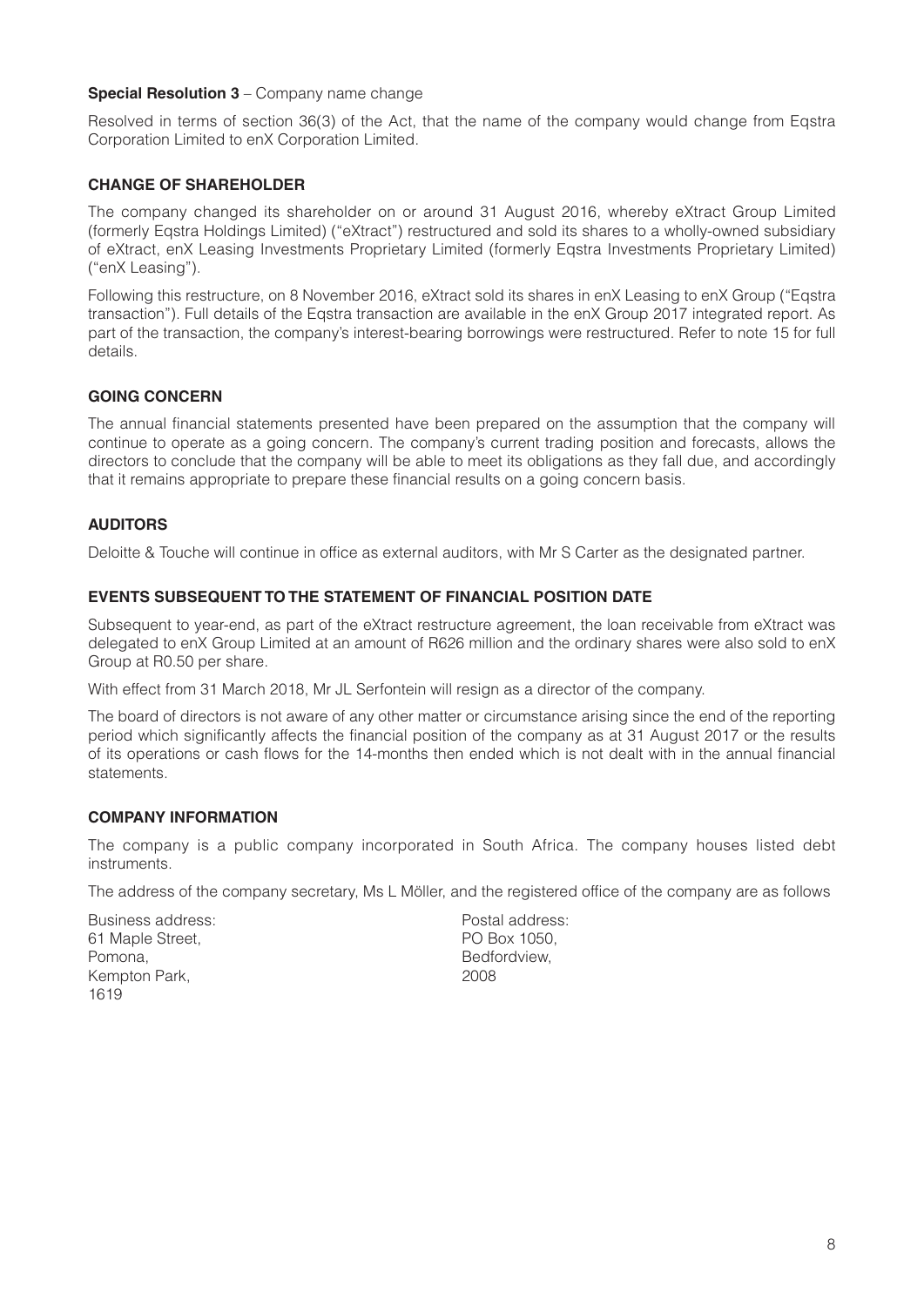**Special Resolution 3** – Company name change

Resolved in terms of section 36(3) of the Act, that the name of the company would change from Eqstra Corporation Limited to enX Corporation Limited.

## CHANGE OF SHAREHOLDER

The company changed its shareholder on or around 31 August 2016, whereby eXtract Group Limited (formerly Eqstra Holdings Limited) ("eXtract") restructured and sold its shares to a wholly-owned subsidiary of eXtract, enX Leasing Investments Proprietary Limited (formerly Eqstra Investments Proprietary Limited) ("enX Leasing").

Following this restructure, on 8 November 2016, eXtract sold its shares in enX Leasing to enX Group ("Eqstra transaction"). Full details of the Eqstra transaction are available in the enX Group 2017 integrated report. As part of the transaction, the company's interest-bearing borrowings were restructured. Refer to note 15 for full details.

## GOING CONCERN

The annual financial statements presented have been prepared on the assumption that the company will continue to operate as a going concern. The company's current trading position and forecasts, allows the directors to conclude that the company will be able to meet its obligations as they fall due, and accordingly that it remains appropriate to prepare these financial results on a going concern basis.

## AUDITORS

Deloitte & Touche will continue in office as external auditors, with Mr S Carter as the designated partner.

## EVENTS SUBSEQUENT TO THE STATEMENT OF FINANCIAL POSITION DATE

Subsequent to year-end, as part of the eXtract restructure agreement, the loan receivable from eXtract was delegated to enX Group Limited at an amount of R626 million and the ordinary shares were also sold to enX Group at R0.50 per share.

With effect from 31 March 2018, Mr JL Serfontein will resign as a director of the company.

The board of directors is not aware of any other matter or circumstance arising since the end of the reporting period which significantly affects the financial position of the company as at 31 August 2017 or the results of its operations or cash flows for the 14-months then ended which is not dealt with in the annual financial statements.

## COMPANY INFORMATION

The company is a public company incorporated in South Africa. The company houses listed debt instruments.

The address of the company secretary, Ms L Möller, and the registered office of the company are as follows

Business address:
61 Maple Street,
Pomona,
Kempton Park,
1619

Postal address:
PO Box 1050,
Bedfordview,
2008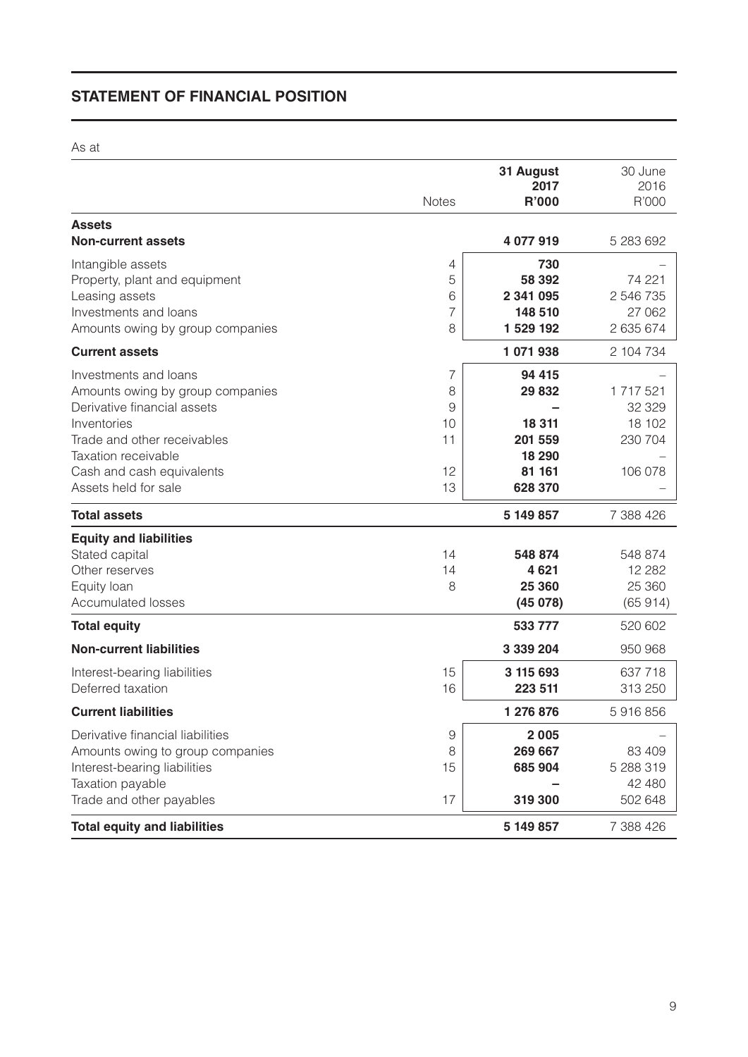## STATEMENT OF FINANCIAL POSITION

As at

| | Notes | 31 August 2017 R'000 | 30 June 2016 R'000 |
|---|---|---|---|
| **Assets** | | | |
| **Non-current assets** | | **4 077 919** | 5 283 692 |
| Intangible assets | 4 | **730** | – |
| Property, plant and equipment | 5 | **58 392** | 74 221 |
| Leasing assets | 6 | **2 341 095** | 2 546 735 |
| Investments and loans | 7 | **148 510** | 27 062 |
| Amounts owing by group companies | 8 | **1 529 192** | 2 635 674 |
| **Current assets** | | **1 071 938** | 2 104 734 |
| Investments and loans | 7 | **94 415** | – |
| Amounts owing by group companies | 8 | **29 832** | 1 717 521 |
| Derivative financial assets | 9 | **–** | 32 329 |
| Inventories | 10 | **18 311** | 18 102 |
| Trade and other receivables | 11 | **201 559** | 230 704 |
| Taxation receivable | | **18 290** | – |
| Cash and cash equivalents | 12 | **81 161** | 106 078 |
| Assets held for sale | 13 | **628 370** | – |
| **Total assets** | | **5 149 857** | 7 388 426 |
| **Equity and liabilities** | | | |
| Stated capital | 14 | **548 874** | 548 874 |
| Other reserves | 14 | **4 621** | 12 282 |
| Equity loan | 8 | **25 360** | 25 360 |
| Accumulated losses | | **(45 078)** | (65 914) |
| **Total equity** | | **533 777** | 520 602 |
| **Non-current liabilities** | | **3 339 204** | 950 968 |
| Interest-bearing liabilities | 15 | **3 115 693** | 637 718 |
| Deferred taxation | 16 | **223 511** | 313 250 |
| **Current liabilities** | | **1 276 876** | 5 916 856 |
| Derivative financial liabilities | 9 | **2 005** | – |
| Amounts owing to group companies | 8 | **269 667** | 83 409 |
| Interest-bearing liabilities | 15 | **685 904** | 5 288 319 |
| Taxation payable | | **–** | 42 480 |
| Trade and other payables | 17 | **319 300** | 502 648 |
| **Total equity and liabilities** | | **5 149 857** | 7 388 426 |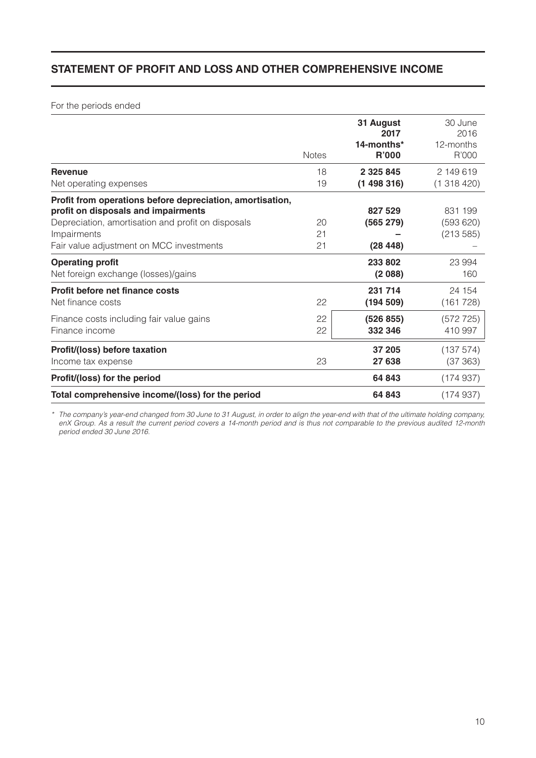## STATEMENT OF PROFIT AND LOSS AND OTHER COMPREHENSIVE INCOME

For the periods ended

| | Notes | **31 August 2017 14-months* R'000** | 30 June 2016 12-months R'000 |
|---|---|---|---|
| **Revenue** | 18 | **2 325 845** | 2 149 619 |
| Net operating expenses | 19 | **(1 498 316)** | (1 318 420) |
| **Profit from operations before depreciation, amortisation, profit on disposals and impairments** | | **827 529** | 831 199 |
| Depreciation, amortisation and profit on disposals | 20 | **(565 279)** | (593 620) |
| Impairments | 21 | **–** | (213 585) |
| Fair value adjustment on MCC investments | 21 | **(28 448)** | – |
| **Operating profit** | | **233 802** | 23 994 |
| Net foreign exchange (losses)/gains | | **(2 088)** | 160 |
| **Profit before net finance costs** | | **231 714** | 24 154 |
| Net finance costs | 22 | **(194 509)** | (161 728) |
| Finance costs including fair value gains | 22 | **(526 855)** | (572 725) |
| Finance income | 22 | **332 346** | 410 997 |
| **Profit/(loss) before taxation** | | **37 205** | (137 574) |
| Income tax expense | 23 | **27 638** | (37 363) |
| **Profit/(loss) for the period** | | **64 843** | (174 937) |
| **Total comprehensive income/(loss) for the period** | | **64 843** | (174 937) |

*\* The company's year-end changed from 30 June to 31 August, in order to align the year-end with that of the ultimate holding company, enX Group. As a result the current period covers a 14-month period and is thus not comparable to the previous audited 12-month period ended 30 June 2016.*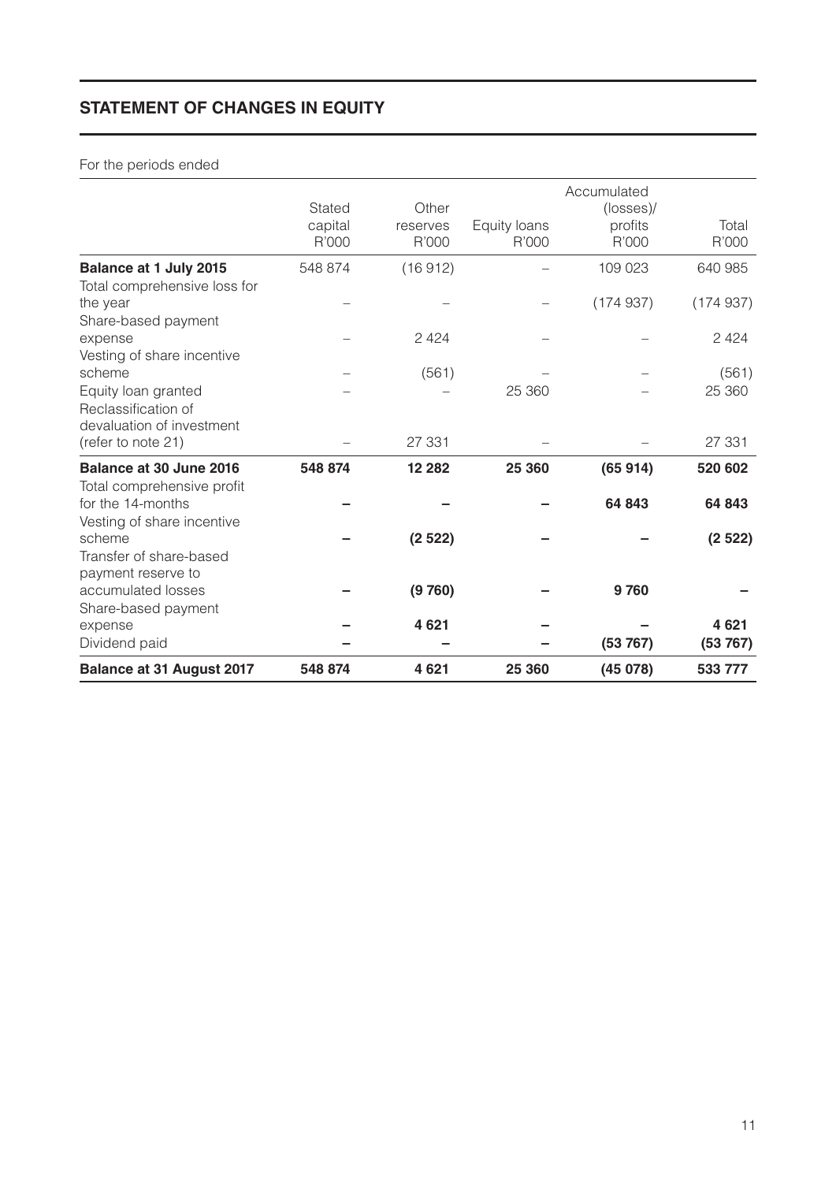## STATEMENT OF CHANGES IN EQUITY

For the periods ended

| | Stated capital R'000 | Other reserves R'000 | Equity loans R'000 | Accumulated (losses)/ profits R'000 | Total R'000 |
|---|---|---|---|---|---|
| **Balance at 1 July 2015** | 548 874 | (16 912) | – | 109 023 | 640 985 |
| Total comprehensive loss for the year | – | – | – | (174 937) | (174 937) |
| Share-based payment expense | – | 2 424 | – | – | 2 424 |
| Vesting of share incentive scheme | – | (561) | – | – | (561) |
| Equity loan granted | – | – | 25 360 | – | 25 360 |
| Reclassification of devaluation of investment (refer to note 21) | – | 27 331 | – | – | 27 331 |
| **Balance at 30 June 2016** | **548 874** | **12 282** | **25 360** | **(65 914)** | **520 602** |
| Total comprehensive profit for the 14-months | **–** | **–** | **–** | **64 843** | **64 843** |
| Vesting of share incentive scheme | **–** | **(2 522)** | **–** | **–** | **(2 522)** |
| Transfer of share-based payment reserve to accumulated losses | **–** | **(9 760)** | **–** | **9 760** | **–** |
| Share-based payment expense | **–** | **4 621** | **–** | **–** | **4 621** |
| Dividend paid | **–** | **–** | **–** | **(53 767)** | **(53 767)** |
| **Balance at 31 August 2017** | **548 874** | **4 621** | **25 360** | **(45 078)** | **533 777** |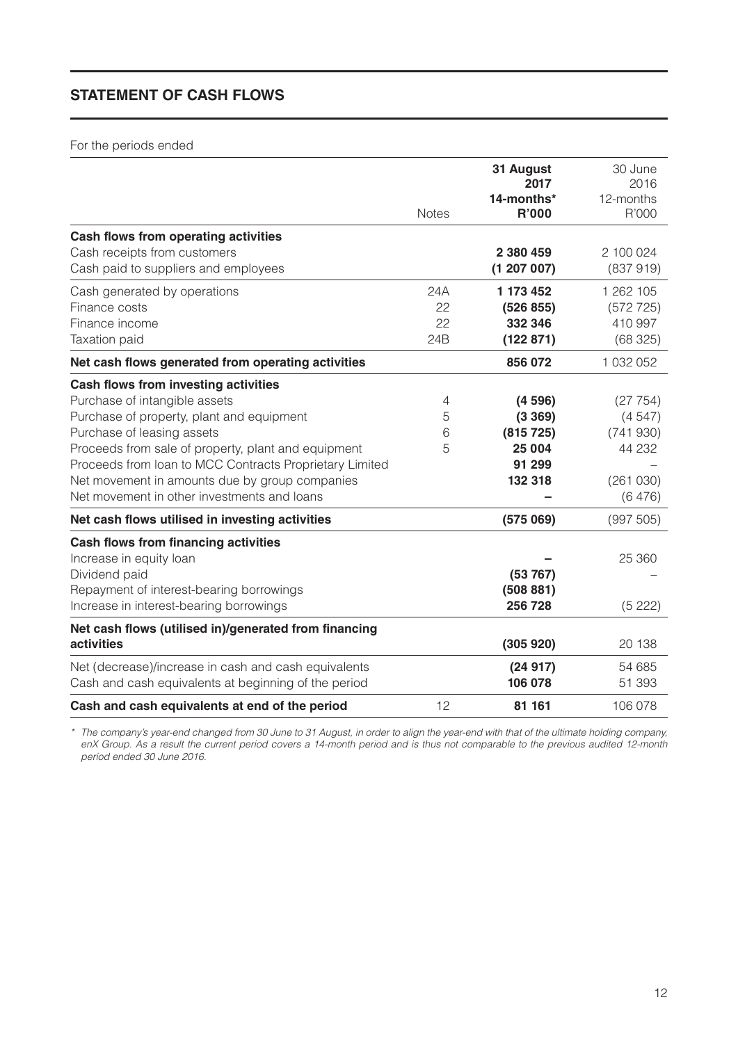## STATEMENT OF CASH FLOWS

For the periods ended

| | Notes | **31 August 2017 14-months* R'000** | 30 June 2016 12-months R'000 |
|---|---|---|---|
| **Cash flows from operating activities** | | | |
| Cash receipts from customers | | **2 380 459** | 2 100 024 |
| Cash paid to suppliers and employees | | **(1 207 007)** | (837 919) |
| Cash generated by operations | 24A | **1 173 452** | 1 262 105 |
| Finance costs | 22 | **(526 855)** | (572 725) |
| Finance income | 22 | **332 346** | 410 997 |
| Taxation paid | 24B | **(122 871)** | (68 325) |
| **Net cash flows generated from operating activities** | | **856 072** | 1 032 052 |
| **Cash flows from investing activities** | | | |
| Purchase of intangible assets | 4 | **(4 596)** | (27 754) |
| Purchase of property, plant and equipment | 5 | **(3 369)** | (4 547) |
| Purchase of leasing assets | 6 | **(815 725)** | (741 930) |
| Proceeds from sale of property, plant and equipment | 5 | **25 004** | 44 232 |
| Proceeds from loan to MCC Contracts Proprietary Limited | | **91 299** | – |
| Net movement in amounts due by group companies | | **132 318** | (261 030) |
| Net movement in other investments and loans | | **–** | (6 476) |
| **Net cash flows utilised in investing activities** | | **(575 069)** | (997 505) |
| **Cash flows from financing activities** | | | |
| Increase in equity loan | | **–** | 25 360 |
| Dividend paid | | **(53 767)** | – |
| Repayment of interest-bearing borrowings | | **(508 881)** | |
| Increase in interest-bearing borrowings | | **256 728** | (5 222) |
| **Net cash flows (utilised in)/generated from financing activities** | | **(305 920)** | 20 138 |
| Net (decrease)/increase in cash and cash equivalents | | **(24 917)** | 54 685 |
| Cash and cash equivalents at beginning of the period | | **106 078** | 51 393 |
| **Cash and cash equivalents at end of the period** | 12 | **81 161** | 106 078 |

*\* The company's year-end changed from 30 June to 31 August, in order to align the year-end with that of the ultimate holding company, enX Group. As a result the current period covers a 14-month period and is thus not comparable to the previous audited 12-month period ended 30 June 2016.*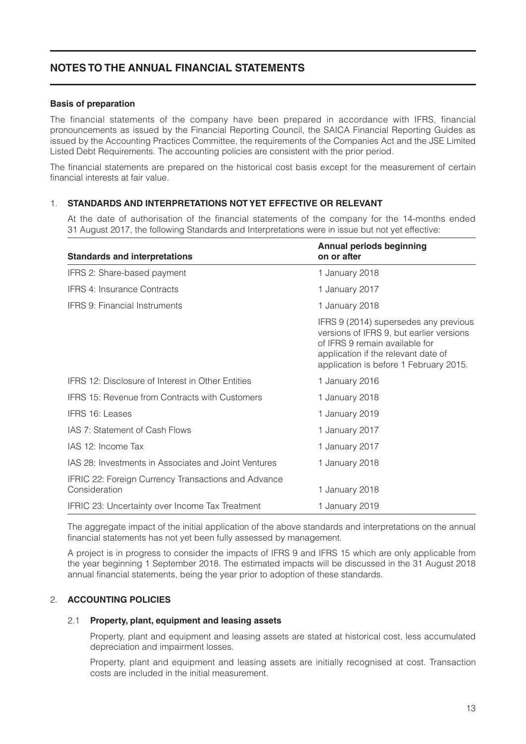# NOTES TO THE ANNUAL FINANCIAL STATEMENTS

**Basis of preparation**

The financial statements of the company have been prepared in accordance with IFRS, financial pronouncements as issued by the Financial Reporting Council, the SAICA Financial Reporting Guides as issued by the Accounting Practices Committee, the requirements of the Companies Act and the JSE Limited Listed Debt Requirements. The accounting policies are consistent with the prior period.

The financial statements are prepared on the historical cost basis except for the measurement of certain financial interests at fair value.

## 1. STANDARDS AND INTERPRETATIONS NOT YET EFFECTIVE OR RELEVANT

At the date of authorisation of the financial statements of the company for the 14-months ended 31 August 2017, the following Standards and Interpretations were in issue but not yet effective:

| Standards and interpretations | Annual periods beginning on or after |
|---|---|
| IFRS 2: Share-based payment | 1 January 2018 |
| IFRS 4: Insurance Contracts | 1 January 2017 |
| IFRS 9: Financial Instruments | 1 January 2018 |
| | IFRS 9 (2014) supersedes any previous versions of IFRS 9, but earlier versions of IFRS 9 remain available for application if the relevant date of application is before 1 February 2015. |
| IFRS 12: Disclosure of Interest in Other Entities | 1 January 2016 |
| IFRS 15: Revenue from Contracts with Customers | 1 January 2018 |
| IFRS 16: Leases | 1 January 2019 |
| IAS 7: Statement of Cash Flows | 1 January 2017 |
| IAS 12: Income Tax | 1 January 2017 |
| IAS 28: Investments in Associates and Joint Ventures | 1 January 2018 |
| IFRIC 22: Foreign Currency Transactions and Advance Consideration | 1 January 2018 |
| IFRIC 23: Uncertainty over Income Tax Treatment | 1 January 2019 |

The aggregate impact of the initial application of the above standards and interpretations on the annual financial statements has not yet been fully assessed by management.

A project is in progress to consider the impacts of IFRS 9 and IFRS 15 which are only applicable from the year beginning 1 September 2018. The estimated impacts will be discussed in the 31 August 2018 annual financial statements, being the year prior to adoption of these standards.

## 2. ACCOUNTING POLICIES

### 2.1 Property, plant, equipment and leasing assets

Property, plant and equipment and leasing assets are stated at historical cost, less accumulated depreciation and impairment losses.

Property, plant and equipment and leasing assets are initially recognised at cost. Transaction costs are included in the initial measurement.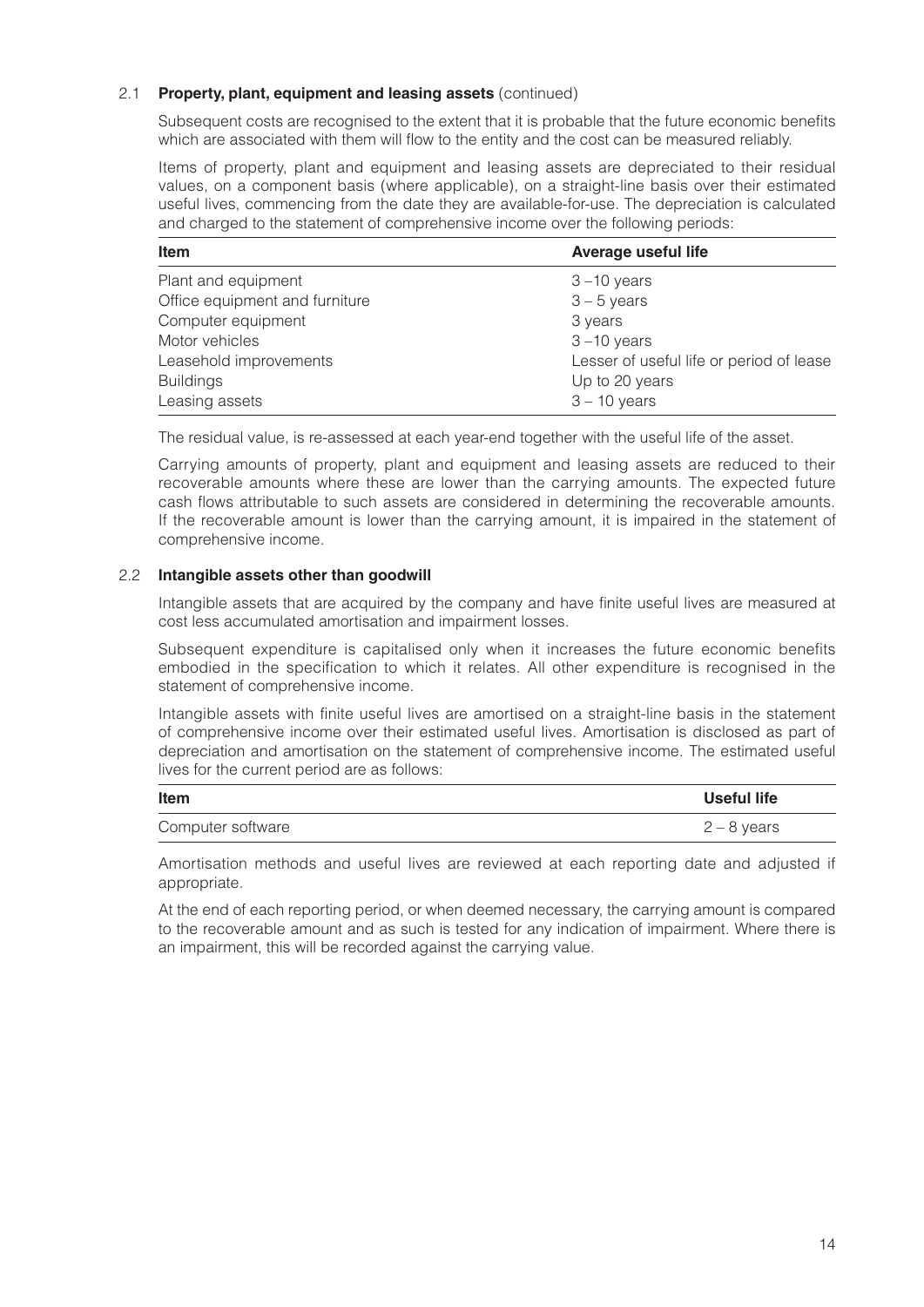### 2.1 **Property, plant, equipment and leasing assets** (continued)

Subsequent costs are recognised to the extent that it is probable that the future economic benefits which are associated with them will flow to the entity and the cost can be measured reliably.

Items of property, plant and equipment and leasing assets are depreciated to their residual values, on a component basis (where applicable), on a straight-line basis over their estimated useful lives, commencing from the date they are available-for-use. The depreciation is calculated and charged to the statement of comprehensive income over the following periods:

| Item | Average useful life |
| --- | --- |
| Plant and equipment | 3 –10 years |
| Office equipment and furniture | 3 – 5 years |
| Computer equipment | 3 years |
| Motor vehicles | 3 –10 years |
| Leasehold improvements | Lesser of useful life or period of lease |
| Buildings | Up to 20 years |
| Leasing assets | 3 – 10 years |

The residual value, is re-assessed at each year-end together with the useful life of the asset.

Carrying amounts of property, plant and equipment and leasing assets are reduced to their recoverable amounts where these are lower than the carrying amounts. The expected future cash flows attributable to such assets are considered in determining the recoverable amounts. If the recoverable amount is lower than the carrying amount, it is impaired in the statement of comprehensive income.

### 2.2 **Intangible assets other than goodwill**

Intangible assets that are acquired by the company and have finite useful lives are measured at cost less accumulated amortisation and impairment losses.

Subsequent expenditure is capitalised only when it increases the future economic benefits embodied in the specification to which it relates. All other expenditure is recognised in the statement of comprehensive income.

Intangible assets with finite useful lives are amortised on a straight-line basis in the statement of comprehensive income over their estimated useful lives. Amortisation is disclosed as part of depreciation and amortisation on the statement of comprehensive income. The estimated useful lives for the current period are as follows:

| Item | Useful life |
| --- | --- |
| Computer software | 2 – 8 years |

Amortisation methods and useful lives are reviewed at each reporting date and adjusted if appropriate.

At the end of each reporting period, or when deemed necessary, the carrying amount is compared to the recoverable amount and as such is tested for any indication of impairment. Where there is an impairment, this will be recorded against the carrying value.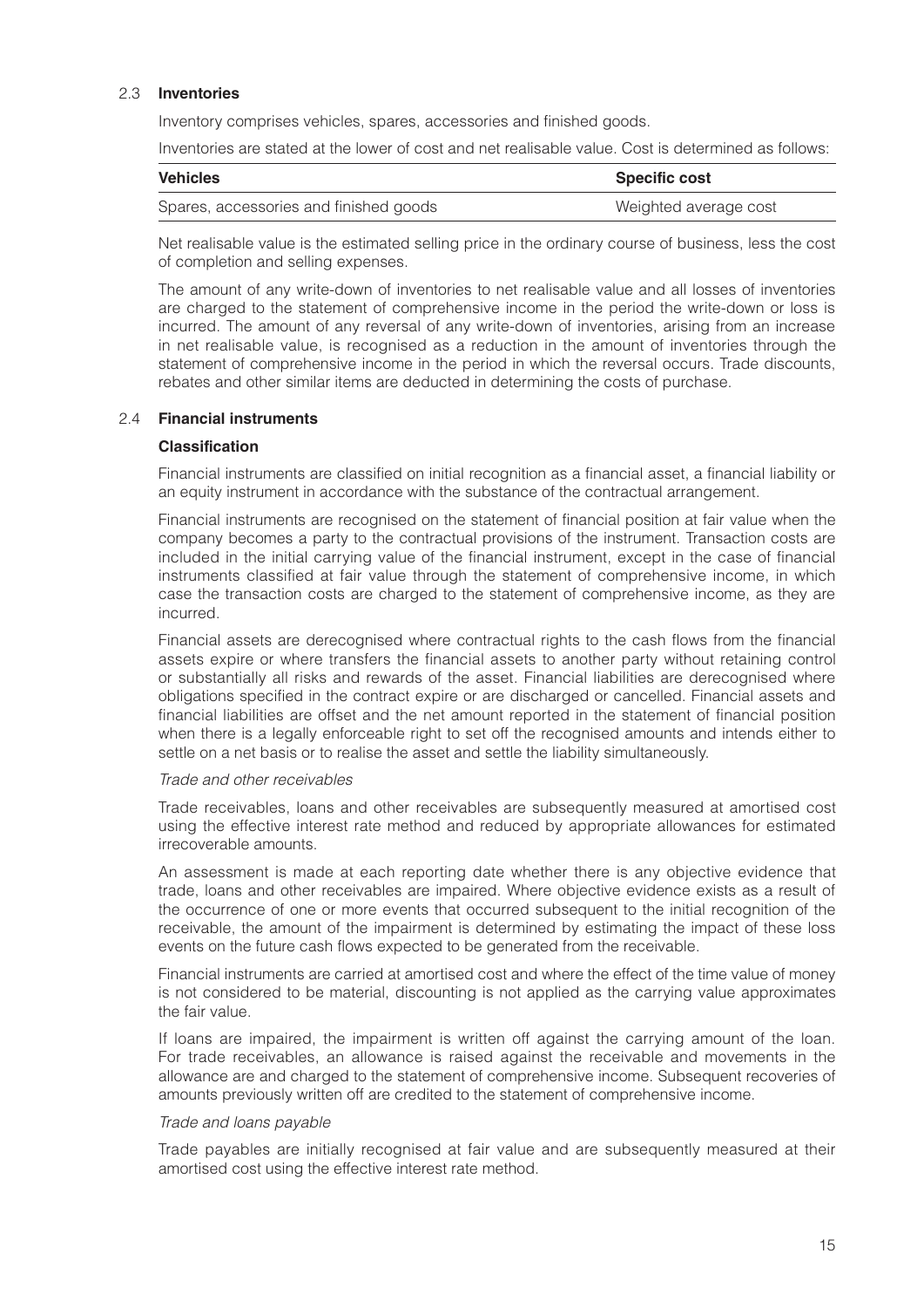## 2.3 Inventories

Inventory comprises vehicles, spares, accessories and finished goods.

Inventories are stated at the lower of cost and net realisable value. Cost is determined as follows:

| Vehicles | Specific cost |
|---|---|
| Spares, accessories and finished goods | Weighted average cost |

Net realisable value is the estimated selling price in the ordinary course of business, less the cost of completion and selling expenses.

The amount of any write-down of inventories to net realisable value and all losses of inventories are charged to the statement of comprehensive income in the period the write-down or loss is incurred. The amount of any reversal of any write-down of inventories, arising from an increase in net realisable value, is recognised as a reduction in the amount of inventories through the statement of comprehensive income in the period in which the reversal occurs. Trade discounts, rebates and other similar items are deducted in determining the costs of purchase.

## 2.4 Financial instruments

### Classification

Financial instruments are classified on initial recognition as a financial asset, a financial liability or an equity instrument in accordance with the substance of the contractual arrangement.

Financial instruments are recognised on the statement of financial position at fair value when the company becomes a party to the contractual provisions of the instrument. Transaction costs are included in the initial carrying value of the financial instrument, except in the case of financial instruments classified at fair value through the statement of comprehensive income, in which case the transaction costs are charged to the statement of comprehensive income, as they are incurred.

Financial assets are derecognised where contractual rights to the cash flows from the financial assets expire or where transfers the financial assets to another party without retaining control or substantially all risks and rewards of the asset. Financial liabilities are derecognised where obligations specified in the contract expire or are discharged or cancelled. Financial assets and financial liabilities are offset and the net amount reported in the statement of financial position when there is a legally enforceable right to set off the recognised amounts and intends either to settle on a net basis or to realise the asset and settle the liability simultaneously.

*Trade and other receivables*

Trade receivables, loans and other receivables are subsequently measured at amortised cost using the effective interest rate method and reduced by appropriate allowances for estimated irrecoverable amounts.

An assessment is made at each reporting date whether there is any objective evidence that trade, loans and other receivables are impaired. Where objective evidence exists as a result of the occurrence of one or more events that occurred subsequent to the initial recognition of the receivable, the amount of the impairment is determined by estimating the impact of these loss events on the future cash flows expected to be generated from the receivable.

Financial instruments are carried at amortised cost and where the effect of the time value of money is not considered to be material, discounting is not applied as the carrying value approximates the fair value.

If loans are impaired, the impairment is written off against the carrying amount of the loan. For trade receivables, an allowance is raised against the receivable and movements in the allowance are and charged to the statement of comprehensive income. Subsequent recoveries of amounts previously written off are credited to the statement of comprehensive income.

*Trade and loans payable*

Trade payables are initially recognised at fair value and are subsequently measured at their amortised cost using the effective interest rate method.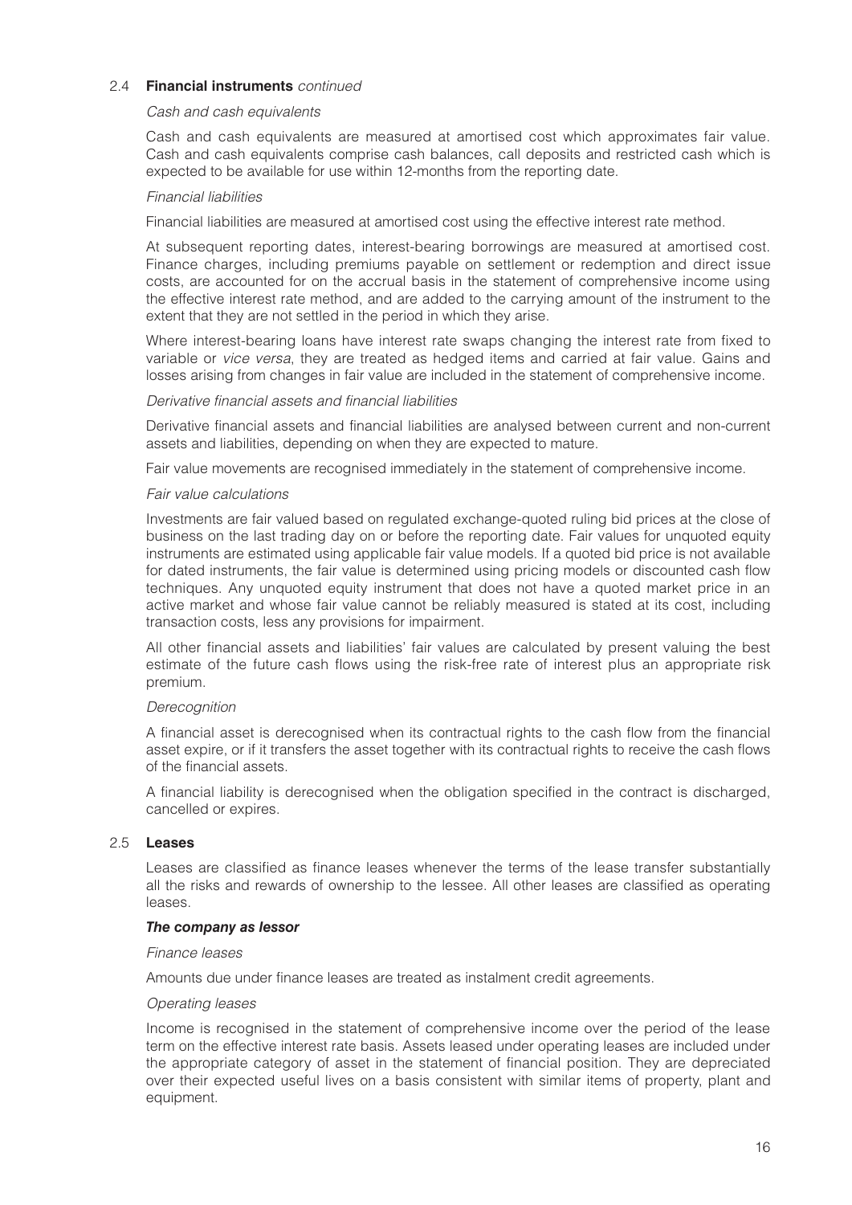### 2.4 **Financial instruments** *continued*

*Cash and cash equivalents*

Cash and cash equivalents are measured at amortised cost which approximates fair value. Cash and cash equivalents comprise cash balances, call deposits and restricted cash which is expected to be available for use within 12-months from the reporting date.

*Financial liabilities*

Financial liabilities are measured at amortised cost using the effective interest rate method.

At subsequent reporting dates, interest-bearing borrowings are measured at amortised cost. Finance charges, including premiums payable on settlement or redemption and direct issue costs, are accounted for on the accrual basis in the statement of comprehensive income using the effective interest rate method, and are added to the carrying amount of the instrument to the extent that they are not settled in the period in which they arise.

Where interest-bearing loans have interest rate swaps changing the interest rate from fixed to variable or *vice versa*, they are treated as hedged items and carried at fair value. Gains and losses arising from changes in fair value are included in the statement of comprehensive income.

*Derivative financial assets and financial liabilities*

Derivative financial assets and financial liabilities are analysed between current and non-current assets and liabilities, depending on when they are expected to mature.

Fair value movements are recognised immediately in the statement of comprehensive income.

*Fair value calculations*

Investments are fair valued based on regulated exchange-quoted ruling bid prices at the close of business on the last trading day on or before the reporting date. Fair values for unquoted equity instruments are estimated using applicable fair value models. If a quoted bid price is not available for dated instruments, the fair value is determined using pricing models or discounted cash flow techniques. Any unquoted equity instrument that does not have a quoted market price in an active market and whose fair value cannot be reliably measured is stated at its cost, including transaction costs, less any provisions for impairment.

All other financial assets and liabilities' fair values are calculated by present valuing the best estimate of the future cash flows using the risk-free rate of interest plus an appropriate risk premium.

*Derecognition*

A financial asset is derecognised when its contractual rights to the cash flow from the financial asset expire, or if it transfers the asset together with its contractual rights to receive the cash flows of the financial assets.

A financial liability is derecognised when the obligation specified in the contract is discharged, cancelled or expires.

### 2.5 **Leases**

Leases are classified as finance leases whenever the terms of the lease transfer substantially all the risks and rewards of ownership to the lessee. All other leases are classified as operating leases.

***The company as lessor***

*Finance leases*

Amounts due under finance leases are treated as instalment credit agreements.

*Operating leases*

Income is recognised in the statement of comprehensive income over the period of the lease term on the effective interest rate basis. Assets leased under operating leases are included under the appropriate category of asset in the statement of financial position. They are depreciated over their expected useful lives on a basis consistent with similar items of property, plant and equipment.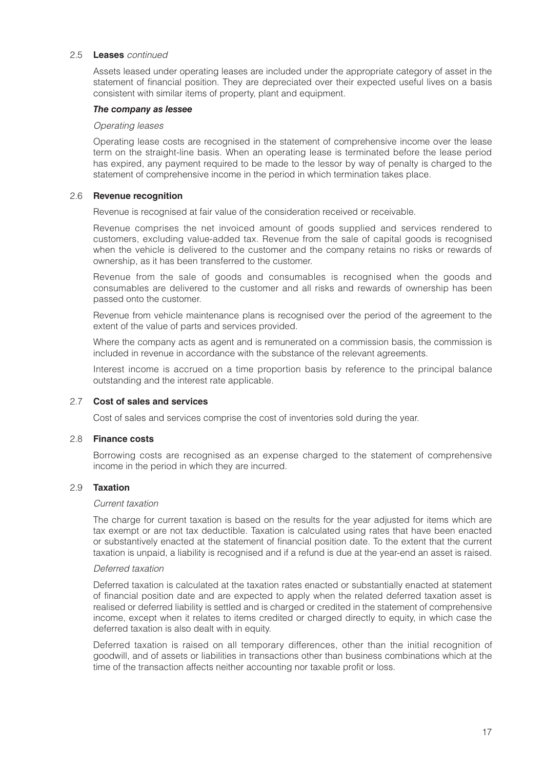### 2.5 **Leases** *continued*

Assets leased under operating leases are included under the appropriate category of asset in the statement of financial position. They are depreciated over their expected useful lives on a basis consistent with similar items of property, plant and equipment.

***The company as lessee***

*Operating leases*

Operating lease costs are recognised in the statement of comprehensive income over the lease term on the straight-line basis. When an operating lease is terminated before the lease period has expired, any payment required to be made to the lessor by way of penalty is charged to the statement of comprehensive income in the period in which termination takes place.

### 2.6 **Revenue recognition**

Revenue is recognised at fair value of the consideration received or receivable.

Revenue comprises the net invoiced amount of goods supplied and services rendered to customers, excluding value-added tax. Revenue from the sale of capital goods is recognised when the vehicle is delivered to the customer and the company retains no risks or rewards of ownership, as it has been transferred to the customer.

Revenue from the sale of goods and consumables is recognised when the goods and consumables are delivered to the customer and all risks and rewards of ownership has been passed onto the customer.

Revenue from vehicle maintenance plans is recognised over the period of the agreement to the extent of the value of parts and services provided.

Where the company acts as agent and is remunerated on a commission basis, the commission is included in revenue in accordance with the substance of the relevant agreements.

Interest income is accrued on a time proportion basis by reference to the principal balance outstanding and the interest rate applicable.

### 2.7 **Cost of sales and services**

Cost of sales and services comprise the cost of inventories sold during the year.

### 2.8 **Finance costs**

Borrowing costs are recognised as an expense charged to the statement of comprehensive income in the period in which they are incurred.

### 2.9 **Taxation**

*Current taxation*

The charge for current taxation is based on the results for the year adjusted for items which are tax exempt or are not tax deductible. Taxation is calculated using rates that have been enacted or substantively enacted at the statement of financial position date. To the extent that the current taxation is unpaid, a liability is recognised and if a refund is due at the year-end an asset is raised.

*Deferred taxation*

Deferred taxation is calculated at the taxation rates enacted or substantially enacted at statement of financial position date and are expected to apply when the related deferred taxation asset is realised or deferred liability is settled and is charged or credited in the statement of comprehensive income, except when it relates to items credited or charged directly to equity, in which case the deferred taxation is also dealt with in equity.

Deferred taxation is raised on all temporary differences, other than the initial recognition of goodwill, and of assets or liabilities in transactions other than business combinations which at the time of the transaction affects neither accounting nor taxable profit or loss.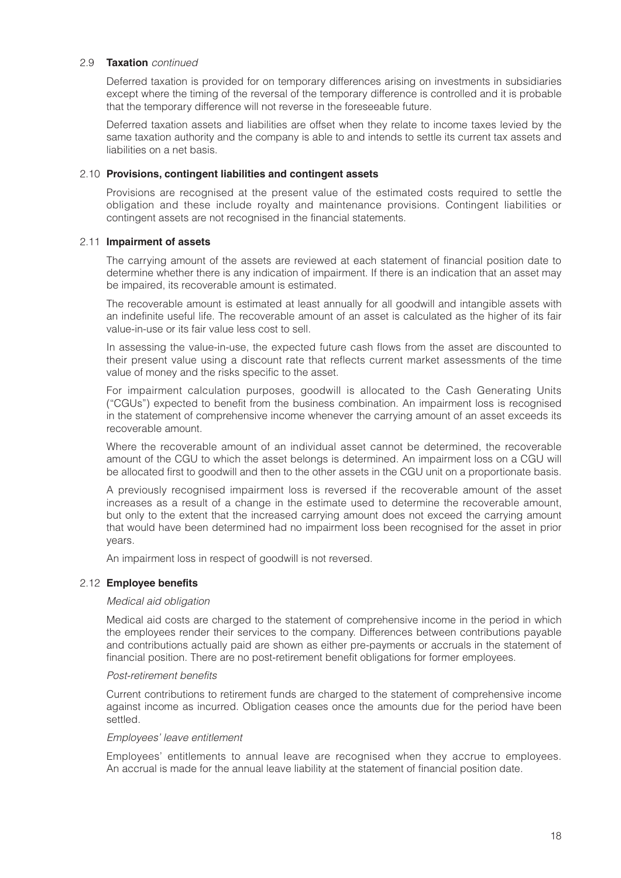### 2.9 **Taxation** *continued*

Deferred taxation is provided for on temporary differences arising on investments in subsidiaries except where the timing of the reversal of the temporary difference is controlled and it is probable that the temporary difference will not reverse in the foreseeable future.

Deferred taxation assets and liabilities are offset when they relate to income taxes levied by the same taxation authority and the company is able to and intends to settle its current tax assets and liabilities on a net basis.

### 2.10 **Provisions, contingent liabilities and contingent assets**

Provisions are recognised at the present value of the estimated costs required to settle the obligation and these include royalty and maintenance provisions. Contingent liabilities or contingent assets are not recognised in the financial statements.

### 2.11 **Impairment of assets**

The carrying amount of the assets are reviewed at each statement of financial position date to determine whether there is any indication of impairment. If there is an indication that an asset may be impaired, its recoverable amount is estimated.

The recoverable amount is estimated at least annually for all goodwill and intangible assets with an indefinite useful life. The recoverable amount of an asset is calculated as the higher of its fair value-in-use or its fair value less cost to sell.

In assessing the value-in-use, the expected future cash flows from the asset are discounted to their present value using a discount rate that reflects current market assessments of the time value of money and the risks specific to the asset.

For impairment calculation purposes, goodwill is allocated to the Cash Generating Units ("CGUs") expected to benefit from the business combination. An impairment loss is recognised in the statement of comprehensive income whenever the carrying amount of an asset exceeds its recoverable amount.

Where the recoverable amount of an individual asset cannot be determined, the recoverable amount of the CGU to which the asset belongs is determined. An impairment loss on a CGU will be allocated first to goodwill and then to the other assets in the CGU unit on a proportionate basis.

A previously recognised impairment loss is reversed if the recoverable amount of the asset increases as a result of a change in the estimate used to determine the recoverable amount, but only to the extent that the increased carrying amount does not exceed the carrying amount that would have been determined had no impairment loss been recognised for the asset in prior years.

An impairment loss in respect of goodwill is not reversed.

### 2.12 **Employee benefits**

*Medical aid obligation*

Medical aid costs are charged to the statement of comprehensive income in the period in which the employees render their services to the company. Differences between contributions payable and contributions actually paid are shown as either pre-payments or accruals in the statement of financial position. There are no post-retirement benefit obligations for former employees.

*Post-retirement benefits*

Current contributions to retirement funds are charged to the statement of comprehensive income against income as incurred. Obligation ceases once the amounts due for the period have been settled.

*Employees' leave entitlement*

Employees' entitlements to annual leave are recognised when they accrue to employees. An accrual is made for the annual leave liability at the statement of financial position date.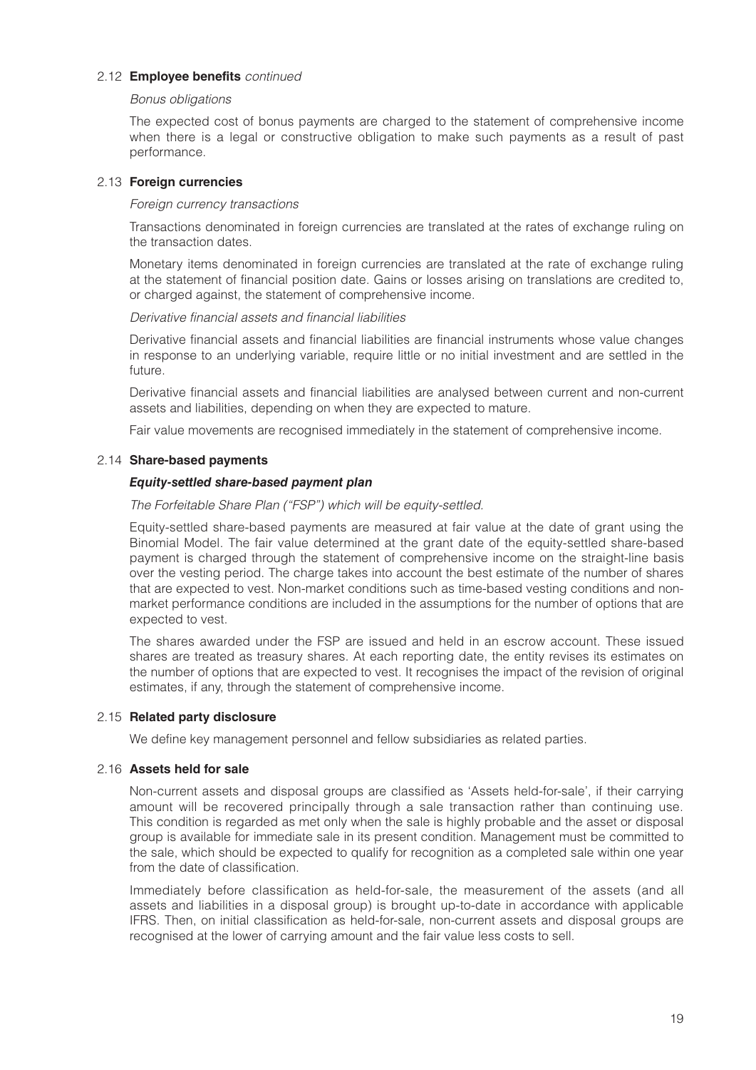### 2.12 **Employee benefits** *continued*

*Bonus obligations*

The expected cost of bonus payments are charged to the statement of comprehensive income when there is a legal or constructive obligation to make such payments as a result of past performance.

### 2.13 **Foreign currencies**

*Foreign currency transactions*

Transactions denominated in foreign currencies are translated at the rates of exchange ruling on the transaction dates.

Monetary items denominated in foreign currencies are translated at the rate of exchange ruling at the statement of financial position date. Gains or losses arising on translations are credited to, or charged against, the statement of comprehensive income.

*Derivative financial assets and financial liabilities*

Derivative financial assets and financial liabilities are financial instruments whose value changes in response to an underlying variable, require little or no initial investment and are settled in the future.

Derivative financial assets and financial liabilities are analysed between current and non-current assets and liabilities, depending on when they are expected to mature.

Fair value movements are recognised immediately in the statement of comprehensive income.

### 2.14 **Share-based payments**

***Equity-settled share-based payment plan***

*The Forfeitable Share Plan ("FSP") which will be equity-settled.*

Equity-settled share-based payments are measured at fair value at the date of grant using the Binomial Model. The fair value determined at the grant date of the equity-settled share-based payment is charged through the statement of comprehensive income on the straight-line basis over the vesting period. The charge takes into account the best estimate of the number of shares that are expected to vest. Non-market conditions such as time-based vesting conditions and non-market performance conditions are included in the assumptions for the number of options that are expected to vest.

The shares awarded under the FSP are issued and held in an escrow account. These issued shares are treated as treasury shares. At each reporting date, the entity revises its estimates on the number of options that are expected to vest. It recognises the impact of the revision of original estimates, if any, through the statement of comprehensive income.

### 2.15 **Related party disclosure**

We define key management personnel and fellow subsidiaries as related parties.

### 2.16 **Assets held for sale**

Non-current assets and disposal groups are classified as 'Assets held-for-sale', if their carrying amount will be recovered principally through a sale transaction rather than continuing use. This condition is regarded as met only when the sale is highly probable and the asset or disposal group is available for immediate sale in its present condition. Management must be committed to the sale, which should be expected to qualify for recognition as a completed sale within one year from the date of classification.

Immediately before classification as held-for-sale, the measurement of the assets (and all assets and liabilities in a disposal group) is brought up-to-date in accordance with applicable IFRS. Then, on initial classification as held-for-sale, non-current assets and disposal groups are recognised at the lower of carrying amount and the fair value less costs to sell.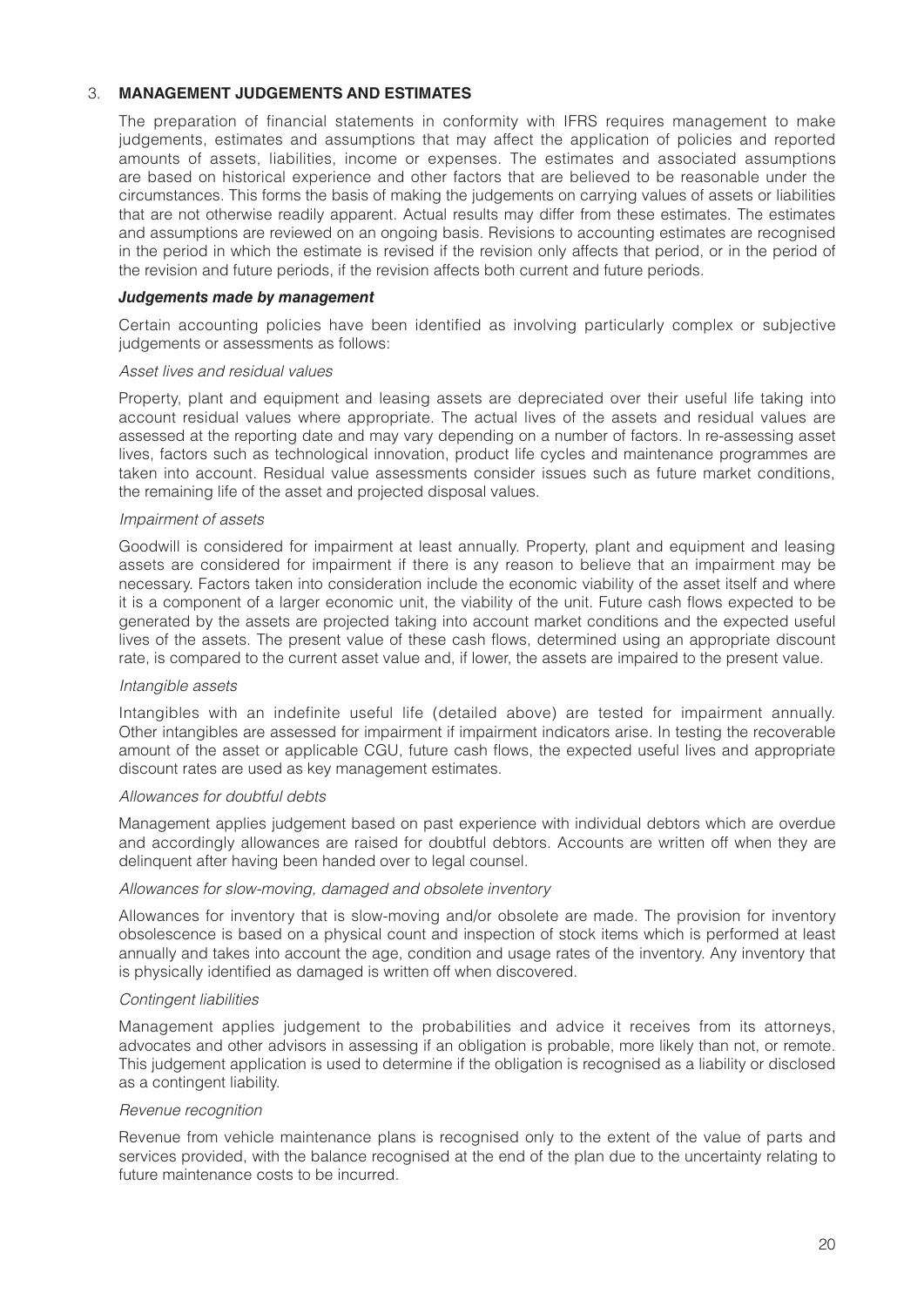## 3. MANAGEMENT JUDGEMENTS AND ESTIMATES

The preparation of financial statements in conformity with IFRS requires management to make judgements, estimates and assumptions that may affect the application of policies and reported amounts of assets, liabilities, income or expenses. The estimates and associated assumptions are based on historical experience and other factors that are believed to be reasonable under the circumstances. This forms the basis of making the judgements on carrying values of assets or liabilities that are not otherwise readily apparent. Actual results may differ from these estimates. The estimates and assumptions are reviewed on an ongoing basis. Revisions to accounting estimates are recognised in the period in which the estimate is revised if the revision only affects that period, or in the period of the revision and future periods, if the revision affects both current and future periods.

***Judgements made by management***

Certain accounting policies have been identified as involving particularly complex or subjective judgements or assessments as follows:

*Asset lives and residual values*

Property, plant and equipment and leasing assets are depreciated over their useful life taking into account residual values where appropriate. The actual lives of the assets and residual values are assessed at the reporting date and may vary depending on a number of factors. In re-assessing asset lives, factors such as technological innovation, product life cycles and maintenance programmes are taken into account. Residual value assessments consider issues such as future market conditions, the remaining life of the asset and projected disposal values.

*Impairment of assets*

Goodwill is considered for impairment at least annually. Property, plant and equipment and leasing assets are considered for impairment if there is any reason to believe that an impairment may be necessary. Factors taken into consideration include the economic viability of the asset itself and where it is a component of a larger economic unit, the viability of the unit. Future cash flows expected to be generated by the assets are projected taking into account market conditions and the expected useful lives of the assets. The present value of these cash flows, determined using an appropriate discount rate, is compared to the current asset value and, if lower, the assets are impaired to the present value.

*Intangible assets*

Intangibles with an indefinite useful life (detailed above) are tested for impairment annually. Other intangibles are assessed for impairment if impairment indicators arise. In testing the recoverable amount of the asset or applicable CGU, future cash flows, the expected useful lives and appropriate discount rates are used as key management estimates.

*Allowances for doubtful debts*

Management applies judgement based on past experience with individual debtors which are overdue and accordingly allowances are raised for doubtful debtors. Accounts are written off when they are delinquent after having been handed over to legal counsel.

*Allowances for slow-moving, damaged and obsolete inventory*

Allowances for inventory that is slow-moving and/or obsolete are made. The provision for inventory obsolescence is based on a physical count and inspection of stock items which is performed at least annually and takes into account the age, condition and usage rates of the inventory. Any inventory that is physically identified as damaged is written off when discovered.

*Contingent liabilities*

Management applies judgement to the probabilities and advice it receives from its attorneys, advocates and other advisors in assessing if an obligation is probable, more likely than not, or remote. This judgement application is used to determine if the obligation is recognised as a liability or disclosed as a contingent liability.

*Revenue recognition*

Revenue from vehicle maintenance plans is recognised only to the extent of the value of parts and services provided, with the balance recognised at the end of the plan due to the uncertainty relating to future maintenance costs to be incurred.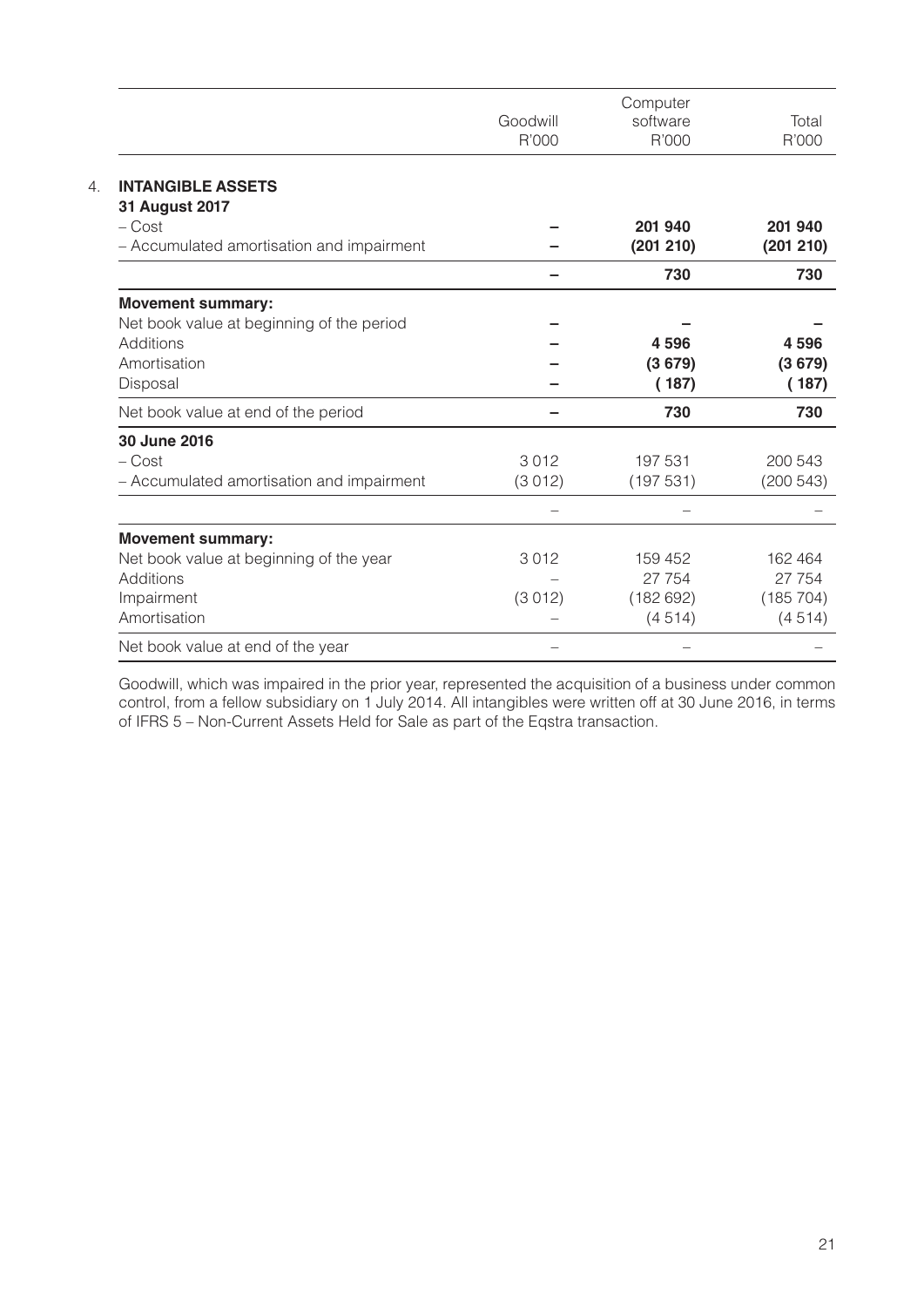|  | Goodwill R'000 | Computer software R'000 | Total R'000 |
|---|---|---|---|
| **4. INTANGIBLE ASSETS** | | | |
| **31 August 2017** | | | |
| – Cost | **–** | **201 940** | **201 940** |
| – Accumulated amortisation and impairment | **–** | **(201 210)** | **(201 210)** |
|  | **–** | **730** | **730** |
| **Movement summary:** | | | |
| Net book value at beginning of the period | **–** | **–** | **–** |
| Additions | **–** | **4 596** | **4 596** |
| Amortisation | **–** | **(3 679)** | **(3 679)** |
| Disposal | **–** | **( 187)** | **( 187)** |
| Net book value at end of the period | **–** | **730** | **730** |
| **30 June 2016** | | | |
| – Cost | 3 012 | 197 531 | 200 543 |
| – Accumulated amortisation and impairment | (3 012) | (197 531) | (200 543) |
|  | – | – | – |
| **Movement summary:** | | | |
| Net book value at beginning of the year | 3 012 | 159 452 | 162 464 |
| Additions | – | 27 754 | 27 754 |
| Impairment | (3 012) | (182 692) | (185 704) |
| Amortisation | – | (4 514) | (4 514) |
| Net book value at end of the year | – | – | – |

Goodwill, which was impaired in the prior year, represented the acquisition of a business under common control, from a fellow subsidiary on 1 July 2014. All intangibles were written off at 30 June 2016, in terms of IFRS 5 – Non-Current Assets Held for Sale as part of the Eqstra transaction.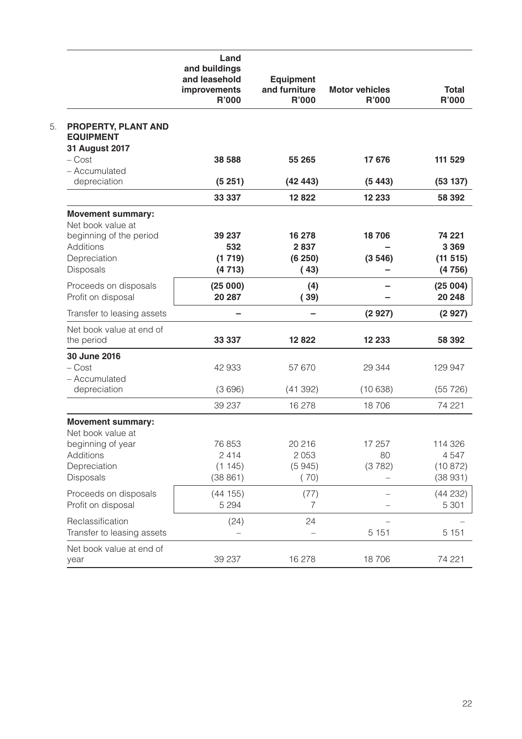| | Land and buildings and leasehold improvements R'000 | Equipment and furniture R'000 | Motor vehicles R'000 | Total R'000 |
|---|---|---|---|---|
| **5. PROPERTY, PLANT AND EQUIPMENT** | | | | |
| **31 August 2017** | | | | |
| – Cost | **38 588** | **55 265** | **17 676** | **111 529** |
| – Accumulated depreciation | **(5 251)** | **(42 443)** | **(5 443)** | **(53 137)** |
| | **33 337** | **12 822** | **12 233** | **58 392** |
| **Movement summary:** | | | | |
| Net book value at beginning of the period | **39 237** | **16 278** | **18 706** | **74 221** |
| Additions | **532** | **2 837** | **–** | **3 369** |
| Depreciation | **(1 719)** | **(6 250)** | **(3 546)** | **(11 515)** |
| Disposals | **(4 713)** | **(43)** | **–** | **(4 756)** |
| Proceeds on disposals | **(25 000)** | **(4)** | **–** | **(25 004)** |
| Profit on disposal | **20 287** | **(39)** | **–** | **20 248** |
| Transfer to leasing assets | **–** | **–** | **(2 927)** | **(2 927)** |
| Net book value at end of the period | **33 337** | **12 822** | **12 233** | **58 392** |
| **30 June 2016** | | | | |
| – Cost | 42 933 | 57 670 | 29 344 | 129 947 |
| – Accumulated depreciation | (3 696) | (41 392) | (10 638) | (55 726) |
| | 39 237 | 16 278 | 18 706 | 74 221 |
| **Movement summary:** | | | | |
| Net book value at beginning of year | 76 853 | 20 216 | 17 257 | 114 326 |
| Additions | 2 414 | 2 053 | 80 | 4 547 |
| Depreciation | (1 145) | (5 945) | (3 782) | (10 872) |
| Disposals | (38 861) | (70) | – | (38 931) |
| Proceeds on disposals | (44 155) | (77) | – | (44 232) |
| Profit on disposal | 5 294 | 7 | – | 5 301 |
| Reclassification | (24) | 24 | – | – |
| Transfer to leasing assets | – | – | 5 151 | 5 151 |
| Net book value at end of year | 39 237 | 16 278 | 18 706 | 74 221 |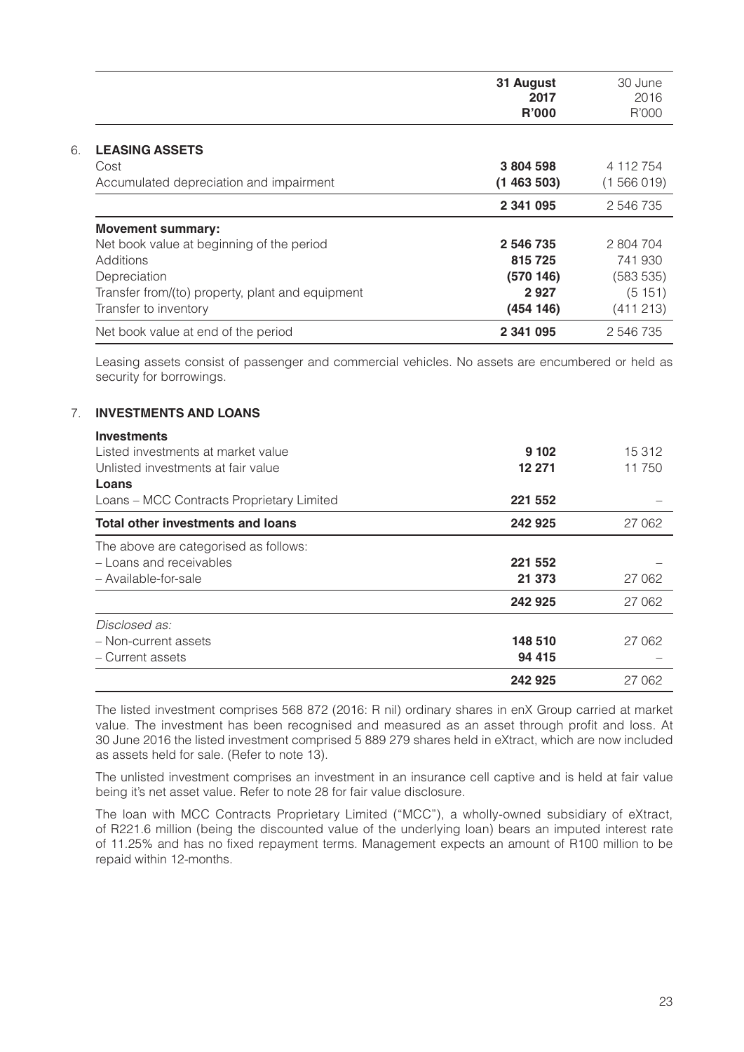| | 31 August 2017 R'000 | 30 June 2016 R'000 |
|---|---|---|
| **6. LEASING ASSETS** | | |
| Cost | **3 804 598** | 4 112 754 |
| Accumulated depreciation and impairment | **(1 463 503)** | (1 566 019) |
| | **2 341 095** | 2 546 735 |
| **Movement summary:** | | |
| Net book value at beginning of the period | **2 546 735** | 2 804 704 |
| Additions | **815 725** | 741 930 |
| Depreciation | **(570 146)** | (583 535) |
| Transfer from/(to) property, plant and equipment | **2 927** | (5 151) |
| Transfer to inventory | **(454 146)** | (411 213) |
| Net book value at end of the period | **2 341 095** | 2 546 735 |

Leasing assets consist of passenger and commercial vehicles. No assets are encumbered or held as security for borrowings.

## 7. INVESTMENTS AND LOANS

| | 31 August 2017 R'000 | 30 June 2016 R'000 |
|---|---|---|
| **Investments** | | |
| Listed investments at market value | **9 102** | 15 312 |
| Unlisted investments at fair value | **12 271** | 11 750 |
| **Loans** | | |
| Loans – MCC Contracts Proprietary Limited | **221 552** | – |
| **Total other investments and loans** | **242 925** | 27 062 |
| The above are categorised as follows: | | |
| – Loans and receivables | **221 552** | – |
| – Available-for-sale | **21 373** | 27 062 |
| | **242 925** | 27 062 |
| *Disclosed as:* | | |
| – Non-current assets | **148 510** | 27 062 |
| – Current assets | **94 415** | – |
| | **242 925** | 27 062 |

The listed investment comprises 568 872 (2016: R nil) ordinary shares in enX Group carried at market value. The investment has been recognised and measured as an asset through profit and loss. At 30 June 2016 the listed investment comprised 5 889 279 shares held in eXtract, which are now included as assets held for sale. (Refer to note 13).

The unlisted investment comprises an investment in an insurance cell captive and is held at fair value being it's net asset value. Refer to note 28 for fair value disclosure.

The loan with MCC Contracts Proprietary Limited ("MCC"), a wholly-owned subsidiary of eXtract, of R221.6 million (being the discounted value of the underlying loan) bears an imputed interest rate of 11.25% and has no fixed repayment terms. Management expects an amount of R100 million to be repaid within 12-months.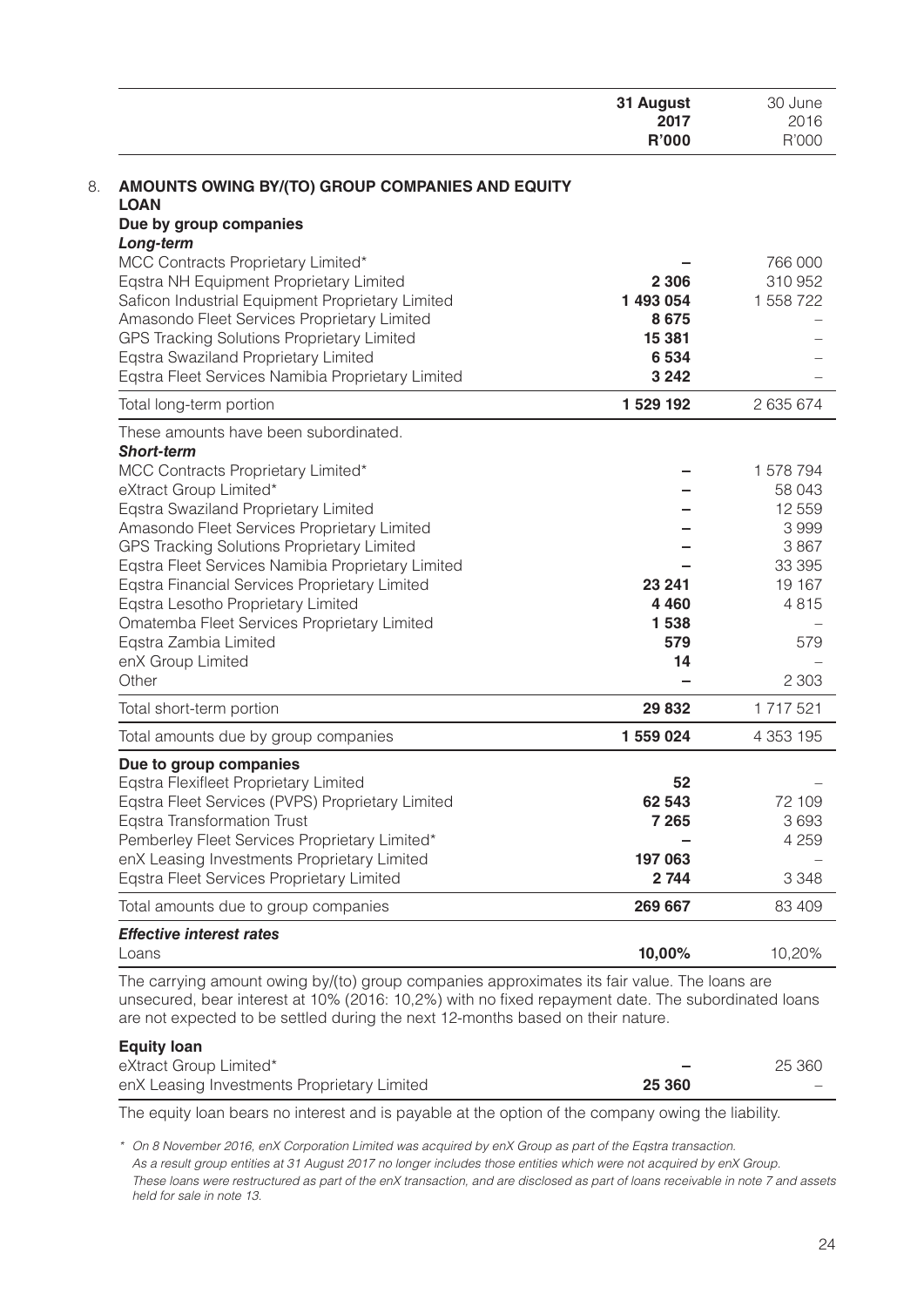| | 31 August 2017 R'000 | 30 June 2016 R'000 |
|---|---|---|
| **8. AMOUNTS OWING BY/(TO) GROUP COMPANIES AND EQUITY LOAN** | | |
| **Due by group companies** | | |
| ***Long-term*** | | |
| MCC Contracts Proprietary Limited* | **–** | 766 000 |
| Eqstra NH Equipment Proprietary Limited | **2 306** | 310 952 |
| Saficon Industrial Equipment Proprietary Limited | **1 493 054** | 1 558 722 |
| Amasondo Fleet Services Proprietary Limited | **8 675** | – |
| GPS Tracking Solutions Proprietary Limited | **15 381** | – |
| Eqstra Swaziland Proprietary Limited | **6 534** | – |
| Eqstra Fleet Services Namibia Proprietary Limited | **3 242** | – |
| Total long-term portion | **1 529 192** | 2 635 674 |
| These amounts have been subordinated. | | |
| ***Short-term*** | | |
| MCC Contracts Proprietary Limited* | **–** | 1 578 794 |
| eXtract Group Limited* | **–** | 58 043 |
| Eqstra Swaziland Proprietary Limited | **–** | 12 559 |
| Amasondo Fleet Services Proprietary Limited | **–** | 3 999 |
| GPS Tracking Solutions Proprietary Limited | **–** | 3 867 |
| Eqstra Fleet Services Namibia Proprietary Limited | **–** | 33 395 |
| Eqstra Financial Services Proprietary Limited | **23 241** | 19 167 |
| Eqstra Lesotho Proprietary Limited | **4 460** | 4 815 |
| Omatemba Fleet Services Proprietary Limited | **1 538** | – |
| Eqstra Zambia Limited | **579** | 579 |
| enX Group Limited | **14** | – |
| Other | **–** | 2 303 |
| Total short-term portion | **29 832** | 1 717 521 |
| Total amounts due by group companies | **1 559 024** | 4 353 195 |
| **Due to group companies** | | |
| Eqstra Flexifleet Proprietary Limited | **52** | – |
| Eqstra Fleet Services (PVPS) Proprietary Limited | **62 543** | 72 109 |
| Eqstra Transformation Trust | **7 265** | 3 693 |
| Pemberley Fleet Services Proprietary Limited* | **–** | 4 259 |
| enX Leasing Investments Proprietary Limited | **197 063** | – |
| Eqstra Fleet Services Proprietary Limited | **2 744** | 3 348 |
| Total amounts due to group companies | **269 667** | 83 409 |
| ***Effective interest rates*** | | |
| Loans | **10,00%** | 10,20% |

The carrying amount owing by/(to) group companies approximates its fair value. The loans are unsecured, bear interest at 10% (2016: 10,2%) with no fixed repayment date. The subordinated loans are not expected to be settled during the next 12-months based on their nature.

| **Equity loan** | | |
|---|---|---|
| eXtract Group Limited* | **–** | 25 360 |
| enX Leasing Investments Proprietary Limited | **25 360** | – |

The equity loan bears no interest and is payable at the option of the company owing the liability.

*\* On 8 November 2016, enX Corporation Limited was acquired by enX Group as part of the Eqstra transaction. As a result group entities at 31 August 2017 no longer includes those entities which were not acquired by enX Group. These loans were restructured as part of the enX transaction, and are disclosed as part of loans receivable in note 7 and assets held for sale in note 13.*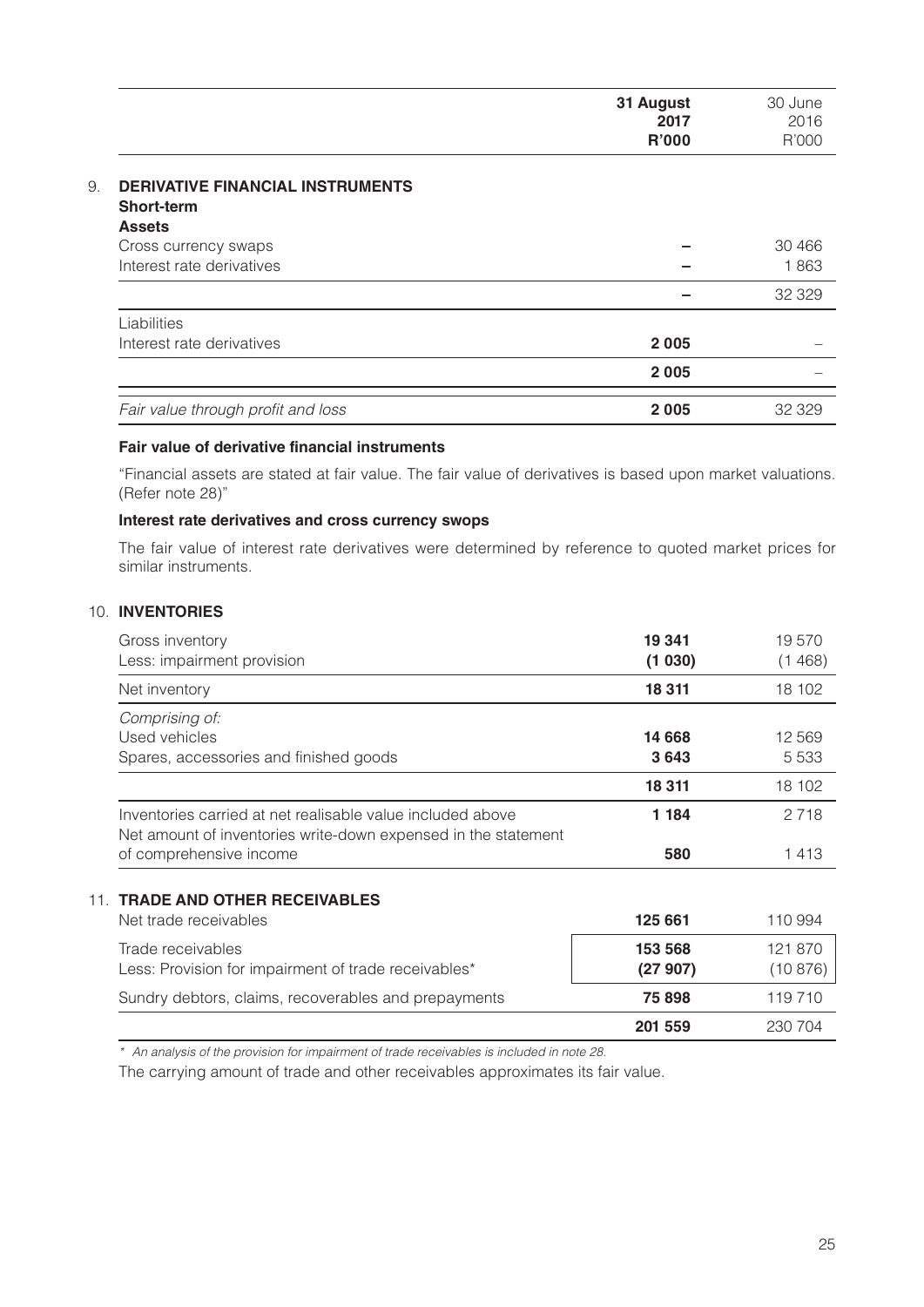|  | 31 August 2017 R'000 | 30 June 2016 R'000 |
|---|---|---|

## 9. DERIVATIVE FINANCIAL INSTRUMENTS

|  | 31 August 2017 R'000 | 30 June 2016 R'000 |
|---|---|---|
| **Short-term** | | |
| **Assets** | | |
| Cross currency swaps | – | 30 466 |
| Interest rate derivatives | – | 1 863 |
|  | – | 32 329 |
| Liabilities | | |
| Interest rate derivatives | **2 005** | – |
|  | **2 005** | – |
| *Fair value through profit and loss* | **2 005** | 32 329 |

**Fair value of derivative financial instruments**

"Financial assets are stated at fair value. The fair value of derivatives is based upon market valuations. (Refer note 28)"

**Interest rate derivatives and cross currency swops**

The fair value of interest rate derivatives were determined by reference to quoted market prices for similar instruments.

## 10. INVENTORIES

|  | 31 August 2017 R'000 | 30 June 2016 R'000 |
|---|---|---|
| Gross inventory | **19 341** | 19 570 |
| Less: impairment provision | **(1 030)** | (1 468) |
| Net inventory | **18 311** | 18 102 |
| *Comprising of:* | | |
| Used vehicles | **14 668** | 12 569 |
| Spares, accessories and finished goods | **3 643** | 5 533 |
|  | **18 311** | 18 102 |
| Inventories carried at net realisable value included above | **1 184** | 2 718 |
| Net amount of inventories write-down expensed in the statement of comprehensive income | **580** | 1 413 |

## 11. TRADE AND OTHER RECEIVABLES

|  | 31 August 2017 R'000 | 30 June 2016 R'000 |
|---|---|---|
| Net trade receivables | **125 661** | 110 994 |
| Trade receivables | **153 568** | 121 870 |
| Less: Provision for impairment of trade receivables* | **(27 907)** | (10 876) |
| Sundry debtors, claims, recoverables and prepayments | **75 898** | 119 710 |
|  | **201 559** | 230 704 |

*\* An analysis of the provision for impairment of trade receivables is included in note 28.*

The carrying amount of trade and other receivables approximates its fair value.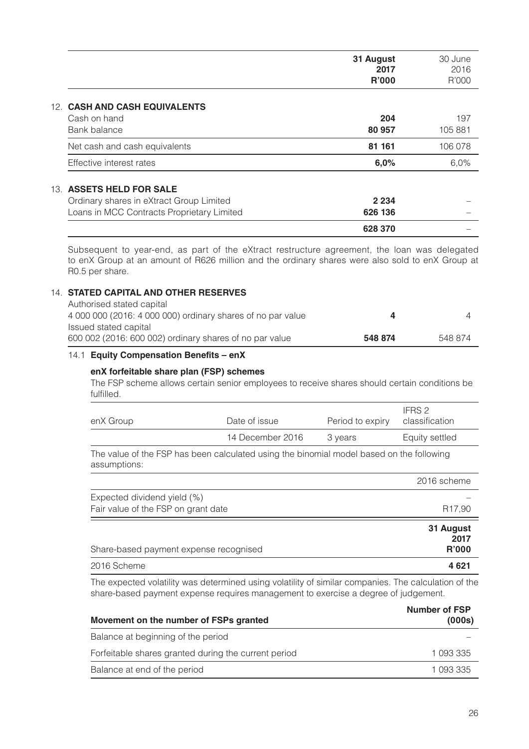| | 31 August 2017 R'000 | 30 June 2016 R'000 |
|---|---|---|
| **12. CASH AND CASH EQUIVALENTS** | | |
| Cash on hand | **204** | 197 |
| Bank balance | **80 957** | 105 881 |
| Net cash and cash equivalents | **81 161** | 106 078 |
| Effective interest rates | **6,0%** | 6,0% |
| **13. ASSETS HELD FOR SALE** | | |
| Ordinary shares in eXtract Group Limited | **2 234** | – |
| Loans in MCC Contracts Proprietary Limited | **626 136** | – |
| | **628 370** | – |

Subsequent to year-end, as part of the eXtract restructure agreement, the loan was delegated to enX Group at an amount of R626 million and the ordinary shares were also sold to enX Group at R0.5 per share.

## 14. STATED CAPITAL AND OTHER RESERVES

| | 31 August 2017 R'000 | 30 June 2016 R'000 |
|---|---|---|
| Authorised stated capital | | |
| 4 000 000 (2016: 4 000 000) ordinary shares of no par value | **4** | 4 |
| Issued stated capital | | |
| 600 002 (2016: 600 002) ordinary shares of no par value | **548 874** | 548 874 |

### 14.1 Equity Compensation Benefits – enX

**enX forfeitable share plan (FSP) schemes**

The FSP scheme allows certain senior employees to receive shares should certain conditions be fulfilled.

| enX Group | Date of issue | Period to expiry | IFRS 2 classification |
|---|---|---|---|
| | 14 December 2016 | 3 years | Equity settled |

The value of the FSP has been calculated using the binomial model based on the following assumptions:

| | 2016 scheme |
|---|---|
| Expected dividend yield (%) | – |
| Fair value of the FSP on grant date | R17,90 |

| Share-based payment expense recognised | 31 August 2017 R'000 |
|---|---|
| 2016 Scheme | **4 621** |

The expected volatility was determined using volatility of similar companies. The calculation of the share-based payment expense requires management to exercise a degree of judgement.

| Movement on the number of FSPs granted | Number of FSP (000s) |
|---|---|
| Balance at beginning of the period | – |
| Forfeitable shares granted during the current period | 1 093 335 |
| Balance at end of the period | 1 093 335 |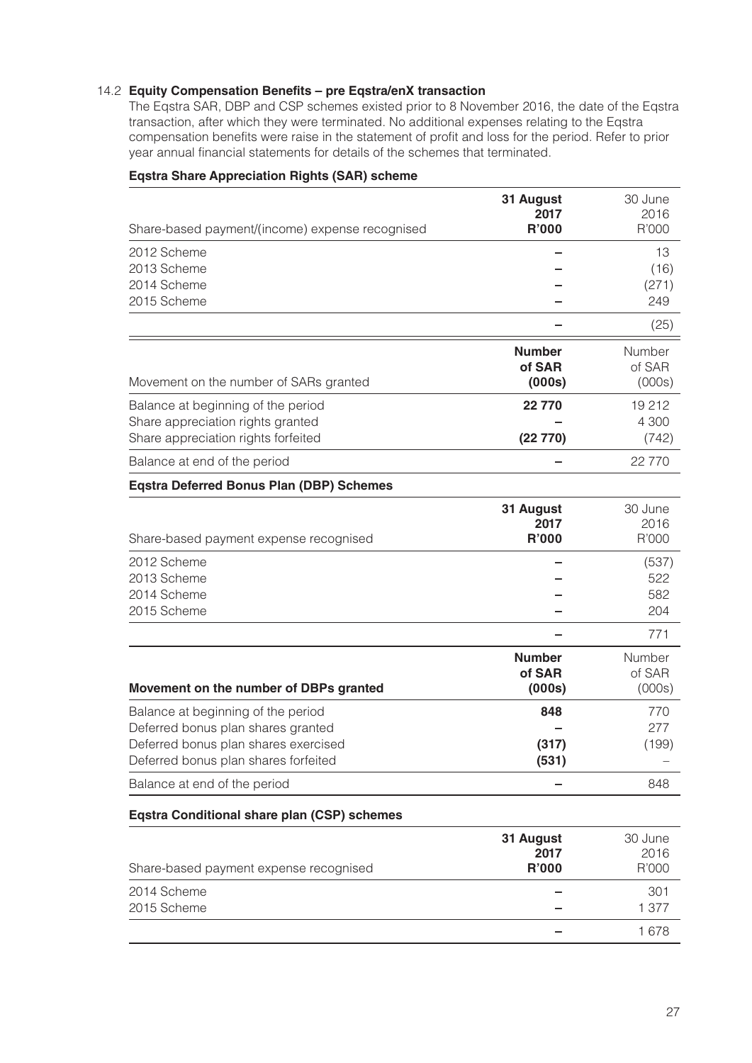### 14.2 Equity Compensation Benefits – pre Eqstra/enX transaction

The Eqstra SAR, DBP and CSP schemes existed prior to 8 November 2016, the date of the Eqstra transaction, after which they were terminated. No additional expenses relating to the Eqstra compensation benefits were raise in the statement of profit and loss for the period. Refer to prior year annual financial statements for details of the schemes that terminated.

**Eqstra Share Appreciation Rights (SAR) scheme**

| Share-based payment/(income) expense recognised | **31 August 2017 R'000** | 30 June 2016 R'000 |
|---|---|---|
| 2012 Scheme | **–** | 13 |
| 2013 Scheme | **–** | (16) |
| 2014 Scheme | **–** | (271) |
| 2015 Scheme | **–** | 249 |
| | **–** | (25) |

| Movement on the number of SARs granted | **Number of SAR (000s)** | Number of SAR (000s) |
|---|---|---|
| Balance at beginning of the period | **22 770** | 19 212 |
| Share appreciation rights granted | **–** | 4 300 |
| Share appreciation rights forfeited | **(22 770)** | (742) |
| Balance at end of the period | **–** | 22 770 |

**Eqstra Deferred Bonus Plan (DBP) Schemes**

| Share-based payment expense recognised | **31 August 2017 R'000** | 30 June 2016 R'000 |
|---|---|---|
| 2012 Scheme | **–** | (537) |
| 2013 Scheme | **–** | 522 |
| 2014 Scheme | **–** | 582 |
| 2015 Scheme | **–** | 204 |
| | **–** | 771 |

| **Movement on the number of DBPs granted** | **Number of SAR (000s)** | Number of SAR (000s) |
|---|---|---|
| Balance at beginning of the period | **848** | 770 |
| Deferred bonus plan shares granted | **–** | 277 |
| Deferred bonus plan shares exercised | **(317)** | (199) |
| Deferred bonus plan shares forfeited | **(531)** | – |
| Balance at end of the period | **–** | 848 |

**Eqstra Conditional share plan (CSP) schemes**

| Share-based payment expense recognised | **31 August 2017 R'000** | 30 June 2016 R'000 |
|---|---|---|
| 2014 Scheme | **–** | 301 |
| 2015 Scheme | **–** | 1 377 |
| | **–** | 1 678 |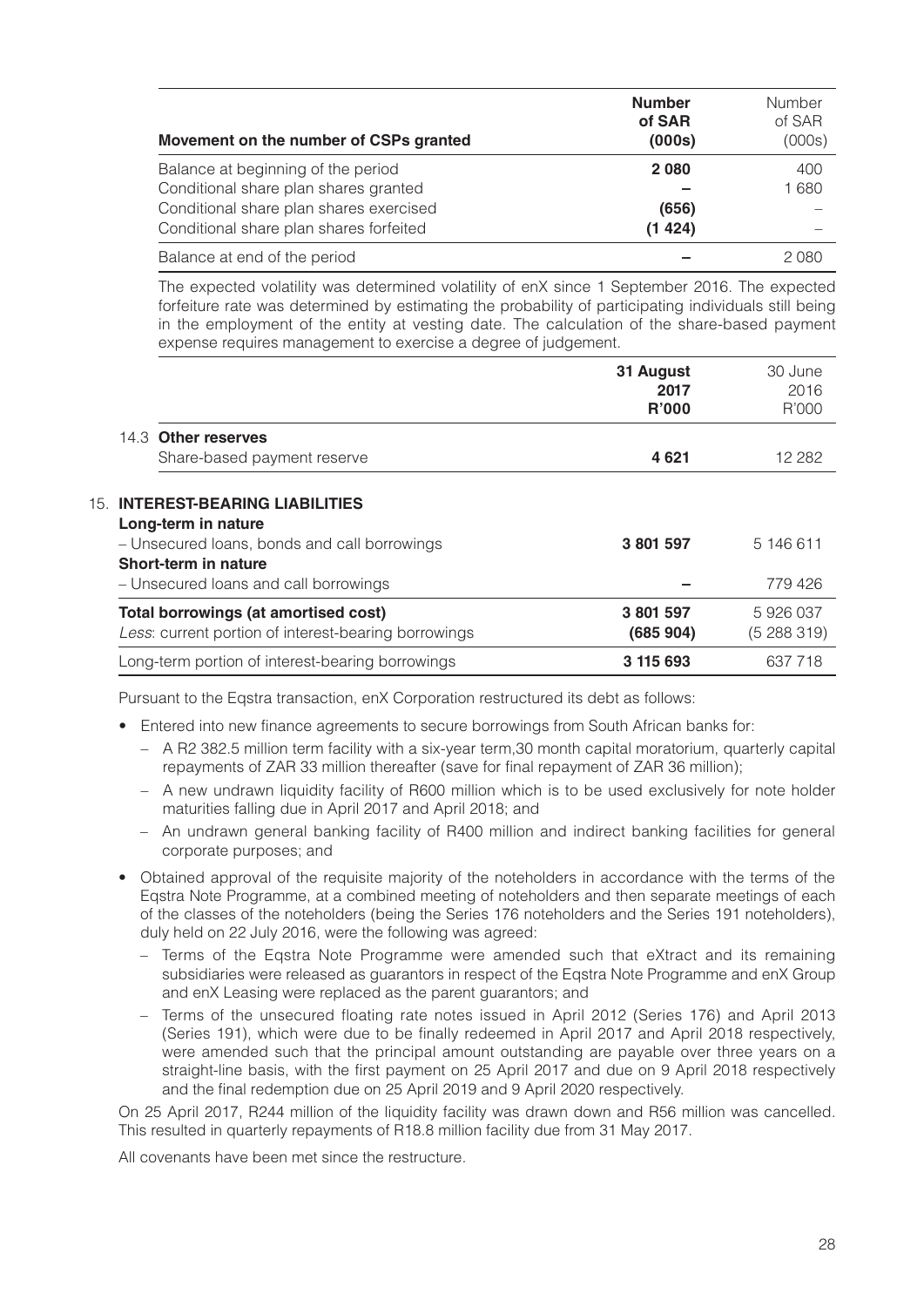| Movement on the number of CSPs granted | **Number of SAR (000s)** | Number of SAR (000s) |
|---|---|---|
| Balance at beginning of the period | **2 080** | 400 |
| Conditional share plan shares granted | **–** | 1 680 |
| Conditional share plan shares exercised | **(656)** | – |
| Conditional share plan shares forfeited | **(1 424)** | – |
| Balance at end of the period | **–** | 2 080 |

The expected volatility was determined volatility of enX since 1 September 2016. The expected forfeiture rate was determined by estimating the probability of participating individuals still being in the employment of the entity at vesting date. The calculation of the share-based payment expense requires management to exercise a degree of judgement.

| | **31 August 2017 R'000** | 30 June 2016 R'000 |
|---|---|---|
| **14.3 Other reserves** | | |
| Share-based payment reserve | **4 621** | 12 282 |

## 15. INTEREST-BEARING LIABILITIES

| | **31 August 2017 R'000** | 30 June 2016 R'000 |
|---|---|---|
| **Long-term in nature** | | |
| – Unsecured loans, bonds and call borrowings | **3 801 597** | 5 146 611 |
| **Short-term in nature** | | |
| – Unsecured loans and call borrowings | **–** | 779 426 |
| **Total borrowings (at amortised cost)** | **3 801 597** | 5 926 037 |
| *Less*: current portion of interest-bearing borrowings | **(685 904)** | (5 288 319) |
| Long-term portion of interest-bearing borrowings | **3 115 693** | 637 718 |

Pursuant to the Eqstra transaction, enX Corporation restructured its debt as follows:

- Entered into new finance agreements to secure borrowings from South African banks for:
  - A R2 382.5 million term facility with a six-year term,30 month capital moratorium, quarterly capital repayments of ZAR 33 million thereafter (save for final repayment of ZAR 36 million);
  - A new undrawn liquidity facility of R600 million which is to be used exclusively for note holder maturities falling due in April 2017 and April 2018; and
  - An undrawn general banking facility of R400 million and indirect banking facilities for general corporate purposes; and
- Obtained approval of the requisite majority of the noteholders in accordance with the terms of the Eqstra Note Programme, at a combined meeting of noteholders and then separate meetings of each of the classes of the noteholders (being the Series 176 noteholders and the Series 191 noteholders), duly held on 22 July 2016, were the following was agreed:
  - Terms of the Eqstra Note Programme were amended such that eXtract and its remaining subsidiaries were released as guarantors in respect of the Eqstra Note Programme and enX Group and enX Leasing were replaced as the parent guarantors; and
  - Terms of the unsecured floating rate notes issued in April 2012 (Series 176) and April 2013 (Series 191), which were due to be finally redeemed in April 2017 and April 2018 respectively, were amended such that the principal amount outstanding are payable over three years on a straight-line basis, with the first payment on 25 April 2017 and due on 9 April 2018 respectively and the final redemption due on 25 April 2019 and 9 April 2020 respectively.

On 25 April 2017, R244 million of the liquidity facility was drawn down and R56 million was cancelled. This resulted in quarterly repayments of R18.8 million facility due from 31 May 2017.

All covenants have been met since the restructure.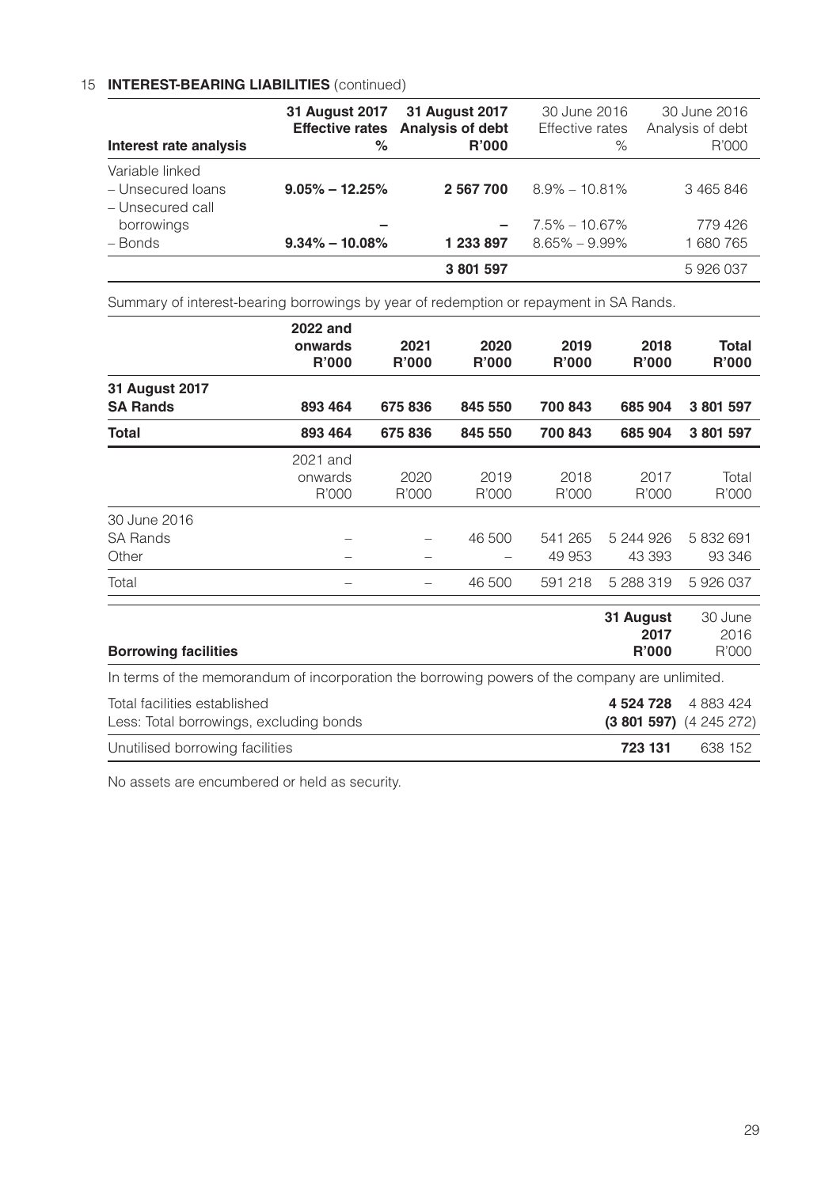## 15 INTEREST-BEARING LIABILITIES (continued)

| Interest rate analysis | 31 August 2017 Effective rates % | 31 August 2017 Analysis of debt R'000 | 30 June 2016 Effective rates % | 30 June 2016 Analysis of debt R'000 |
|---|---|---|---|---|
| Variable linked | | | | |
| – Unsecured loans | **9.05% – 12.25%** | **2 567 700** | 8.9% – 10.81% | 3 465 846 |
| – Unsecured call borrowings | **–** | **–** | 7.5% – 10.67% | 779 426 |
| – Bonds | **9.34% – 10.08%** | **1 233 897** | 8.65% – 9.99% | 1 680 765 |
| | | **3 801 597** | | 5 926 037 |

Summary of interest-bearing borrowings by year of redemption or repayment in SA Rands.

| | 2022 and onwards R'000 | 2021 R'000 | 2020 R'000 | 2019 R'000 | 2018 R'000 | Total R'000 |
|---|---|---|---|---|---|---|
| **31 August 2017** | | | | | | |
| **SA Rands** | **893 464** | **675 836** | **845 550** | **700 843** | **685 904** | **3 801 597** |
| **Total** | **893 464** | **675 836** | **845 550** | **700 843** | **685 904** | **3 801 597** |

| | 2021 and onwards R'000 | 2020 R'000 | 2019 R'000 | 2018 R'000 | 2017 R'000 | Total R'000 |
|---|---|---|---|---|---|---|
| 30 June 2016 | | | | | | |
| SA Rands | – | – | 46 500 | 541 265 | 5 244 926 | 5 832 691 |
| Other | – | – | – | 49 953 | 43 393 | 93 346 |
| Total | – | – | 46 500 | 591 218 | 5 288 319 | 5 926 037 |

| Borrowing facilities | 31 August 2017 R'000 | 30 June 2016 R'000 |
|---|---|---|
| In terms of the memorandum of incorporation the borrowing powers of the company are unlimited. | | |
| Total facilities established | **4 524 728** | 4 883 424 |
| Less: Total borrowings, excluding bonds | **(3 801 597)** | (4 245 272) |
| Unutilised borrowing facilities | **723 131** | 638 152 |

No assets are encumbered or held as security.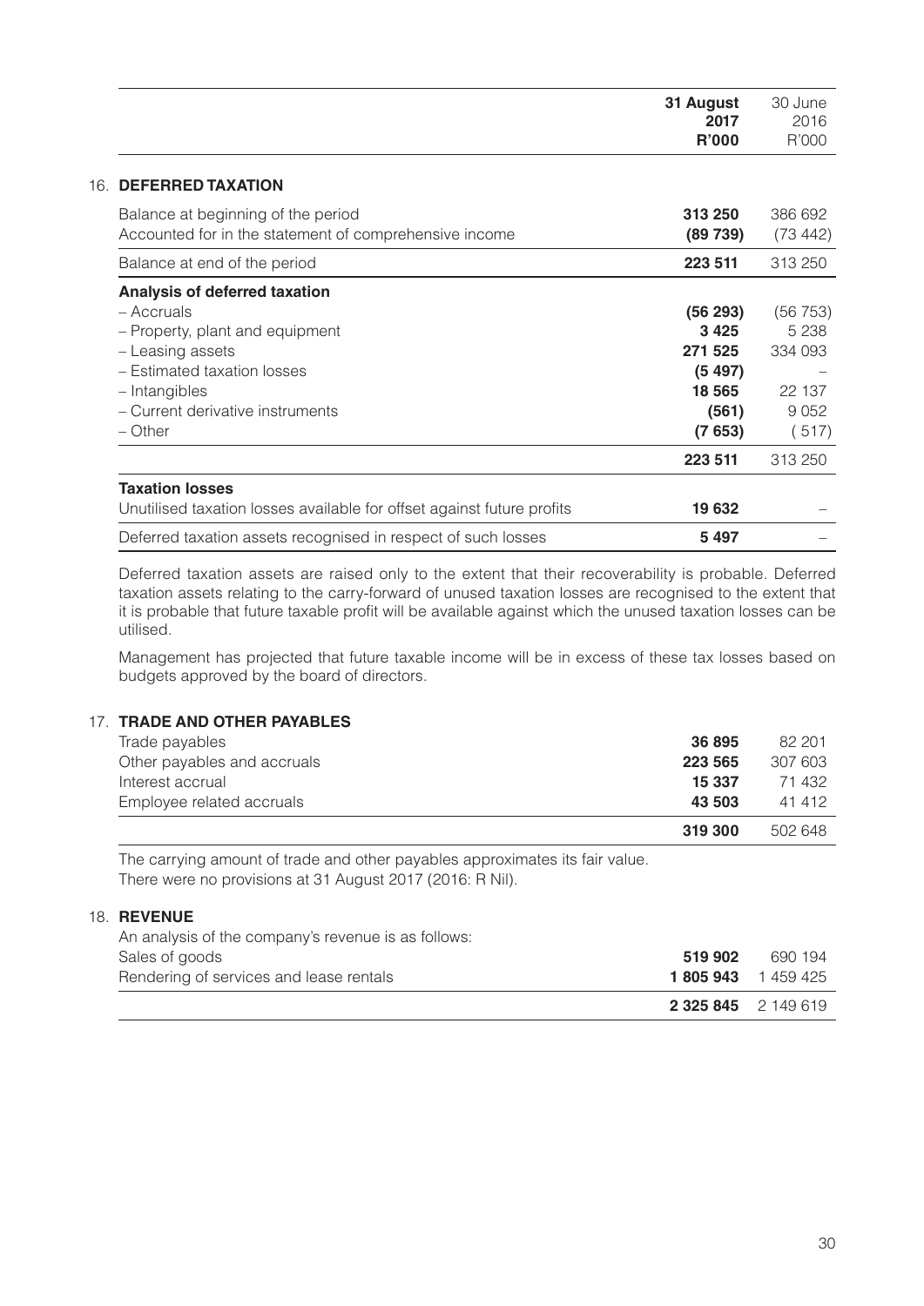| | 31 August 2017 R'000 | 30 June 2016 R'000 |
|---|---|---|

## 16. DEFERRED TAXATION

| | 31 August 2017 R'000 | 30 June 2016 R'000 |
|---|---|---|
| Balance at beginning of the period | **313 250** | 386 692 |
| Accounted for in the statement of comprehensive income | **(89 739)** | (73 442) |
| Balance at end of the period | **223 511** | 313 250 |
| **Analysis of deferred taxation** | | |
| – Accruals | **(56 293)** | (56 753) |
| – Property, plant and equipment | **3 425** | 5 238 |
| – Leasing assets | **271 525** | 334 093 |
| – Estimated taxation losses | **(5 497)** | – |
| – Intangibles | **18 565** | 22 137 |
| – Current derivative instruments | **(561)** | 9 052 |
| – Other | **(7 653)** | ( 517) |
| | **223 511** | 313 250 |
| **Taxation losses** | | |
| Unutilised taxation losses available for offset against future profits | **19 632** | – |
| Deferred taxation assets recognised in respect of such losses | **5 497** | – |

Deferred taxation assets are raised only to the extent that their recoverability is probable. Deferred taxation assets relating to the carry-forward of unused taxation losses are recognised to the extent that it is probable that future taxable profit will be available against which the unused taxation losses can be utilised.

Management has projected that future taxable income will be in excess of these tax losses based on budgets approved by the board of directors.

## 17. TRADE AND OTHER PAYABLES

| | 31 August 2017 R'000 | 30 June 2016 R'000 |
|---|---|---|
| Trade payables | **36 895** | 82 201 |
| Other payables and accruals | **223 565** | 307 603 |
| Interest accrual | **15 337** | 71 432 |
| Employee related accruals | **43 503** | 41 412 |
| | **319 300** | 502 648 |

The carrying amount of trade and other payables approximates its fair value.
There were no provisions at 31 August 2017 (2016: R Nil).

## 18. REVENUE

An analysis of the company's revenue is as follows:

| | 31 August 2017 R'000 | 30 June 2016 R'000 |
|---|---|---|
| Sales of goods | **519 902** | 690 194 |
| Rendering of services and lease rentals | **1 805 943** | 1 459 425 |
| | **2 325 845** | 2 149 619 |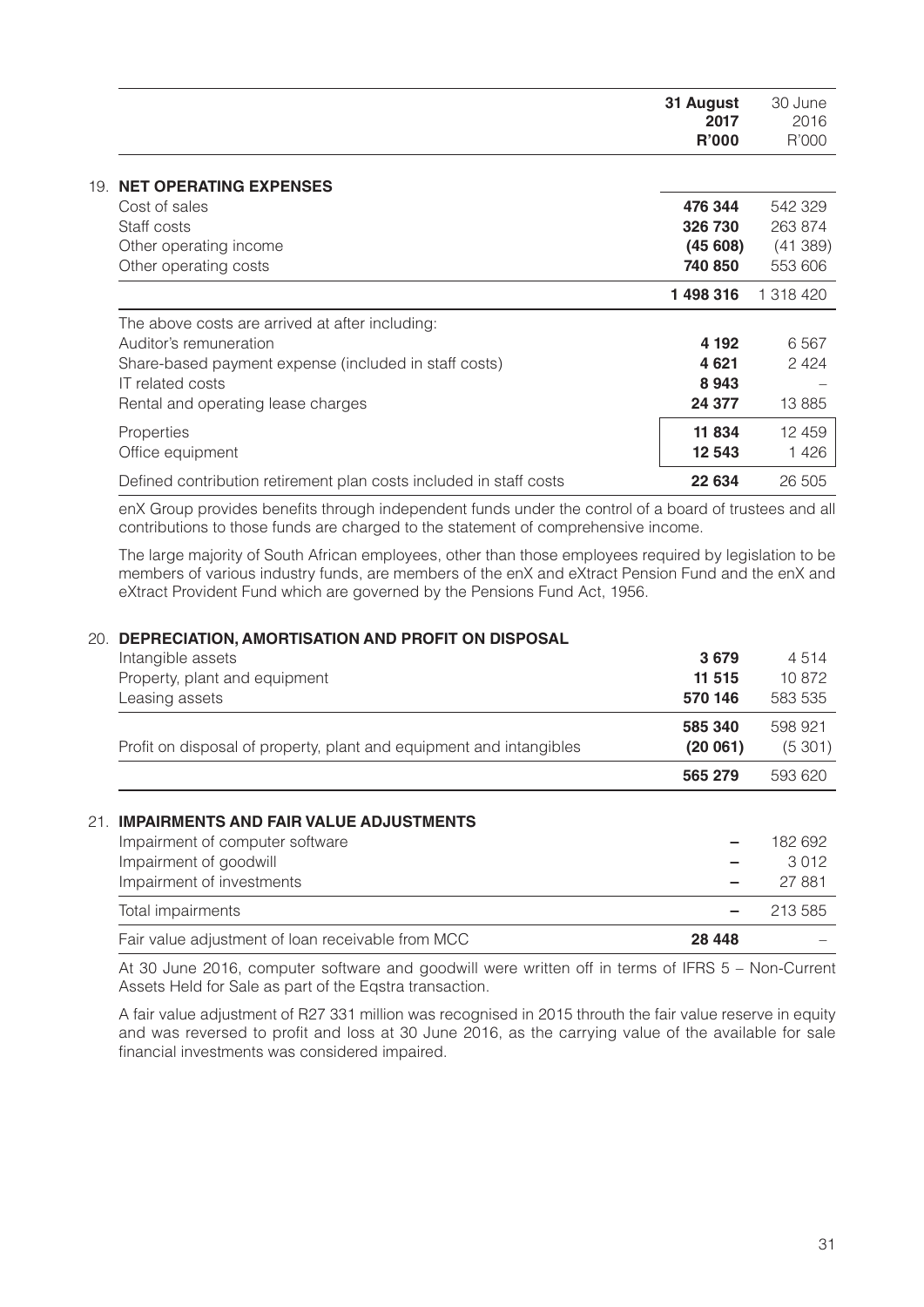| | 31 August 2017 R'000 | 30 June 2016 R'000 |
|---|---|---|
| **19. NET OPERATING EXPENSES** | | |
| Cost of sales | **476 344** | 542 329 |
| Staff costs | **326 730** | 263 874 |
| Other operating income | **(45 608)** | (41 389) |
| Other operating costs | **740 850** | 553 606 |
| | **1 498 316** | 1 318 420 |
| The above costs are arrived at after including: | | |
| Auditor's remuneration | **4 192** | 6 567 |
| Share-based payment expense (included in staff costs) | **4 621** | 2 424 |
| IT related costs | **8 943** | – |
| Rental and operating lease charges | **24 377** | 13 885 |
| Properties | **11 834** | 12 459 |
| Office equipment | **12 543** | 1 426 |
| Defined contribution retirement plan costs included in staff costs | **22 634** | 26 505 |

enX Group provides benefits through independent funds under the control of a board of trustees and all contributions to those funds are charged to the statement of comprehensive income.

The large majority of South African employees, other than those employees required by legislation to be members of various industry funds, are members of the enX and eXtract Pension Fund and the enX and eXtract Provident Fund which are governed by the Pensions Fund Act, 1956.

| | 31 August 2017 R'000 | 30 June 2016 R'000 |
|---|---|---|
| **20. DEPRECIATION, AMORTISATION AND PROFIT ON DISPOSAL** | | |
| Intangible assets | **3 679** | 4 514 |
| Property, plant and equipment | **11 515** | 10 872 |
| Leasing assets | **570 146** | 583 535 |
| | **585 340** | 598 921 |
| Profit on disposal of property, plant and equipment and intangibles | **(20 061)** | (5 301) |
| | **565 279** | 593 620 |

| | 31 August 2017 R'000 | 30 June 2016 R'000 |
|---|---|---|
| **21. IMPAIRMENTS AND FAIR VALUE ADJUSTMENTS** | | |
| Impairment of computer software | **–** | 182 692 |
| Impairment of goodwill | **–** | 3 012 |
| Impairment of investments | **–** | 27 881 |
| Total impairments | **–** | 213 585 |
| Fair value adjustment of loan receivable from MCC | **28 448** | – |

At 30 June 2016, computer software and goodwill were written off in terms of IFRS 5 – Non-Current Assets Held for Sale as part of the Eqstra transaction.

A fair value adjustment of R27 331 million was recognised in 2015 throuth the fair value reserve in equity and was reversed to profit and loss at 30 June 2016, as the carrying value of the available for sale financial investments was considered impaired.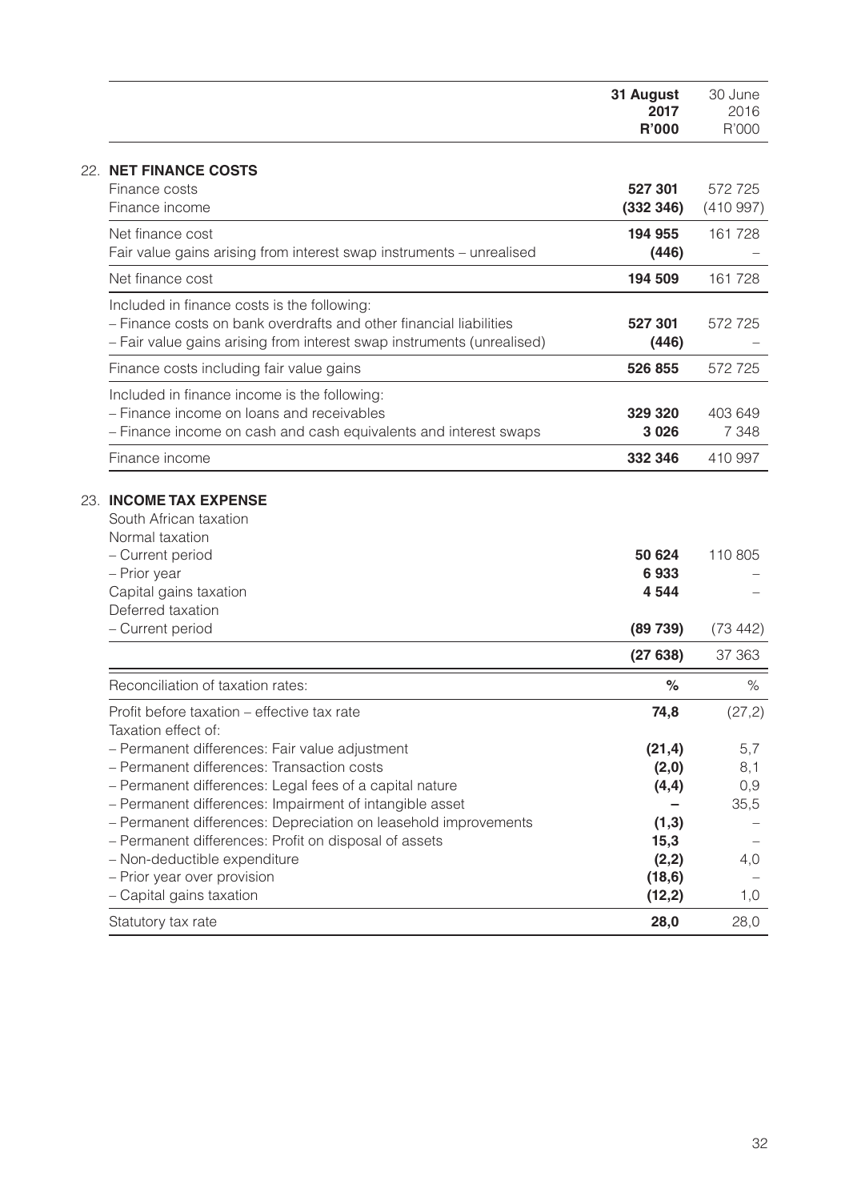| | 31 August 2017 R'000 | 30 June 2016 R'000 |
|---|---|---|
| **22. NET FINANCE COSTS** | | |
| Finance costs | **527 301** | 572 725 |
| Finance income | **(332 346)** | (410 997) |
| Net finance cost | **194 955** | 161 728 |
| Fair value gains arising from interest swap instruments – unrealised | **(446)** | – |
| Net finance cost | **194 509** | 161 728 |
| Included in finance costs is the following: | | |
| – Finance costs on bank overdrafts and other financial liabilities | **527 301** | 572 725 |
| – Fair value gains arising from interest swap instruments (unrealised) | **(446)** | – |
| Finance costs including fair value gains | **526 855** | 572 725 |
| Included in finance income is the following: | | |
| – Finance income on loans and receivables | **329 320** | 403 649 |
| – Finance income on cash and cash equivalents and interest swaps | **3 026** | 7 348 |
| Finance income | **332 346** | 410 997 |

| | 31 August 2017 R'000 | 30 June 2016 R'000 |
|---|---|---|
| **23. INCOME TAX EXPENSE** | | |
| South African taxation | | |
| Normal taxation | | |
| – Current period | **50 624** | 110 805 |
| – Prior year | **6 933** | – |
| Capital gains taxation | **4 544** | – |
| Deferred taxation | | |
| – Current period | **(89 739)** | (73 442) |
| | **(27 638)** | 37 363 |
| Reconciliation of taxation rates: | **%** | % |
| Profit before taxation – effective tax rate | **74,8** | (27,2) |
| Taxation effect of: | | |
| – Permanent differences: Fair value adjustment | **(21,4)** | 5,7 |
| – Permanent differences: Transaction costs | **(2,0)** | 8,1 |
| – Permanent differences: Legal fees of a capital nature | **(4,4)** | 0,9 |
| – Permanent differences: Impairment of intangible asset | **–** | 35,5 |
| – Permanent differences: Depreciation on leasehold improvements | **(1,3)** | – |
| – Permanent differences: Profit on disposal of assets | **15,3** | – |
| – Non-deductible expenditure | **(2,2)** | 4,0 |
| – Prior year over provision | **(18,6)** | – |
| – Capital gains taxation | **(12,2)** | 1,0 |
| Statutory tax rate | **28,0** | 28,0 |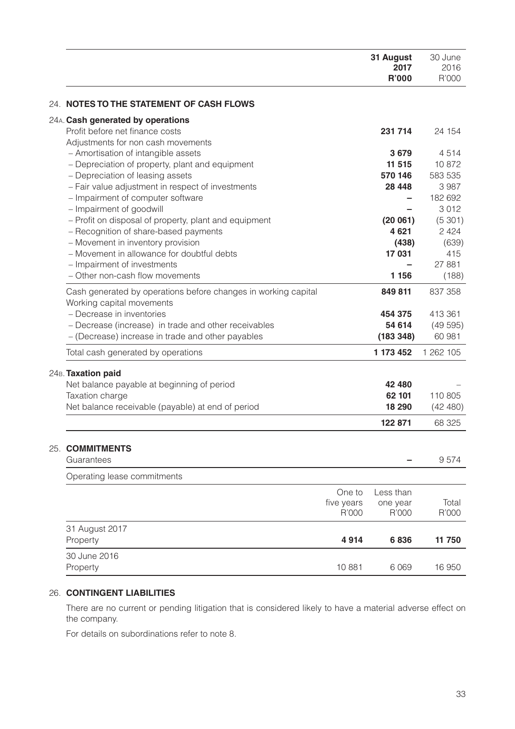| | 31 August 2017 R'000 | 30 June 2016 R'000 |
|---|---|---|
| **24. NOTES TO THE STATEMENT OF CASH FLOWS** | | |
| **24A. Cash generated by operations** | | |
| Profit before net finance costs | **231 714** | 24 154 |
| Adjustments for non cash movements | | |
| – Amortisation of intangible assets | **3 679** | 4 514 |
| – Depreciation of property, plant and equipment | **11 515** | 10 872 |
| – Depreciation of leasing assets | **570 146** | 583 535 |
| – Fair value adjustment in respect of investments | **28 448** | 3 987 |
| – Impairment of computer software | **–** | 182 692 |
| – Impairment of goodwill | **–** | 3 012 |
| – Profit on disposal of property, plant and equipment | **(20 061)** | (5 301) |
| – Recognition of share-based payments | **4 621** | 2 424 |
| – Movement in inventory provision | **(438)** | (639) |
| – Movement in allowance for doubtful debts | **17 031** | 415 |
| – Impairment of investments | **–** | 27 881 |
| – Other non-cash flow movements | **1 156** | (188) |
| Cash generated by operations before changes in working capital | **849 811** | 837 358 |
| Working capital movements | | |
| – Decrease in inventories | **454 375** | 413 361 |
| – Decrease (increase) in trade and other receivables | **54 614** | (49 595) |
| – (Decrease) increase in trade and other payables | **(183 348)** | 60 981 |
| Total cash generated by operations | **1 173 452** | 1 262 105 |
| **24B. Taxation paid** | | |
| Net balance payable at beginning of period | **42 480** | – |
| Taxation charge | **62 101** | 110 805 |
| Net balance receivable (payable) at end of period | **18 290** | (42 480) |
| | **122 871** | 68 325 |
| **25. COMMITMENTS** | | |
| Guarantees | **–** | 9 574 |

Operating lease commitments

| | One to five years R'000 | Less than one year R'000 | Total R'000 |
|---|---|---|---|
| 31 August 2017 | | | |
| Property | **4 914** | **6 836** | **11 750** |
| 30 June 2016 | | | |
| Property | 10 881 | 6 069 | 16 950 |

## 26. CONTINGENT LIABILITIES

There are no current or pending litigation that is considered likely to have a material adverse effect on the company.

For details on subordinations refer to note 8.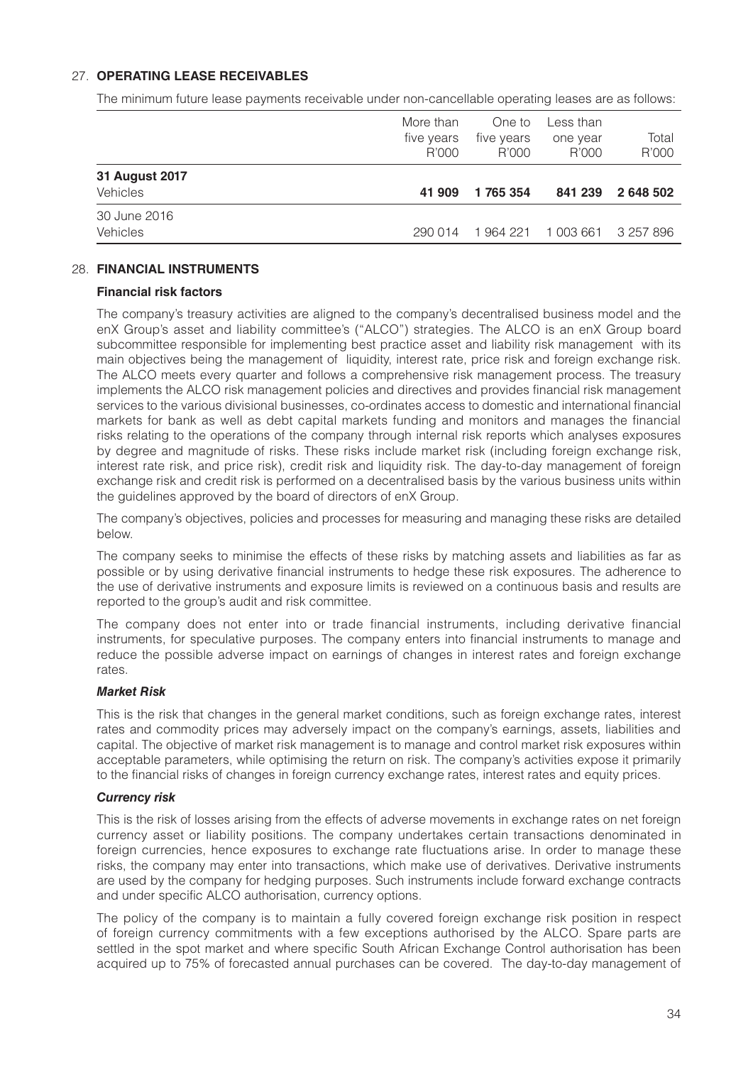## 27. OPERATING LEASE RECEIVABLES

The minimum future lease payments receivable under non-cancellable operating leases are as follows:

| | More than five years R'000 | One to five years R'000 | Less than one year R'000 | Total R'000 |
|---|---|---|---|---|
| **31 August 2017** | | | | |
| Vehicles | **41 909** | **1 765 354** | **841 239** | **2 648 502** |
| 30 June 2016 | | | | |
| Vehicles | 290 014 | 1 964 221 | 1 003 661 | 3 257 896 |

## 28. FINANCIAL INSTRUMENTS

### Financial risk factors

The company's treasury activities are aligned to the company's decentralised business model and the enX Group's asset and liability committee's ("ALCO") strategies. The ALCO is an enX Group board subcommittee responsible for implementing best practice asset and liability risk management with its main objectives being the management of liquidity, interest rate, price risk and foreign exchange risk. The ALCO meets every quarter and follows a comprehensive risk management process. The treasury implements the ALCO risk management policies and directives and provides financial risk management services to the various divisional businesses, co-ordinates access to domestic and international financial markets for bank as well as debt capital markets funding and monitors and manages the financial risks relating to the operations of the company through internal risk reports which analyses exposures by degree and magnitude of risks. These risks include market risk (including foreign exchange risk, interest rate risk, and price risk), credit risk and liquidity risk. The day-to-day management of foreign exchange risk and credit risk is performed on a decentralised basis by the various business units within the guidelines approved by the board of directors of enX Group.

The company's objectives, policies and processes for measuring and managing these risks are detailed below.

The company seeks to minimise the effects of these risks by matching assets and liabilities as far as possible or by using derivative financial instruments to hedge these risk exposures. The adherence to the use of derivative instruments and exposure limits is reviewed on a continuous basis and results are reported to the group's audit and risk committee.

The company does not enter into or trade financial instruments, including derivative financial instruments, for speculative purposes. The company enters into financial instruments to manage and reduce the possible adverse impact on earnings of changes in interest rates and foreign exchange rates.

#### *Market Risk*

This is the risk that changes in the general market conditions, such as foreign exchange rates, interest rates and commodity prices may adversely impact on the company's earnings, assets, liabilities and capital. The objective of market risk management is to manage and control market risk exposures within acceptable parameters, while optimising the return on risk. The company's activities expose it primarily to the financial risks of changes in foreign currency exchange rates, interest rates and equity prices.

#### *Currency risk*

This is the risk of losses arising from the effects of adverse movements in exchange rates on net foreign currency asset or liability positions. The company undertakes certain transactions denominated in foreign currencies, hence exposures to exchange rate fluctuations arise. In order to manage these risks, the company may enter into transactions, which make use of derivatives. Derivative instruments are used by the company for hedging purposes. Such instruments include forward exchange contracts and under specific ALCO authorisation, currency options.

The policy of the company is to maintain a fully covered foreign exchange risk position in respect of foreign currency commitments with a few exceptions authorised by the ALCO. Spare parts are settled in the spot market and where specific South African Exchange Control authorisation has been acquired up to 75% of forecasted annual purchases can be covered. The day-to-day management of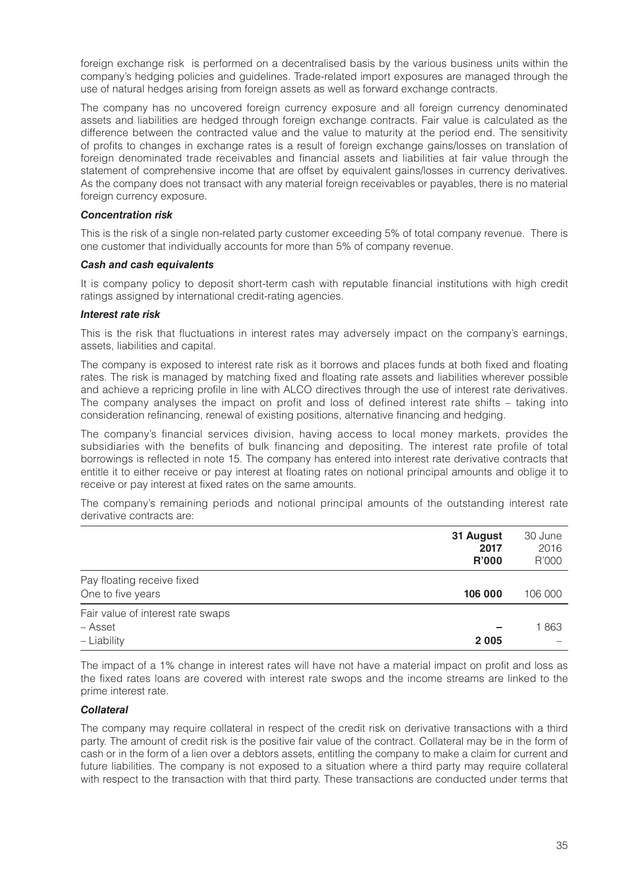foreign exchange risk  is performed on a decentralised basis by the various business units within the company's hedging policies and guidelines. Trade-related import exposures are managed through the use of natural hedges arising from foreign assets as well as forward exchange contracts.

The company has no uncovered foreign currency exposure and all foreign currency denominated assets and liabilities are hedged through foreign exchange contracts. Fair value is calculated as the difference between the contracted value and the value to maturity at the period end. The sensitivity of profits to changes in exchange rates is a result of foreign exchange gains/losses on translation of foreign denominated trade receivables and financial assets and liabilities at fair value through the statement of comprehensive income that are offset by equivalent gains/losses in currency derivatives. As the company does not transact with any material foreign receivables or payables, there is no material foreign currency exposure.

***Concentration risk***

This is the risk of a single non-related party customer exceeding 5% of total company revenue.  There is one customer that individually accounts for more than 5% of company revenue.

***Cash and cash equivalents***

It is company policy to deposit short-term cash with reputable financial institutions with high credit ratings assigned by international credit-rating agencies.

***Interest rate risk***

This is the risk that fluctuations in interest rates may adversely impact on the company's earnings, assets, liabilities and capital.

The company is exposed to interest rate risk as it borrows and places funds at both fixed and floating rates. The risk is managed by matching fixed and floating rate assets and liabilities wherever possible and achieve a repricing profile in line with ALCO directives through the use of interest rate derivatives. The company analyses the impact on profit and loss of defined interest rate shifts – taking into consideration refinancing, renewal of existing positions, alternative financing and hedging.

The company's financial services division, having access to local money markets, provides the subsidiaries with the benefits of bulk financing and depositing. The interest rate profile of total borrowings is reflected in note 15. The company has entered into interest rate derivative contracts that entitle it to either receive or pay interest at floating rates on notional principal amounts and oblige it to receive or pay interest at fixed rates on the same amounts.

The company's remaining periods and notional principal amounts of the outstanding interest rate derivative contracts are:

| | **31 August 2017 R'000** | 30 June 2016 R'000 |
|---|---|---|
| Pay floating receive fixed | | |
| One to five years | **106 000** | 106 000 |
| Fair value of interest rate swaps | | |
| – Asset | **–** | 1 863 |
| – Liability | **2 005** | – |

The impact of a 1% change in interest rates will have not have a material impact on profit and loss as the fixed rates loans are covered with interest rate swops and the income streams are linked to the prime interest rate.

***Collateral***

The company may require collateral in respect of the credit risk on derivative transactions with a third party. The amount of credit risk is the positive fair value of the contract. Collateral may be in the form of cash or in the form of a lien over a debtors assets, entitling the company to make a claim for current and future liabilities. The company is not exposed to a situation where a third party may require collateral with respect to the transaction with that third party. These transactions are conducted under terms that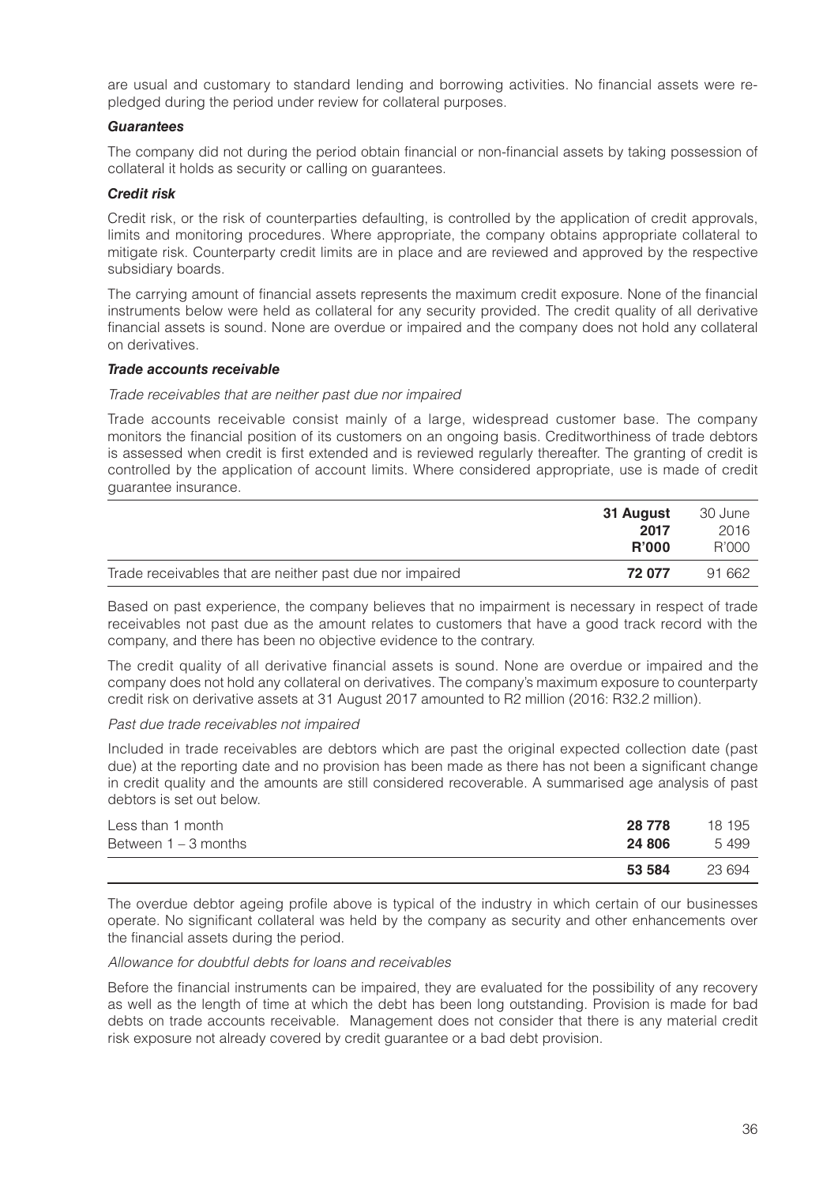are usual and customary to standard lending and borrowing activities. No financial assets were re-pledged during the period under review for collateral purposes.

***Guarantees***

The company did not during the period obtain financial or non-financial assets by taking possession of collateral it holds as security or calling on guarantees.

***Credit risk***

Credit risk, or the risk of counterparties defaulting, is controlled by the application of credit approvals, limits and monitoring procedures. Where appropriate, the company obtains appropriate collateral to mitigate risk. Counterparty credit limits are in place and are reviewed and approved by the respective subsidiary boards.

The carrying amount of financial assets represents the maximum credit exposure. None of the financial instruments below were held as collateral for any security provided. The credit quality of all derivative financial assets is sound. None are overdue or impaired and the company does not hold any collateral on derivatives.

***Trade accounts receivable***

*Trade receivables that are neither past due nor impaired*

Trade accounts receivable consist mainly of a large, widespread customer base. The company monitors the financial position of its customers on an ongoing basis. Creditworthiness of trade debtors is assessed when credit is first extended and is reviewed regularly thereafter. The granting of credit is controlled by the application of account limits. Where considered appropriate, use is made of credit guarantee insurance.

| | **31 August 2017 R'000** | 30 June 2016 R'000 |
|---|---|---|
| Trade receivables that are neither past due nor impaired | **72 077** | 91 662 |

Based on past experience, the company believes that no impairment is necessary in respect of trade receivables not past due as the amount relates to customers that have a good track record with the company, and there has been no objective evidence to the contrary.

The credit quality of all derivative financial assets is sound. None are overdue or impaired and the company does not hold any collateral on derivatives. The company's maximum exposure to counterparty credit risk on derivative assets at 31 August 2017 amounted to R2 million (2016: R32.2 million).

*Past due trade receivables not impaired*

Included in trade receivables are debtors which are past the original expected collection date (past due) at the reporting date and no provision has been made as there has not been a significant change in credit quality and the amounts are still considered recoverable. A summarised age analysis of past debtors is set out below.

| | | |
|---|---|---|
| Less than 1 month | **28 778** | 18 195 |
| Between 1 – 3 months | **24 806** | 5 499 |
| | **53 584** | 23 694 |

The overdue debtor ageing profile above is typical of the industry in which certain of our businesses operate. No significant collateral was held by the company as security and other enhancements over the financial assets during the period.

*Allowance for doubtful debts for loans and receivables*

Before the financial instruments can be impaired, they are evaluated for the possibility of any recovery as well as the length of time at which the debt has been long outstanding. Provision is made for bad debts on trade accounts receivable. Management does not consider that there is any material credit risk exposure not already covered by credit guarantee or a bad debt provision.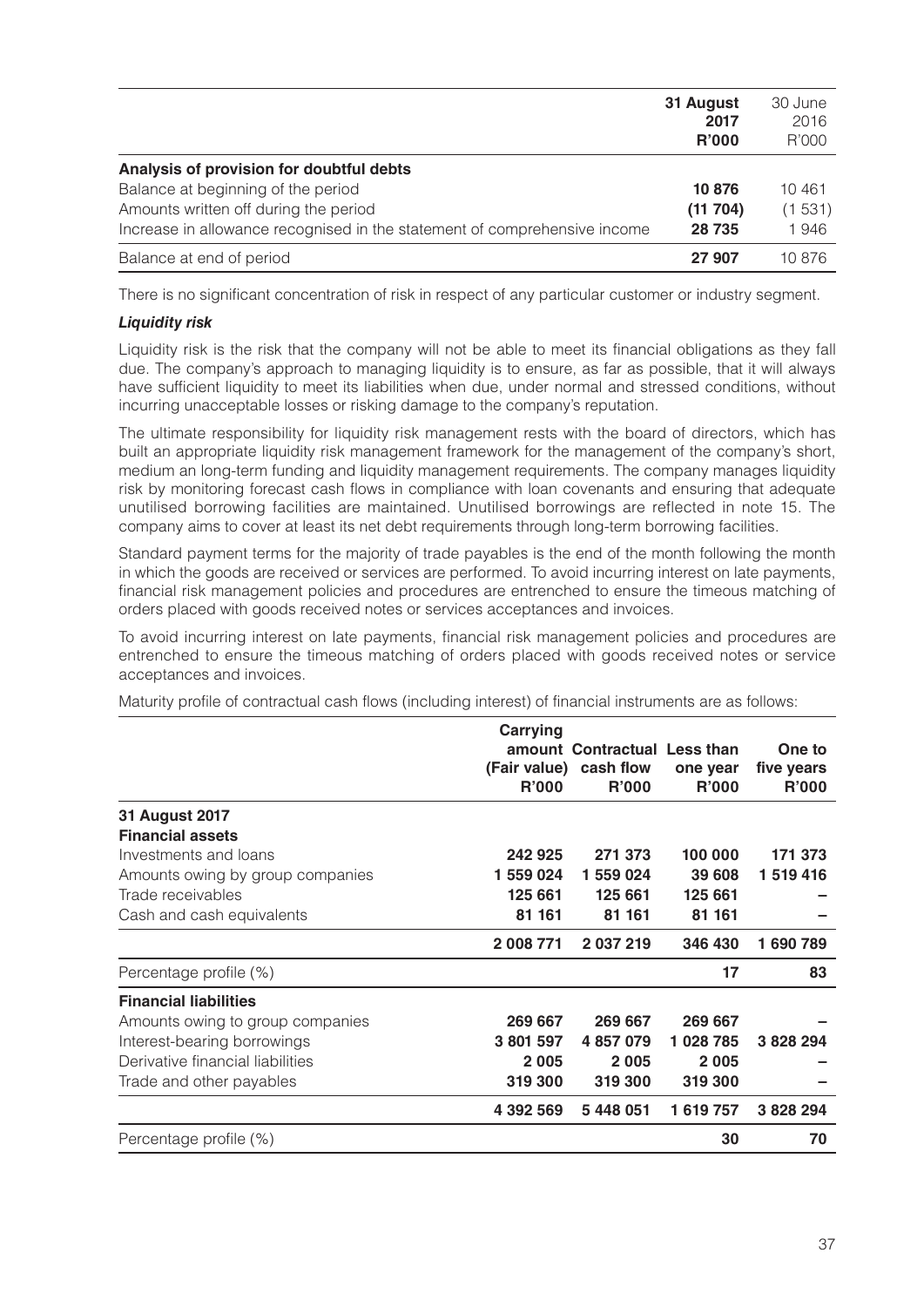| | 31 August 2017 R'000 | 30 June 2016 R'000 |
|---|---|---|
| **Analysis of provision for doubtful debts** | | |
| Balance at beginning of the period | **10 876** | 10 461 |
| Amounts written off during the period | **(11 704)** | (1 531) |
| Increase in allowance recognised in the statement of comprehensive income | **28 735** | 1 946 |
| Balance at end of period | **27 907** | 10 876 |

There is no significant concentration of risk in respect of any particular customer or industry segment.

***Liquidity risk***

Liquidity risk is the risk that the company will not be able to meet its financial obligations as they fall due. The company's approach to managing liquidity is to ensure, as far as possible, that it will always have sufficient liquidity to meet its liabilities when due, under normal and stressed conditions, without incurring unacceptable losses or risking damage to the company's reputation.

The ultimate responsibility for liquidity risk management rests with the board of directors, which has built an appropriate liquidity risk management framework for the management of the company's short, medium an long-term funding and liquidity management requirements. The company manages liquidity risk by monitoring forecast cash flows in compliance with loan covenants and ensuring that adequate unutilised borrowing facilities are maintained. Unutilised borrowings are reflected in note 15. The company aims to cover at least its net debt requirements through long-term borrowing facilities.

Standard payment terms for the majority of trade payables is the end of the month following the month in which the goods are received or services are performed. To avoid incurring interest on late payments, financial risk management policies and procedures are entrenched to ensure the timeous matching of orders placed with goods received notes or services acceptances and invoices.

To avoid incurring interest on late payments, financial risk management policies and procedures are entrenched to ensure the timeous matching of orders placed with goods received notes or service acceptances and invoices.

Maturity profile of contractual cash flows (including interest) of financial instruments are as follows:

| | Carrying amount (Fair value) R'000 | Contractual cash flow R'000 | Less than one year R'000 | One to five years R'000 |
|---|---|---|---|---|
| **31 August 2017** | | | | |
| **Financial assets** | | | | |
| Investments and loans | **242 925** | **271 373** | **100 000** | **171 373** |
| Amounts owing by group companies | **1 559 024** | **1 559 024** | **39 608** | **1 519 416** |
| Trade receivables | **125 661** | **125 661** | **125 661** | **–** |
| Cash and cash equivalents | **81 161** | **81 161** | **81 161** | **–** |
| | **2 008 771** | **2 037 219** | **346 430** | **1 690 789** |
| Percentage profile (%) | | | **17** | **83** |
| **Financial liabilities** | | | | |
| Amounts owing to group companies | **269 667** | **269 667** | **269 667** | **–** |
| Interest-bearing borrowings | **3 801 597** | **4 857 079** | **1 028 785** | **3 828 294** |
| Derivative financial liabilities | **2 005** | **2 005** | **2 005** | **–** |
| Trade and other payables | **319 300** | **319 300** | **319 300** | **–** |
| | **4 392 569** | **5 448 051** | **1 619 757** | **3 828 294** |
| Percentage profile (%) | | | **30** | **70** |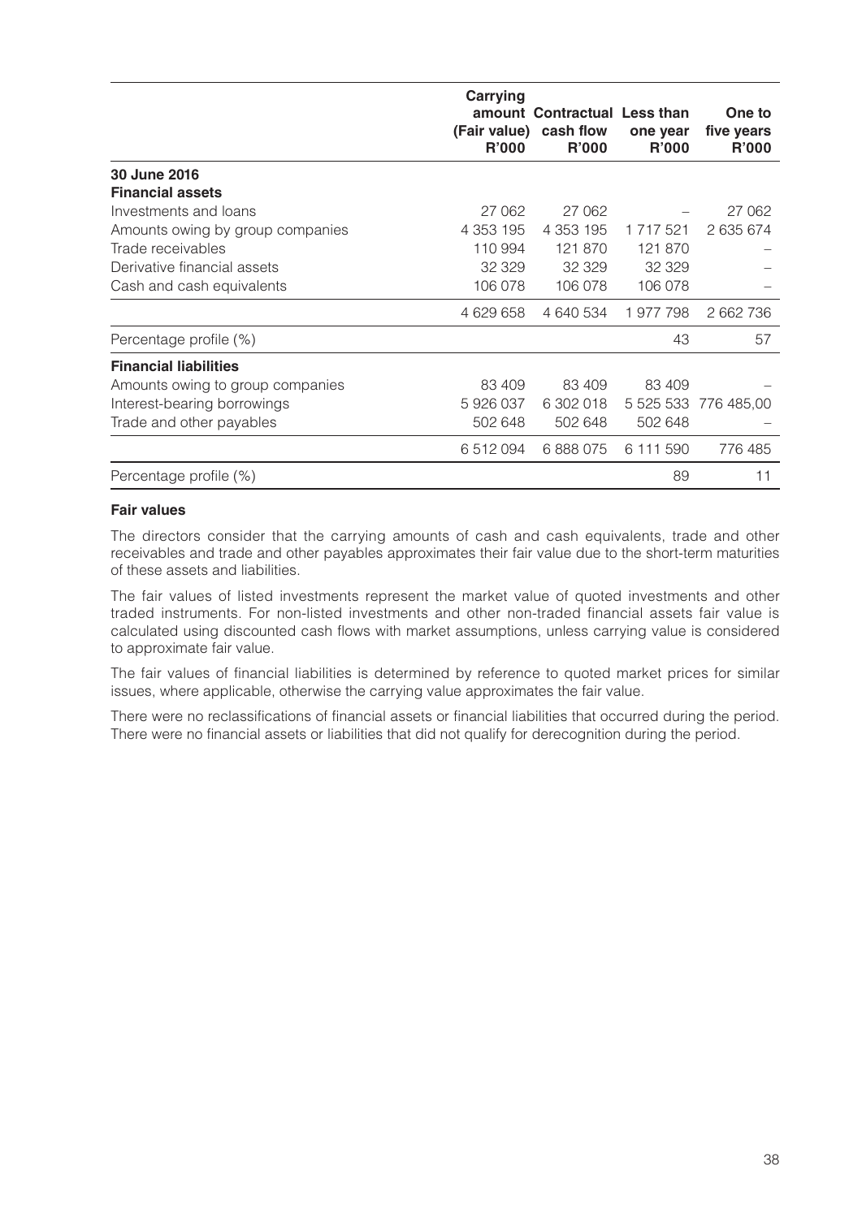| | Carrying amount (Fair value) R'000 | Contractual cash flow R'000 | Less than one year R'000 | One to five years R'000 |
|---|---|---|---|---|
| **30 June 2016** | | | | |
| **Financial assets** | | | | |
| Investments and loans | 27 062 | 27 062 | – | 27 062 |
| Amounts owing by group companies | 4 353 195 | 4 353 195 | 1 717 521 | 2 635 674 |
| Trade receivables | 110 994 | 121 870 | 121 870 | – |
| Derivative financial assets | 32 329 | 32 329 | 32 329 | – |
| Cash and cash equivalents | 106 078 | 106 078 | 106 078 | – |
| | 4 629 658 | 4 640 534 | 1 977 798 | 2 662 736 |
| Percentage profile (%) | | | 43 | 57 |
| **Financial liabilities** | | | | |
| Amounts owing to group companies | 83 409 | 83 409 | 83 409 | – |
| Interest-bearing borrowings | 5 926 037 | 6 302 018 | 5 525 533 | 776 485,00 |
| Trade and other payables | 502 648 | 502 648 | 502 648 | – |
| | 6 512 094 | 6 888 075 | 6 111 590 | 776 485 |
| Percentage profile (%) | | | 89 | 11 |

**Fair values**

The directors consider that the carrying amounts of cash and cash equivalents, trade and other receivables and trade and other payables approximates their fair value due to the short-term maturities of these assets and liabilities.

The fair values of listed investments represent the market value of quoted investments and other traded instruments. For non-listed investments and other non-traded financial assets fair value is calculated using discounted cash flows with market assumptions, unless carrying value is considered to approximate fair value.

The fair values of financial liabilities is determined by reference to quoted market prices for similar issues, where applicable, otherwise the carrying value approximates the fair value.

There were no reclassifications of financial assets or financial liabilities that occurred during the period. There were no financial assets or liabilities that did not qualify for derecognition during the period.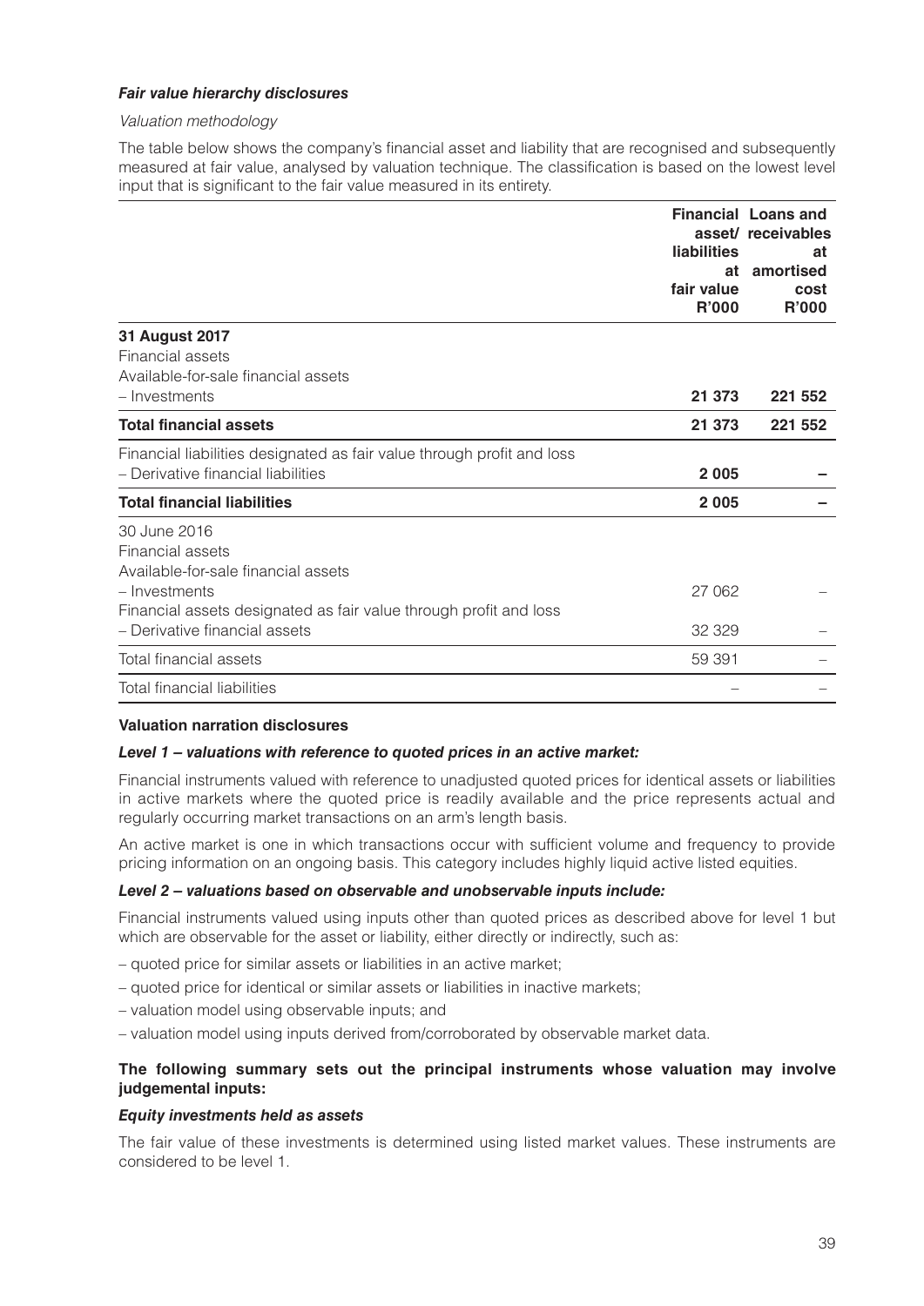***Fair value hierarchy disclosures***

*Valuation methodology*

The table below shows the company's financial asset and liability that are recognised and subsequently measured at fair value, analysed by valuation technique. The classification is based on the lowest level input that is significant to the fair value measured in its entirety.

| | Financial asset/ liabilities at fair value R'000 | Loans and receivables at amortised cost R'000 |
|---|---|---|
| **31 August 2017** | | |
| Financial assets | | |
| Available-for-sale financial assets | | |
| – Investments | **21 373** | **221 552** |
| **Total financial assets** | **21 373** | **221 552** |
| Financial liabilities designated as fair value through profit and loss | | |
| – Derivative financial liabilities | **2 005** | **–** |
| **Total financial liabilities** | **2 005** | **–** |
| 30 June 2016 | | |
| Financial assets | | |
| Available-for-sale financial assets | | |
| – Investments | 27 062 | – |
| Financial assets designated as fair value through profit and loss | | |
| – Derivative financial assets | 32 329 | – |
| Total financial assets | 59 391 | – |
| Total financial liabilities | – | – |

**Valuation narration disclosures**

***Level 1 – valuations with reference to quoted prices in an active market:***

Financial instruments valued with reference to unadjusted quoted prices for identical assets or liabilities in active markets where the quoted price is readily available and the price represents actual and regularly occurring market transactions on an arm's length basis.

An active market is one in which transactions occur with sufficient volume and frequency to provide pricing information on an ongoing basis. This category includes highly liquid active listed equities.

***Level 2 – valuations based on observable and unobservable inputs include:***

Financial instruments valued using inputs other than quoted prices as described above for level 1 but which are observable for the asset or liability, either directly or indirectly, such as:

– quoted price for similar assets or liabilities in an active market;

– quoted price for identical or similar assets or liabilities in inactive markets;

– valuation model using observable inputs; and

– valuation model using inputs derived from/corroborated by observable market data.

**The following summary sets out the principal instruments whose valuation may involve judgemental inputs:**

***Equity investments held as assets***

The fair value of these investments is determined using listed market values. These instruments are considered to be level 1.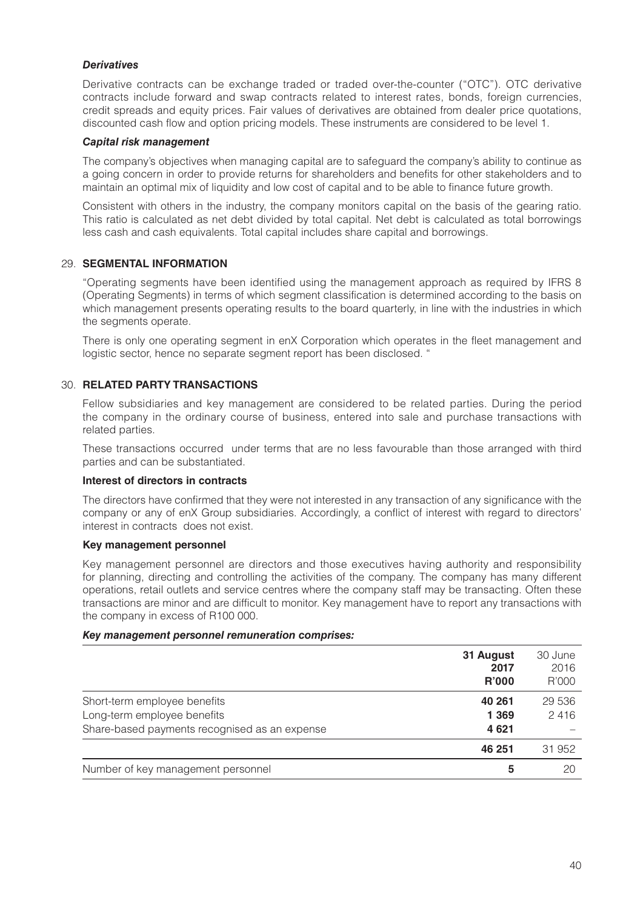***Derivatives***

Derivative contracts can be exchange traded or traded over-the-counter ("OTC"). OTC derivative contracts include forward and swap contracts related to interest rates, bonds, foreign currencies, credit spreads and equity prices. Fair values of derivatives are obtained from dealer price quotations, discounted cash flow and option pricing models. These instruments are considered to be level 1.

***Capital risk management***

The company's objectives when managing capital are to safeguard the company's ability to continue as a going concern in order to provide returns for shareholders and benefits for other stakeholders and to maintain an optimal mix of liquidity and low cost of capital and to be able to finance future growth.

Consistent with others in the industry, the company monitors capital on the basis of the gearing ratio. This ratio is calculated as net debt divided by total capital. Net debt is calculated as total borrowings less cash and cash equivalents. Total capital includes share capital and borrowings.

## 29. SEGMENTAL INFORMATION

"Operating segments have been identified using the management approach as required by IFRS 8 (Operating Segments) in terms of which segment classification is determined according to the basis on which management presents operating results to the board quarterly, in line with the industries in which the segments operate.

There is only one operating segment in enX Corporation which operates in the fleet management and logistic sector, hence no separate segment report has been disclosed. "

## 30. RELATED PARTY TRANSACTIONS

Fellow subsidiaries and key management are considered to be related parties. During the period the company in the ordinary course of business, entered into sale and purchase transactions with related parties.

These transactions occurred under terms that are no less favourable than those arranged with third parties and can be substantiated.

**Interest of directors in contracts**

The directors have confirmed that they were not interested in any transaction of any significance with the company or any of enX Group subsidiaries. Accordingly, a conflict of interest with regard to directors' interest in contracts does not exist.

**Key management personnel**

Key management personnel are directors and those executives having authority and responsibility for planning, directing and controlling the activities of the company. The company has many different operations, retail outlets and service centres where the company staff may be transacting. Often these transactions are minor and are difficult to monitor. Key management have to report any transactions with the company in excess of R100 000.

***Key management personnel remuneration comprises:***

| | **31 August 2017 R'000** | 30 June 2016 R'000 |
|---|---|---|
| Short-term employee benefits | **40 261** | 29 536 |
| Long-term employee benefits | **1 369** | 2 416 |
| Share-based payments recognised as an expense | **4 621** | – |
| | **46 251** | 31 952 |
| Number of key management personnel | **5** | 20 |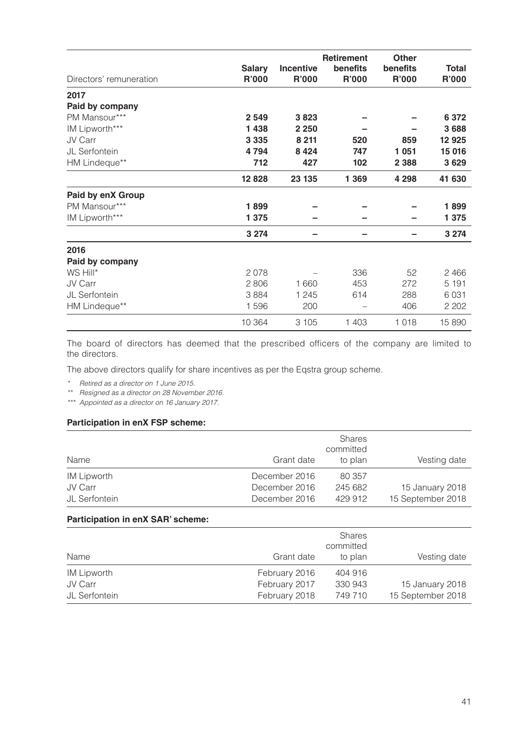| Directors' remuneration | Salary R'000 | Incentive R'000 | Retirement benefits R'000 | Other benefits R'000 | Total R'000 |
|---|---|---|---|---|---|
| **2017** | | | | | |
| **Paid by company** | | | | | |
| PM Mansour*** | **2 549** | **3 823** | **–** | **–** | **6 372** |
| IM Lipworth*** | **1 438** | **2 250** | **–** | **–** | **3 688** |
| JV Carr | **3 335** | **8 211** | **520** | **859** | **12 925** |
| JL Serfontein | **4 794** | **8 424** | **747** | **1 051** | **15 016** |
| HM Lindeque** | **712** | **427** | **102** | **2 388** | **3 629** |
| | **12 828** | **23 135** | **1 369** | **4 298** | **41 630** |
| **Paid by enX Group** | | | | | |
| PM Mansour*** | **1 899** | **–** | **–** | **–** | **1 899** |
| IM Lipworth*** | **1 375** | **–** | **–** | **–** | **1 375** |
| | **3 274** | **–** | **–** | **–** | **3 274** |
| **2016** | | | | | |
| **Paid by company** | | | | | |
| WS Hill* | 2 078 | – | 336 | 52 | 2 466 |
| JV Carr | 2 806 | 1 660 | 453 | 272 | 5 191 |
| JL Serfontein | 3 884 | 1 245 | 614 | 288 | 6 031 |
| HM Lindeque** | 1 596 | 200 | – | 406 | 2 202 |
| | 10 364 | 3 105 | 1 403 | 1 018 | 15 890 |

The board of directors has deemed that the prescribed officers of the company are limited to the directors.

The above directors qualify for share incentives as per the Eqstra group scheme.

\* *Retired as a director on 1 June 2015.*

\*\* *Resigned as a director on 28 November 2016.*

\*\*\* *Appointed as a director on 16 January 2017.*

**Participation in enX FSP scheme:**

| Name | Grant date | Shares committed to plan | Vesting date |
|---|---|---|---|
| IM Lipworth | December 2016 | 80 357 | |
| JV Carr | December 2016 | 245 682 | 15 January 2018 |
| JL Serfontein | December 2016 | 429 912 | 15 September 2018 |

**Participation in enX SAR' scheme:**

| Name | Grant date | Shares committed to plan | Vesting date |
|---|---|---|---|
| IM Lipworth | February 2016 | 404 916 | |
| JV Carr | February 2017 | 330 943 | 15 January 2018 |
| JL Serfontein | February 2018 | 749 710 | 15 September 2018 |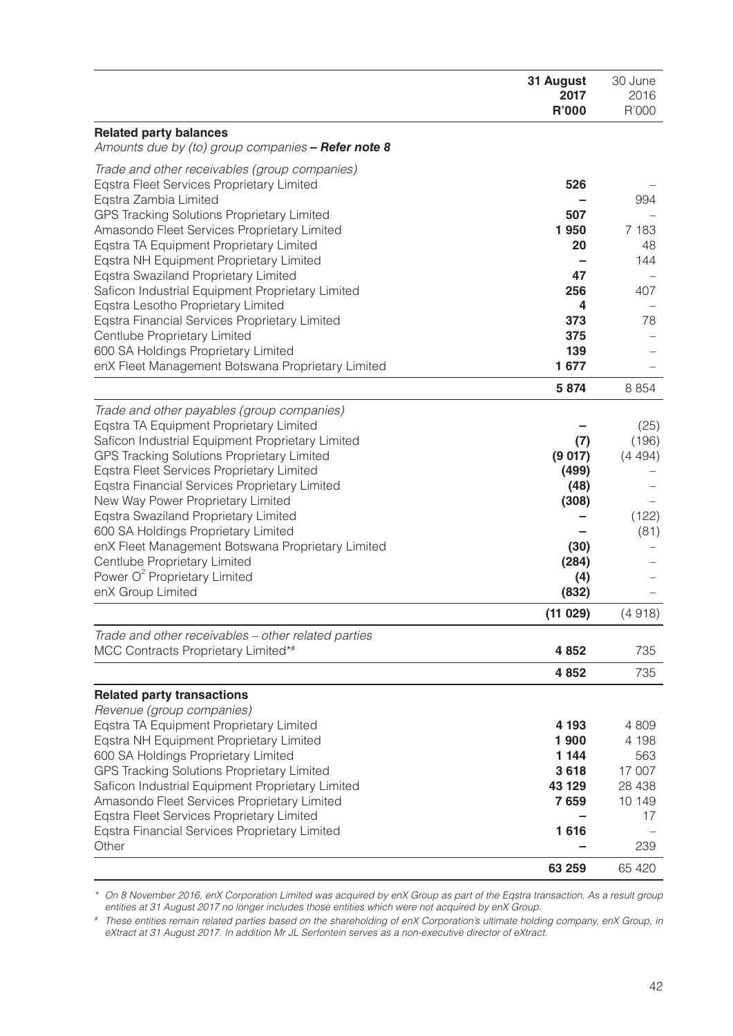| | 31 August 2017 R'000 | 30 June 2016 R'000 |
|---|---|---|
| **Related party balances** | | |
| *Amounts due by (to) group companies* ***– Refer note 8*** | | |
| *Trade and other receivables (group companies)* | | |
| Eqstra Fleet Services Proprietary Limited | **526** | – |
| Eqstra Zambia Limited | **–** | 994 |
| GPS Tracking Solutions Proprietary Limited | **507** | – |
| Amasondo Fleet Services Proprietary Limited | **1 950** | 7 183 |
| Eqstra TA Equipment Proprietary Limited | **20** | 48 |
| Eqstra NH Equipment Proprietary Limited | **–** | 144 |
| Eqstra Swaziland Proprietary Limited | **47** | – |
| Saficon Industrial Equipment Proprietary Limited | **256** | 407 |
| Eqstra Lesotho Proprietary Limited | **4** | – |
| Eqstra Financial Services Proprietary Limited | **373** | 78 |
| Centlube Proprietary Limited | **375** | – |
| 600 SA Holdings Proprietary Limited | **139** | – |
| enX Fleet Management Botswana Proprietary Limited | **1 677** | – |
| | **5 874** | 8 854 |
| *Trade and other payables (group companies)* | | |
| Eqstra TA Equipment Proprietary Limited | **–** | (25) |
| Saficon Industrial Equipment Proprietary Limited | **(7)** | (196) |
| GPS Tracking Solutions Proprietary Limited | **(9 017)** | (4 494) |
| Eqstra Fleet Services Proprietary Limited | **(499)** | – |
| Eqstra Financial Services Proprietary Limited | **(48)** | – |
| New Way Power Proprietary Limited | **(308)** | – |
| Eqstra Swaziland Proprietary Limited | **–** | (122) |
| 600 SA Holdings Proprietary Limited | **–** | (81) |
| enX Fleet Management Botswana Proprietary Limited | **(30)** | – |
| Centlube Proprietary Limited | **(284)** | – |
| Power $O^2$ Proprietary Limited | **(4)** | – |
| enX Group Limited | **(832)** | – |
| | **(11 029)** | (4 918) |
| *Trade and other receivables – other related parties* | | |
| MCC Contracts Proprietary Limited*# | **4 852** | 735 |
| | **4 852** | 735 |
| **Related party transactions** | | |
| *Revenue (group companies)* | | |
| Eqstra TA Equipment Proprietary Limited | **4 193** | 4 809 |
| Eqstra NH Equipment Proprietary Limited | **1 900** | 4 198 |
| 600 SA Holdings Proprietary Limited | **1 144** | 563 |
| GPS Tracking Solutions Proprietary Limited | **3 618** | 17 007 |
| Saficon Industrial Equipment Proprietary Limited | **43 129** | 28 438 |
| Amasondo Fleet Services Proprietary Limited | **7 659** | 10 149 |
| Eqstra Fleet Services Proprietary Limited | **–** | 17 |
| Eqstra Financial Services Proprietary Limited | **1 616** | – |
| Other | **–** | 239 |
| | **63 259** | 65 420 |

*\* On 8 November 2016, enX Corporation Limited was acquired by enX Group as part of the Eqstra transaction. As a result group entities at 31 August 2017 no longer includes those entities which were not acquired by enX Group.*

*# These entities remain related parties based on the shareholding of enX Corporation's ultimate holding company, enX Group, in eXtract at 31 August 2017. In addition Mr JL Serfontein serves as a non-executive director of eXtract.*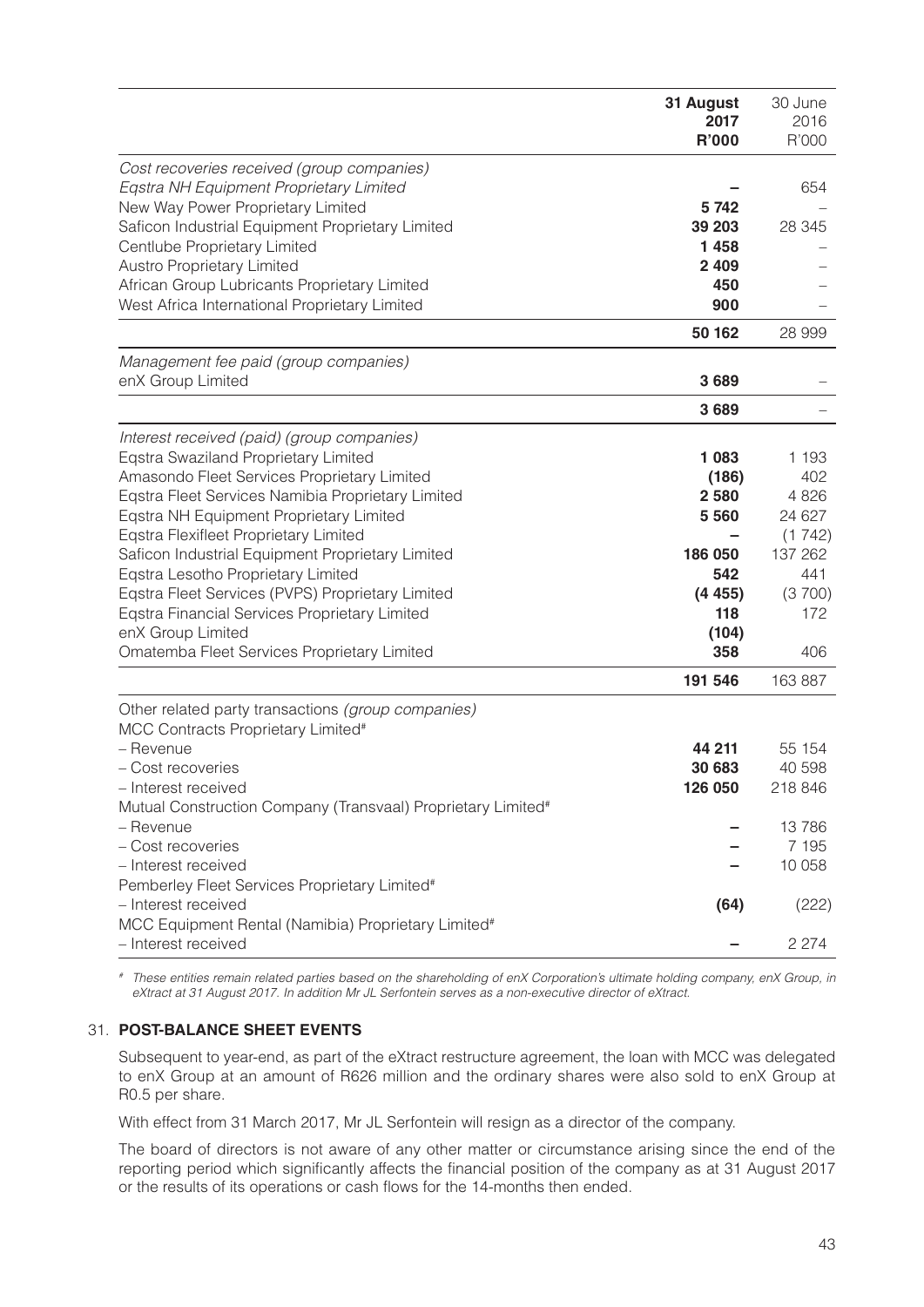| | 31 August 2017 R'000 | 30 June 2016 R'000 |
|---|---|---|
| *Cost recoveries received (group companies)* | | |
| *Eqstra NH Equipment Proprietary Limited* | – | 654 |
| New Way Power Proprietary Limited | **5 742** | – |
| Saficon Industrial Equipment Proprietary Limited | **39 203** | 28 345 |
| Centlube Proprietary Limited | **1 458** | – |
| Austro Proprietary Limited | **2 409** | – |
| African Group Lubricants Proprietary Limited | **450** | – |
| West Africa International Proprietary Limited | **900** | – |
| | **50 162** | 28 999 |
| *Management fee paid (group companies)* | | |
| enX Group Limited | **3 689** | – |
| | **3 689** | – |
| *Interest received (paid) (group companies)* | | |
| Eqstra Swaziland Proprietary Limited | **1 083** | 1 193 |
| Amasondo Fleet Services Proprietary Limited | **(186)** | 402 |
| Eqstra Fleet Services Namibia Proprietary Limited | **2 580** | 4 826 |
| Eqstra NH Equipment Proprietary Limited | **5 560** | 24 627 |
| Eqstra Flexifleet Proprietary Limited | – | (1 742) |
| Saficon Industrial Equipment Proprietary Limited | **186 050** | 137 262 |
| Eqstra Lesotho Proprietary Limited | **542** | 441 |
| Eqstra Fleet Services (PVPS) Proprietary Limited | **(4 455)** | (3 700) |
| Eqstra Financial Services Proprietary Limited | **118** | 172 |
| enX Group Limited | **(104)** | |
| Omatemba Fleet Services Proprietary Limited | **358** | 406 |
| | **191 546** | 163 887 |
| Other related party transactions *(group companies)* | | |
| MCC Contracts Proprietary Limited# | | |
| – Revenue | **44 211** | 55 154 |
| – Cost recoveries | **30 683** | 40 598 |
| – Interest received | **126 050** | 218 846 |
| Mutual Construction Company (Transvaal) Proprietary Limited# | | |
| – Revenue | – | 13 786 |
| – Cost recoveries | – | 7 195 |
| – Interest received | – | 10 058 |
| Pemberley Fleet Services Proprietary Limited# | | |
| – Interest received | **(64)** | (222) |
| MCC Equipment Rental (Namibia) Proprietary Limited# | | |
| – Interest received | – | 2 274 |

\# *These entities remain related parties based on the shareholding of enX Corporation's ultimate holding company, enX Group, in eXtract at 31 August 2017. In addition Mr JL Serfontein serves as a non-executive director of eXtract.*

## 31. POST-BALANCE SHEET EVENTS

Subsequent to year-end, as part of the eXtract restructure agreement, the loan with MCC was delegated to enX Group at an amount of R626 million and the ordinary shares were also sold to enX Group at R0.5 per share.

With effect from 31 March 2017, Mr JL Serfontein will resign as a director of the company.

The board of directors is not aware of any other matter or circumstance arising since the end of the reporting period which significantly affects the financial position of the company as at 31 August 2017 or the results of its operations or cash flows for the 14-months then ended.